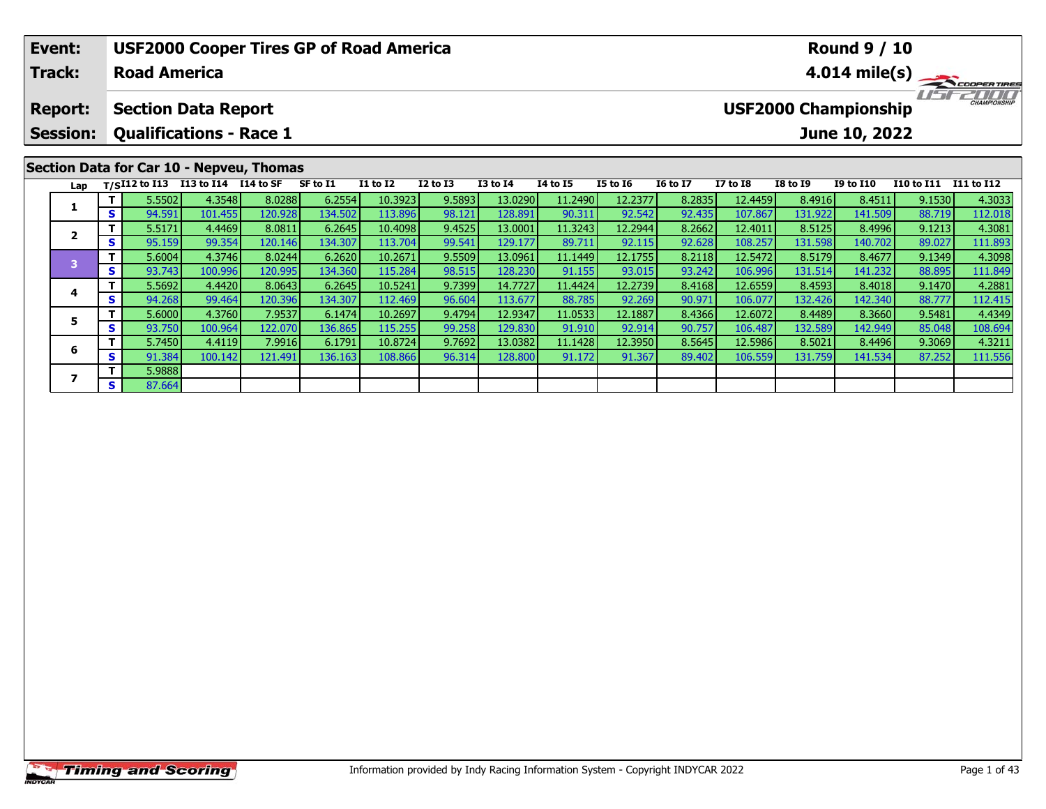| Event: | USF2000 Cooper Tires GP of Road America | Round 9 / 10 |
|---|---|---|
| Track: | Road America | 4.014 mile(s) |
| Report: | Section Data Report | USF2000 Championship |
| Session: | Qualifications - Race 1 | June 10, 2022 |

## Section Data for Car 10 - Nepveu, Thomas

| Lap | T/S | I12 to I13 | I13 to I14 | I14 to SF | SF to I1 | I1 to I2 | I2 to I3 | I3 to I4 | I4 to I5 | I5 to I6 | I6 to I7 | I7 to I8 | I8 to I9 | I9 to I10 | I10 to I11 | I11 to I12 |
|---|---|---|---|---|---|---|---|---|---|---|---|---|---|---|---|---|
| 1 | T | 5.5502 | 4.3548 | 8.0288 | 6.2554 | 10.3923 | 9.5893 | 13.0290 | 11.2490 | 12.2377 | 8.2835 | 12.4459 | 8.4916 | 8.4511 | 9.1530 | 4.3033 |
| | S | 94.591 | 101.455 | 120.928 | 134.502 | 113.896 | 98.121 | 128.891 | 90.311 | 92.542 | 92.435 | 107.867 | 131.922 | 141.509 | 88.719 | 112.018 |
| 2 | T | 5.5171 | 4.4469 | 8.0811 | 6.2645 | 10.4098 | 9.4525 | 13.0001 | 11.3243 | 12.2944 | 8.2662 | 12.4011 | 8.5125 | 8.4996 | 9.1213 | 4.3081 |
| | S | 95.159 | 99.354 | 120.146 | 134.307 | 113.704 | 99.541 | 129.177 | 89.711 | 92.115 | 92.628 | 108.257 | 131.598 | 140.702 | 89.027 | 111.893 |
| 3 | T | 5.6004 | 4.3746 | 8.0244 | 6.2620 | 10.2671 | 9.5509 | 13.0961 | 11.1449 | 12.1755 | 8.2118 | 12.5472 | 8.5179 | 8.4677 | 9.1349 | 4.3098 |
| | S | 93.743 | 100.996 | 120.995 | 134.360 | 115.284 | 98.515 | 128.230 | 91.155 | 93.015 | 93.242 | 106.996 | 131.514 | 141.232 | 88.895 | 111.849 |
| 4 | T | 5.5692 | 4.4420 | 8.0643 | 6.2645 | 10.5241 | 9.7399 | 14.7727 | 11.4424 | 12.2739 | 8.4168 | 12.6559 | 8.4593 | 8.4018 | 9.1470 | 4.2881 |
| | S | 94.268 | 99.464 | 120.396 | 134.307 | 112.469 | 96.604 | 113.677 | 88.785 | 92.269 | 90.971 | 106.077 | 132.426 | 142.340 | 88.777 | 112.415 |
| 5 | T | 5.6000 | 4.3760 | 7.9537 | 6.1474 | 10.2697 | 9.4794 | 12.9347 | 11.0533 | 12.1887 | 8.4366 | 12.6072 | 8.4489 | 8.3660 | 9.5481 | 4.4349 |
| | S | 93.750 | 100.964 | 122.070 | 136.865 | 115.255 | 99.258 | 129.830 | 91.910 | 92.914 | 90.757 | 106.487 | 132.589 | 142.949 | 85.048 | 108.694 |
| 6 | T | 5.7450 | 4.4119 | 7.9916 | 6.1791 | 10.8724 | 9.7692 | 13.0382 | 11.1428 | 12.3950 | 8.5645 | 12.5986 | 8.5021 | 8.4496 | 9.3069 | 4.3211 |
| | S | 91.384 | 100.142 | 121.491 | 136.163 | 108.866 | 96.314 | 128.800 | 91.172 | 91.367 | 89.402 | 106.559 | 131.759 | 141.534 | 87.252 | 111.556 |
| 7 | T | 5.9888 | | | | | | | | | | | | | | |
| | S | 87.664 | | | | | | | | | | | | | | |

Information provided by Indy Racing Information System - Copyright INDYCAR 2022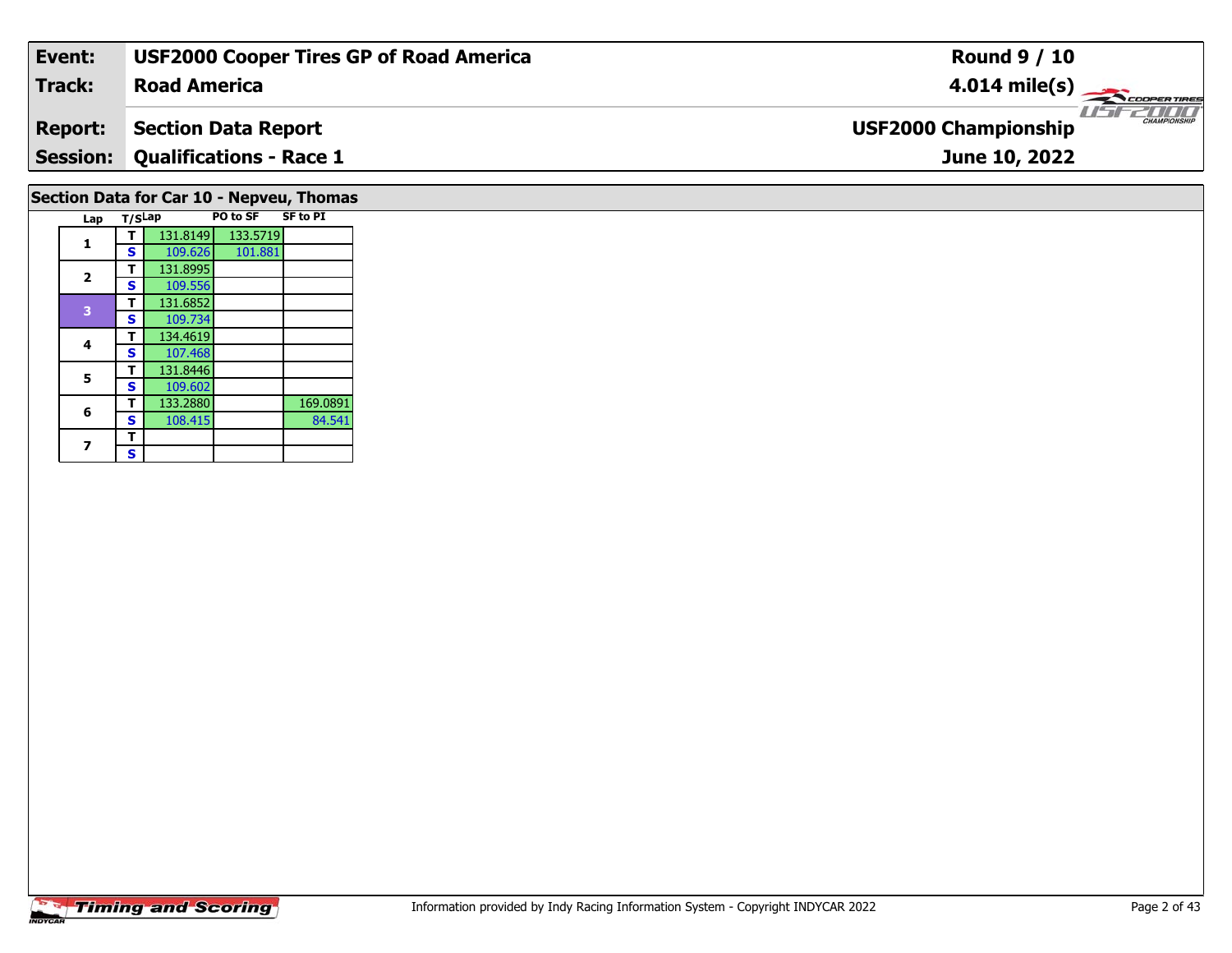| Event: | USF2000 Cooper Tires GP of Road America | Round 9 / 10 |
|---|---|---|
| Track: | Road America | 4.014 mile(s) |
| Report: | Section Data Report | USF2000 Championship |
| Session: | Qualifications - Race 1 | June 10, 2022 |

## Section Data for Car 10 - Nepveu, Thomas

| Lap | T/S | Lap | PO to SF | SF to PI |
|---|---|---|---|---|
| 1 | T | 131.8149 | 133.5719 | |
| | S | 109.626 | 101.881 | |
| 2 | T | 131.8995 | | |
| | S | 109.556 | | |
| 3 | T | 131.6852 | | |
| | S | 109.734 | | |
| 4 | T | 134.4619 | | |
| | S | 107.468 | | |
| 5 | T | 131.8446 | | |
| | S | 109.602 | | |
| 6 | T | 133.2880 | | 169.0891 |
| | S | 108.415 | | 84.541 |
| 7 | T | | | |
| | S | | | |

Information provided by Indy Racing Information System - Copyright INDYCAR 2022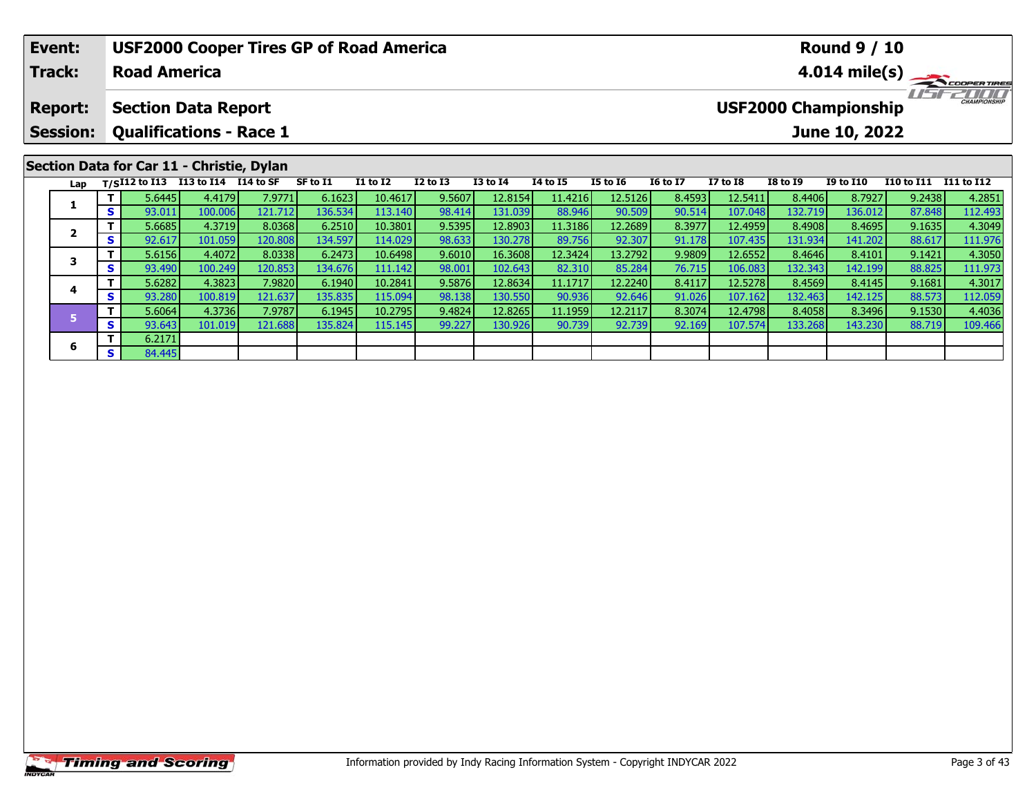| **Event:** | **USF2000 Cooper Tires GP of Road America** | **Round 9 / 10** |
|---|---|---|
| **Track:** | **Road America** | **4.014 mile(s)** |
| **Report:** | **Section Data Report** | **USF2000 Championship** |
| **Session:** | **Qualifications - Race 1** | **June 10, 2022** |

## Section Data for Car 11 - Christie, Dylan

| Lap | T/S | I12 to I13 | I13 to I14 | I14 to SF | SF to I1 | I1 to I2 | I2 to I3 | I3 to I4 | I4 to I5 | I5 to I6 | I6 to I7 | I7 to I8 | I8 to I9 | I9 to I10 | I10 to I11 | I11 to I12 |
|---|---|---|---|---|---|---|---|---|---|---|---|---|---|---|---|---|
| 1 | T | 5.6445 | 4.4179 | 7.9771 | 6.1623 | 10.4617 | 9.5607 | 12.8154 | 11.4216 | 12.5126 | 8.4593 | 12.5411 | 8.4406 | 8.7927 | 9.2438 | 4.2851 |
| | S | 93.011 | 100.006 | 121.712 | 136.534 | 113.140 | 98.414 | 131.039 | 88.946 | 90.509 | 90.514 | 107.048 | 132.719 | 136.012 | 87.848 | 112.493 |
| 2 | T | 5.6685 | 4.3719 | 8.0368 | 6.2510 | 10.3801 | 9.5395 | 12.8903 | 11.3186 | 12.2689 | 8.3977 | 12.4959 | 8.4908 | 8.4695 | 9.1635 | 4.3049 |
| | S | 92.617 | 101.059 | 120.808 | 134.597 | 114.029 | 98.633 | 130.278 | 89.756 | 92.307 | 91.178 | 107.435 | 131.934 | 141.202 | 88.617 | 111.976 |
| 3 | T | 5.6156 | 4.4072 | 8.0338 | 6.2473 | 10.6498 | 9.6010 | 16.3608 | 12.3424 | 13.2792 | 9.9809 | 12.6552 | 8.4646 | 8.4101 | 9.1421 | 4.3050 |
| | S | 93.490 | 100.249 | 120.853 | 134.676 | 111.142 | 98.001 | 102.643 | 82.310 | 85.284 | 76.715 | 106.083 | 132.343 | 142.199 | 88.825 | 111.973 |
| 4 | T | 5.6282 | 4.3823 | 7.9820 | 6.1940 | 10.2841 | 9.5876 | 12.8634 | 11.1717 | 12.2240 | 8.4117 | 12.5278 | 8.4569 | 8.4145 | 9.1681 | 4.3017 |
| | S | 93.280 | 100.819 | 121.637 | 135.835 | 115.094 | 98.138 | 130.550 | 90.936 | 92.646 | 91.026 | 107.162 | 132.463 | 142.125 | 88.573 | 112.059 |
| 5 | T | 5.6064 | 4.3736 | 7.9787 | 6.1945 | 10.2795 | 9.4824 | 12.8265 | 11.1959 | 12.2117 | 8.3074 | 12.4798 | 8.4058 | 8.3496 | 9.1530 | 4.4036 |
| | S | 93.643 | 101.019 | 121.688 | 135.824 | 115.145 | 99.227 | 130.926 | 90.739 | 92.739 | 92.169 | 107.574 | 133.268 | 143.230 | 88.719 | 109.466 |
| 6 | T | 6.2171 | | | | | | | | | | | | | | |
| | S | 84.445 | | | | | | | | | | | | | | |

Information provided by Indy Racing Information System - Copyright INDYCAR 2022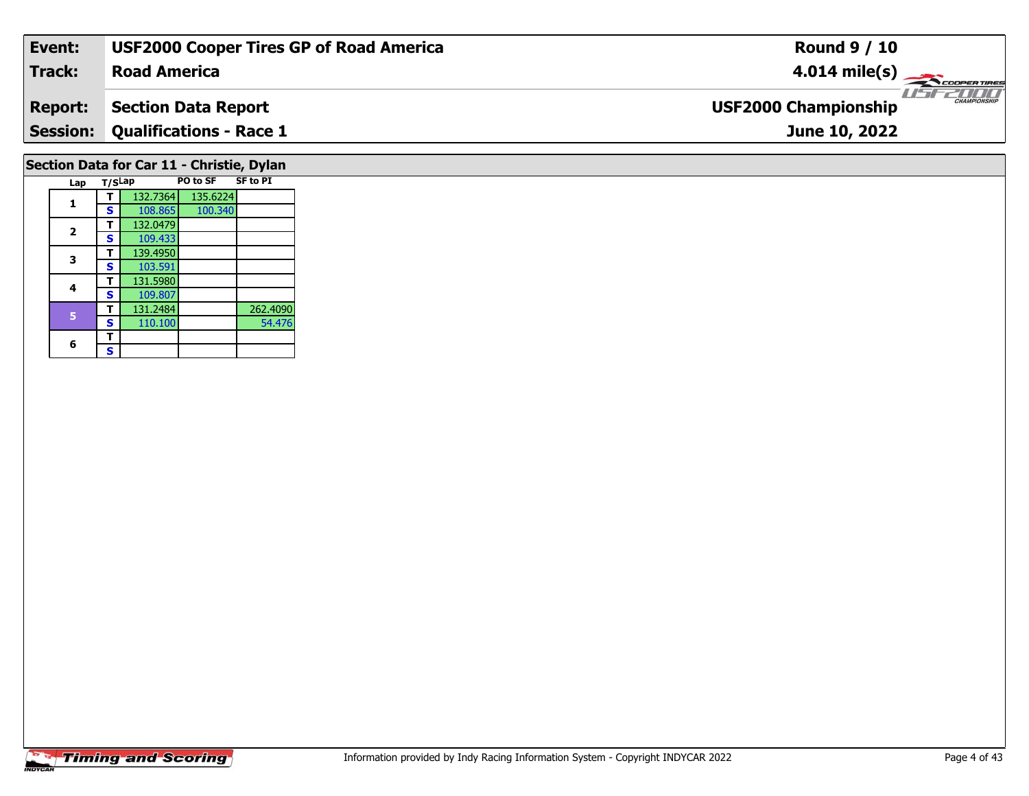| Event: | USF2000 Cooper Tires GP of Road America | Round 9 / 10 |
|---|---|---|
| Track: | Road America | 4.014 mile(s) |
| Report: | Section Data Report | USF2000 Championship |
| Session: | Qualifications - Race 1 | June 10, 2022 |

## Section Data for Car 11 - Christie, Dylan

| Lap | T/S | Lap | PO to SF | SF to PI |
|---|---|---|---|---|
| 1 | T | 132.7364 | 135.6224 | |
| | S | 108.865 | 100.340 | |
| 2 | T | 132.0479 | | |
| | S | 109.433 | | |
| 3 | T | 139.4950 | | |
| | S | 103.591 | | |
| 4 | T | 131.5980 | | |
| | S | 109.807 | | |
| 5 | T | 131.2484 | | 262.4090 |
| | S | 110.100 | | 54.476 |
| 6 | T | | | |
| | S | | | |

Information provided by Indy Racing Information System - Copyright INDYCAR 2022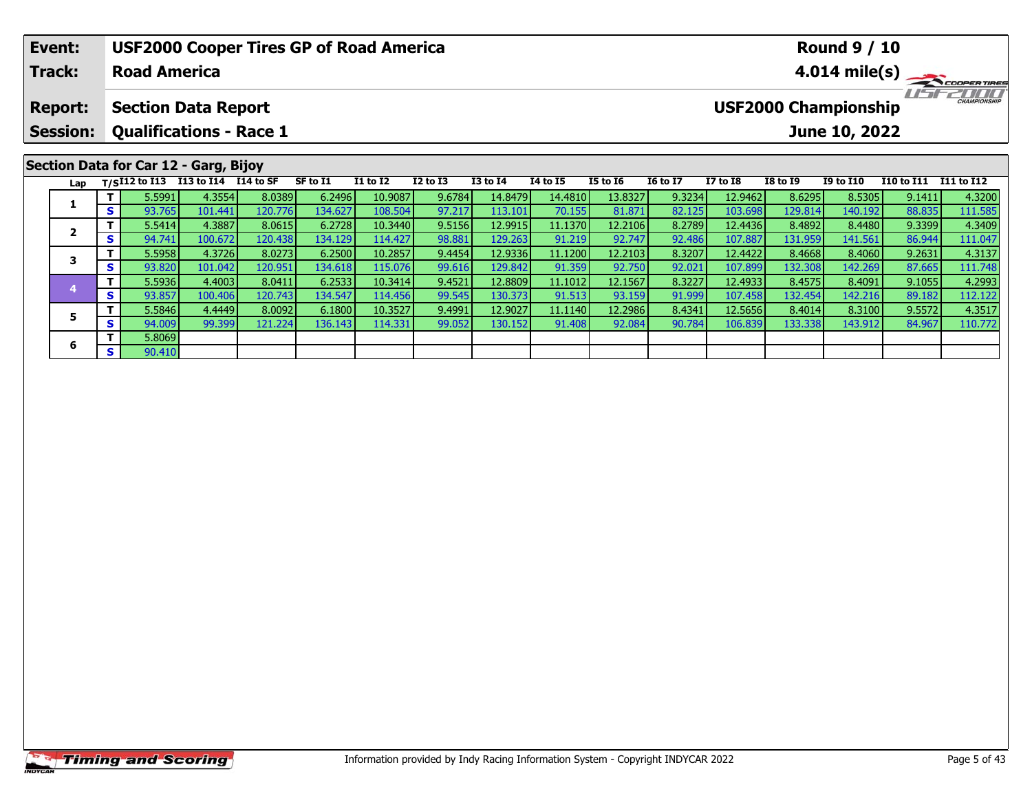| Event: | USF2000 Cooper Tires GP of Road America | Round 9 / 10 |
|---|---|---|
| Track: | Road America | 4.014 mile(s) |
| Report: | Section Data Report | USF2000 Championship |
| Session: | Qualifications - Race 1 | June 10, 2022 |

## Section Data for Car 12 - Garg, Bijoy

| Lap | T/S | I12 to I13 | I13 to I14 | I14 to SF | SF to I1 | I1 to I2 | I2 to I3 | I3 to I4 | I4 to I5 | I5 to I6 | I6 to I7 | I7 to I8 | I8 to I9 | I9 to I10 | I10 to I11 | I11 to I12 |
|---|---|---|---|---|---|---|---|---|---|---|---|---|---|---|---|---|
| 1 | T | 5.5991 | 4.3554 | 8.0389 | 6.2496 | 10.9087 | 9.6784 | 14.8479 | 14.4810 | 13.8327 | 9.3234 | 12.9462 | 8.6295 | 8.5305 | 9.1411 | 4.3200 |
| | S | 93.765 | 101.441 | 120.776 | 134.627 | 108.504 | 97.217 | 113.101 | 70.155 | 81.871 | 82.125 | 103.698 | 129.814 | 140.192 | 88.835 | 111.585 |
| 2 | T | 5.5414 | 4.3887 | 8.0615 | 6.2728 | 10.3440 | 9.5156 | 12.9915 | 11.1370 | 12.2106 | 8.2789 | 12.4436 | 8.4892 | 8.4480 | 9.3399 | 4.3409 |
| | S | 94.741 | 100.672 | 120.438 | 134.129 | 114.427 | 98.881 | 129.263 | 91.219 | 92.747 | 92.486 | 107.887 | 131.959 | 141.561 | 86.944 | 111.047 |
| 3 | T | 5.5958 | 4.3726 | 8.0273 | 6.2500 | 10.2857 | 9.4454 | 12.9336 | 11.1200 | 12.2103 | 8.3207 | 12.4422 | 8.4668 | 8.4060 | 9.2631 | 4.3137 |
| | S | 93.820 | 101.042 | 120.951 | 134.618 | 115.076 | 99.616 | 129.842 | 91.359 | 92.750 | 92.021 | 107.899 | 132.308 | 142.269 | 87.665 | 111.748 |
| 4 | T | 5.5936 | 4.4003 | 8.0411 | 6.2533 | 10.3414 | 9.4521 | 12.8809 | 11.1012 | 12.1567 | 8.3227 | 12.4933 | 8.4575 | 8.4091 | 9.1055 | 4.2993 |
| | S | 93.857 | 100.406 | 120.743 | 134.547 | 114.456 | 99.545 | 130.373 | 91.513 | 93.159 | 91.999 | 107.458 | 132.454 | 142.216 | 89.182 | 112.122 |
| 5 | T | 5.5846 | 4.4449 | 8.0092 | 6.1800 | 10.3527 | 9.4991 | 12.9027 | 11.1140 | 12.2986 | 8.4341 | 12.5656 | 8.4014 | 8.3100 | 9.5572 | 4.3517 |
| | S | 94.009 | 99.399 | 121.224 | 136.143 | 114.331 | 99.052 | 130.152 | 91.408 | 92.084 | 90.784 | 106.839 | 133.338 | 143.912 | 84.967 | 110.772 |
| 6 | T | 5.8069 | | | | | | | | | | | | | | |
| | S | 90.410 | | | | | | | | | | | | | | |

Information provided by Indy Racing Information System - Copyright INDYCAR 2022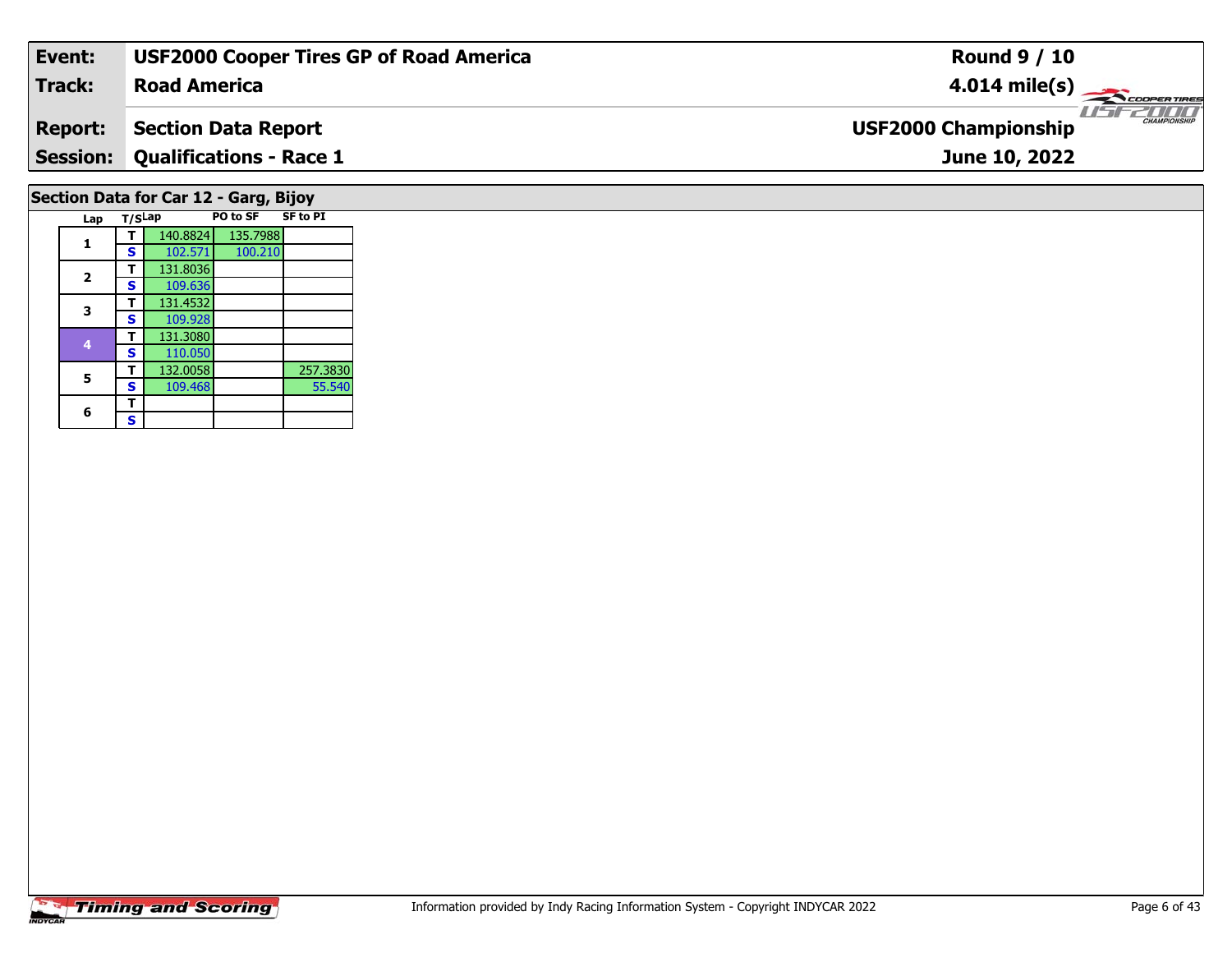| **Event:** | **USF2000 Cooper Tires GP of Road America** | **Round 9 / 10** |
|---|---|---|
| **Track:** | **Road America** | **4.014 mile(s)** |
| **Report:** | **Section Data Report** | **USF2000 Championship** |
| **Session:** | **Qualifications - Race 1** | **June 10, 2022** |

## Section Data for Car 12 - Garg, Bijoy

| Lap | T/S | Lap | PO to SF | SF to PI |
|---|---|---|---|---|
| 1 | T | 140.8824 | 135.7988 | |
| | S | 102.571 | 100.210 | |
| 2 | T | 131.8036 | | |
| | S | 109.636 | | |
| 3 | T | 131.4532 | | |
| | S | 109.928 | | |
| 4 | T | 131.3080 | | |
| | S | 110.050 | | |
| 5 | T | 132.0058 | | 257.3830 |
| | S | 109.468 | | 55.540 |
| 6 | T | | | |
| | S | | | |

Information provided by Indy Racing Information System - Copyright INDYCAR 2022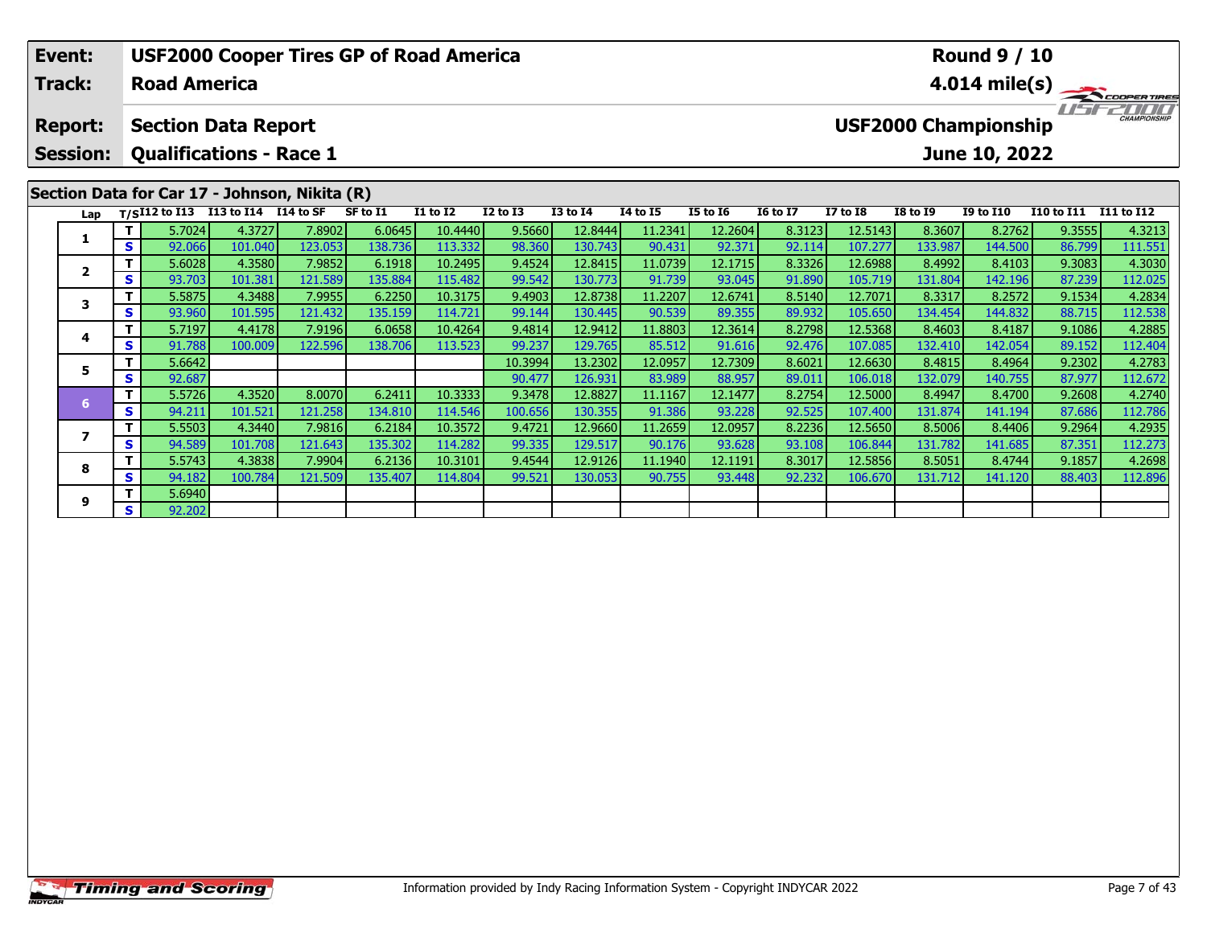| Event: | USF2000 Cooper Tires GP of Road America | Round 9 / 10 |
|---|---|---|
| Track: | Road America | 4.014 mile(s) |
| Report: | Section Data Report | USF2000 Championship |
| Session: | Qualifications - Race 1 | June 10, 2022 |

## Section Data for Car 17 - Johnson, Nikita (R)

| Lap | T/S | I12 to I13 | I13 to I14 | I14 to SF | SF to I1 | I1 to I2 | I2 to I3 | I3 to I4 | I4 to I5 | I5 to I6 | I6 to I7 | I7 to I8 | I8 to I9 | I9 to I10 | I10 to I11 | I11 to I12 |
|---|---|---|---|---|---|---|---|---|---|---|---|---|---|---|---|---|
| 1 | T | 5.7024 | 4.3727 | 7.8902 | 6.0645 | 10.4440 | 9.5660 | 12.8444 | 11.2341 | 12.2604 | 8.3123 | 12.5143 | 8.3607 | 8.2762 | 9.3555 | 4.3213 |
| | S | 92.066 | 101.040 | 123.053 | 138.736 | 113.332 | 98.360 | 130.743 | 90.431 | 92.371 | 92.114 | 107.277 | 133.987 | 144.500 | 86.799 | 111.551 |
| 2 | T | 5.6028 | 4.3580 | 7.9852 | 6.1918 | 10.2495 | 9.4524 | 12.8415 | 11.0739 | 12.1715 | 8.3326 | 12.6988 | 8.4992 | 8.4103 | 9.3083 | 4.3030 |
| | S | 93.703 | 101.381 | 121.589 | 135.884 | 115.482 | 99.542 | 130.773 | 91.739 | 93.045 | 91.890 | 105.719 | 131.804 | 142.196 | 87.239 | 112.025 |
| 3 | T | 5.5875 | 4.3488 | 7.9955 | 6.2250 | 10.3175 | 9.4903 | 12.8738 | 11.2207 | 12.6741 | 8.5140 | 12.7071 | 8.3317 | 8.2572 | 9.1534 | 4.2834 |
| | S | 93.960 | 101.595 | 121.432 | 135.159 | 114.721 | 99.144 | 130.445 | 90.539 | 89.355 | 89.932 | 105.650 | 134.454 | 144.832 | 88.715 | 112.538 |
| 4 | T | 5.7197 | 4.4178 | 7.9196 | 6.0658 | 10.4264 | 9.4814 | 12.9412 | 11.8803 | 12.3614 | 8.2798 | 12.5368 | 8.4603 | 8.4187 | 9.1086 | 4.2885 |
| | S | 91.788 | 100.009 | 122.596 | 138.706 | 113.523 | 99.237 | 129.765 | 85.512 | 91.616 | 92.476 | 107.085 | 132.410 | 142.054 | 89.152 | 112.404 |
| 5 | T | 5.6642 | | | | | 10.3994 | 13.2302 | 12.0957 | 12.7309 | 8.6021 | 12.6630 | 8.4815 | 8.4964 | 9.2302 | 4.2783 |
| | S | 92.687 | | | | | 90.477 | 126.931 | 83.989 | 88.957 | 89.011 | 106.018 | 132.079 | 140.755 | 87.977 | 112.672 |
| 6 | T | 5.5726 | 4.3520 | 8.0070 | 6.2411 | 10.3333 | 9.3478 | 12.8827 | 11.1167 | 12.1477 | 8.2754 | 12.5000 | 8.4947 | 8.4700 | 9.2608 | 4.2740 |
| | S | 94.211 | 101.521 | 121.258 | 134.810 | 114.546 | 100.656 | 130.355 | 91.386 | 93.228 | 92.525 | 107.400 | 131.874 | 141.194 | 87.686 | 112.786 |
| 7 | T | 5.5503 | 4.3440 | 7.9816 | 6.2184 | 10.3572 | 9.4721 | 12.9660 | 11.2659 | 12.0957 | 8.2236 | 12.5650 | 8.5006 | 8.4406 | 9.2964 | 4.2935 |
| | S | 94.589 | 101.708 | 121.643 | 135.302 | 114.282 | 99.335 | 129.517 | 90.176 | 93.628 | 93.108 | 106.844 | 131.782 | 141.685 | 87.351 | 112.273 |
| 8 | T | 5.5743 | 4.3838 | 7.9904 | 6.2136 | 10.3101 | 9.4544 | 12.9126 | 11.1940 | 12.1191 | 8.3017 | 12.5856 | 8.5051 | 8.4744 | 9.1857 | 4.2698 |
| | S | 94.182 | 100.784 | 121.509 | 135.407 | 114.804 | 99.521 | 130.053 | 90.755 | 93.448 | 92.232 | 106.670 | 131.712 | 141.120 | 88.403 | 112.896 |
| 9 | T | 5.6940 | | | | | | | | | | | | | | |
| | S | 92.202 | | | | | | | | | | | | | | |

Information provided by Indy Racing Information System - Copyright INDYCAR 2022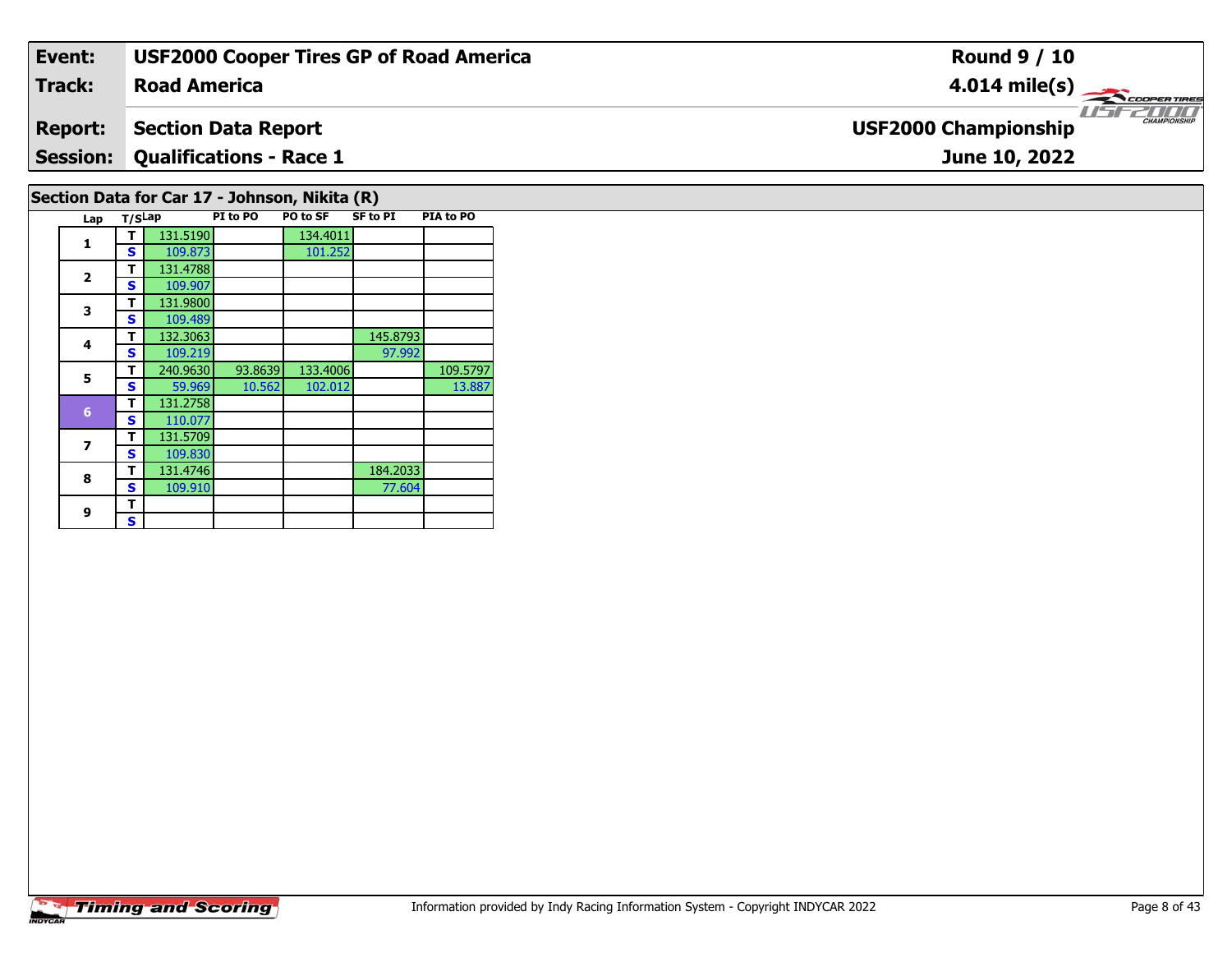| Event: | USF2000 Cooper Tires GP of Road America | Round 9 / 10 |
|---|---|---|
| Track: | Road America | 4.014 mile(s) |
| Report: | Section Data Report | USF2000 Championship |
| Session: | Qualifications - Race 1 | June 10, 2022 |

## Section Data for Car 17 - Johnson, Nikita (R)

| Lap | T/S | Lap | PI to PO | PO to SF | SF to PI | PIA to PO |
|---|---|---|---|---|---|---|
| 1 | T | 131.5190 | | 134.4011 | | |
| | S | 109.873 | | 101.252 | | |
| 2 | T | 131.4788 | | | | |
| | S | 109.907 | | | | |
| 3 | T | 131.9800 | | | | |
| | S | 109.489 | | | | |
| 4 | T | 132.3063 | | | 145.8793 | |
| | S | 109.219 | | | 97.992 | |
| 5 | T | 240.9630 | 93.8639 | 133.4006 | | 109.5797 |
| | S | 59.969 | 10.562 | 102.012 | | 13.887 |
| 6 | T | 131.2758 | | | | |
| | S | 110.077 | | | | |
| 7 | T | 131.5709 | | | | |
| | S | 109.830 | | | | |
| 8 | T | 131.4746 | | | 184.2033 | |
| | S | 109.910 | | | 77.604 | |
| 9 | T | | | | | |
| | S | | | | | |

Information provided by Indy Racing Information System - Copyright INDYCAR 2022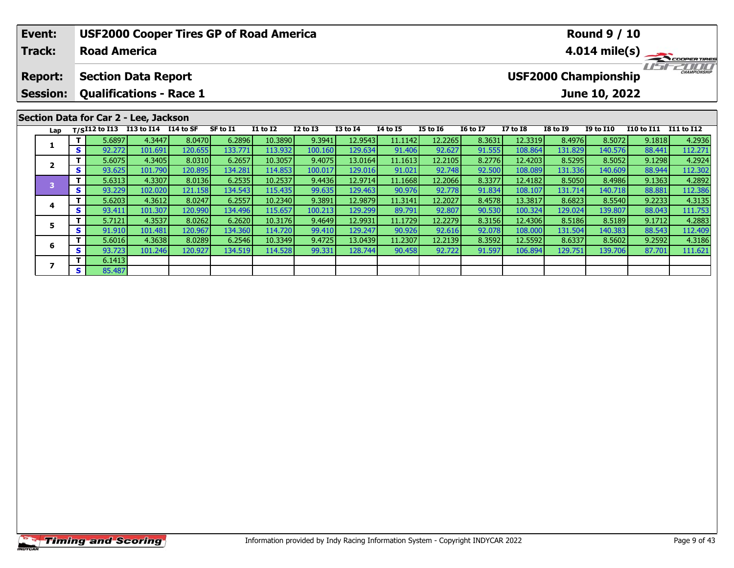| **Event:** | **USF2000 Cooper Tires GP of Road America** | **Round 9 / 10** |
|---|---|---|
| **Track:** | **Road America** | **4.014 mile(s)** |
| **Report:** | **Section Data Report** | **USF2000 Championship** |
| **Session:** | **Qualifications - Race 1** | **June 10, 2022** |

## Section Data for Car 2 - Lee, Jackson

| Lap | T/S | I12 to I13 | I13 to I14 | I14 to SF | SF to I1 | I1 to I2 | I2 to I3 | I3 to I4 | I4 to I5 | I5 to I6 | I6 to I7 | I7 to I8 | I8 to I9 | I9 to I10 | I10 to I11 | I11 to I12 |
|---|---|---|---|---|---|---|---|---|---|---|---|---|---|---|---|---|
| 1 | T | 5.6897 | 4.3447 | 8.0470 | 6.2896 | 10.3890 | 9.3941 | 12.9543 | 11.1142 | 12.2265 | 8.3631 | 12.3319 | 8.4976 | 8.5072 | 9.1818 | 4.2936 |
| | S | 92.272 | 101.691 | 120.655 | 133.771 | 113.932 | 100.160 | 129.634 | 91.406 | 92.627 | 91.555 | 108.864 | 131.829 | 140.576 | 88.441 | 112.271 |
| 2 | T | 5.6075 | 4.3405 | 8.0310 | 6.2657 | 10.3057 | 9.4075 | 13.0164 | 11.1613 | 12.2105 | 8.2776 | 12.4203 | 8.5295 | 8.5052 | 9.1298 | 4.2924 |
| | S | 93.625 | 101.790 | 120.895 | 134.281 | 114.853 | 100.017 | 129.016 | 91.021 | 92.748 | 92.500 | 108.089 | 131.336 | 140.609 | 88.944 | 112.302 |
| 3 | T | 5.6313 | 4.3307 | 8.0136 | 6.2535 | 10.2537 | 9.4436 | 12.9714 | 11.1668 | 12.2066 | 8.3377 | 12.4182 | 8.5050 | 8.4986 | 9.1363 | 4.2892 |
| | S | 93.229 | 102.020 | 121.158 | 134.543 | 115.435 | 99.635 | 129.463 | 90.976 | 92.778 | 91.834 | 108.107 | 131.714 | 140.718 | 88.881 | 112.386 |
| 4 | T | 5.6203 | 4.3612 | 8.0247 | 6.2557 | 10.2340 | 9.3891 | 12.9879 | 11.3141 | 12.2027 | 8.4578 | 13.3817 | 8.6823 | 8.5540 | 9.2233 | 4.3135 |
| | S | 93.411 | 101.307 | 120.990 | 134.496 | 115.657 | 100.213 | 129.299 | 89.791 | 92.807 | 90.530 | 100.324 | 129.024 | 139.807 | 88.043 | 111.753 |
| 5 | T | 5.7121 | 4.3537 | 8.0262 | 6.2620 | 10.3176 | 9.4649 | 12.9931 | 11.1729 | 12.2279 | 8.3156 | 12.4306 | 8.5186 | 8.5189 | 9.1712 | 4.2883 |
| | S | 91.910 | 101.481 | 120.967 | 134.360 | 114.720 | 99.410 | 129.247 | 90.926 | 92.616 | 92.078 | 108.000 | 131.504 | 140.383 | 88.543 | 112.409 |
| 6 | T | 5.6016 | 4.3638 | 8.0289 | 6.2546 | 10.3349 | 9.4725 | 13.0439 | 11.2307 | 12.2139 | 8.3592 | 12.5592 | 8.6337 | 8.5602 | 9.2592 | 4.3186 |
| | S | 93.723 | 101.246 | 120.927 | 134.519 | 114.528 | 99.331 | 128.744 | 90.458 | 92.722 | 91.597 | 106.894 | 129.751 | 139.706 | 87.701 | 111.621 |
| 7 | T | 6.1413 | | | | | | | | | | | | | | |
| | S | 85.487 | | | | | | | | | | | | | | |

Information provided by Indy Racing Information System - Copyright INDYCAR 2022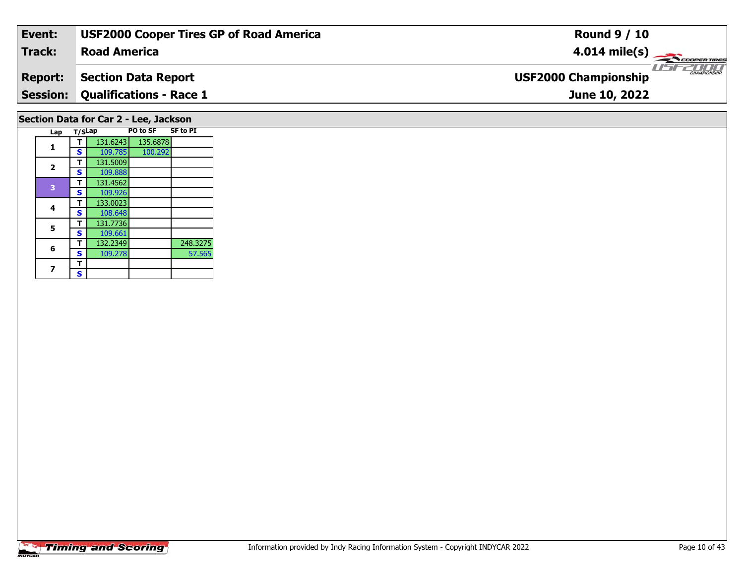| **Event:** | **USF2000 Cooper Tires GP of Road America** | **Round 9 / 10** |
|---|---|---|
| **Track:** | **Road America** | **4.014 mile(s)** |
| **Report:** | **Section Data Report** | **USF2000 Championship** |
| **Session:** | **Qualifications - Race 1** | **June 10, 2022** |

## Section Data for Car 2 - Lee, Jackson

| Lap | T/S | Lap | PO to SF | SF to PI |
|---|---|---|---|---|
| 1 | T | 131.6243 | 135.6878 | |
| | S | 109.785 | 100.292 | |
| 2 | T | 131.5009 | | |
| | S | 109.888 | | |
| 3 | T | 131.4562 | | |
| | S | 109.926 | | |
| 4 | T | 133.0023 | | |
| | S | 108.648 | | |
| 5 | T | 131.7736 | | |
| | S | 109.661 | | |
| 6 | T | 132.2349 | | 248.3275 |
| | S | 109.278 | | 57.565 |
| 7 | T | | | |
| | S | | | |

Information provided by Indy Racing Information System - Copyright INDYCAR 2022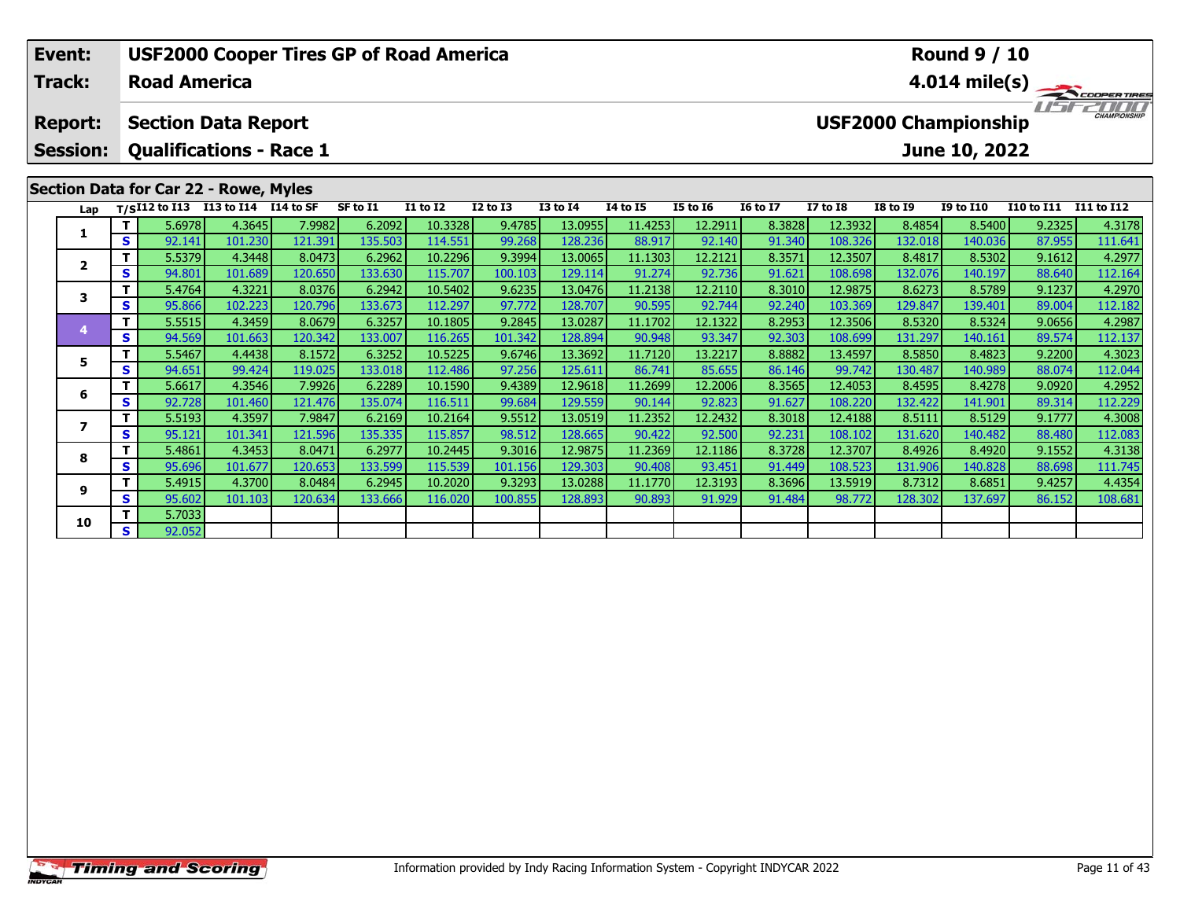| Event: | USF2000 Cooper Tires GP of Road America | Round 9 / 10 |
|---|---|---|
| Track: | Road America | 4.014 mile(s) |
| Report: | Section Data Report | USF2000 Championship |
| Session: | Qualifications - Race 1 | June 10, 2022 |

## Section Data for Car 22 - Rowe, Myles

| Lap | T/S | I12 to I13 | I13 to I14 | I14 to SF | SF to I1 | I1 to I2 | I2 to I3 | I3 to I4 | I4 to I5 | I5 to I6 | I6 to I7 | I7 to I8 | I8 to I9 | I9 to I10 | I10 to I11 | I11 to I12 |
|---|---|---|---|---|---|---|---|---|---|---|---|---|---|---|---|---|
| 1 | T | 5.6978 | 4.3645 | 7.9982 | 6.2092 | 10.3328 | 9.4785 | 13.0955 | 11.4253 | 12.2911 | 8.3828 | 12.3932 | 8.4854 | 8.5400 | 9.2325 | 4.3178 |
| | S | 92.141 | 101.230 | 121.391 | 135.503 | 114.551 | 99.268 | 128.236 | 88.917 | 92.140 | 91.340 | 108.326 | 132.018 | 140.036 | 87.955 | 111.641 |
| 2 | T | 5.5379 | 4.3448 | 8.0473 | 6.2962 | 10.2296 | 9.3994 | 13.0065 | 11.1303 | 12.2121 | 8.3571 | 12.3507 | 8.4817 | 8.5302 | 9.1612 | 4.2977 |
| | S | 94.801 | 101.689 | 120.650 | 133.630 | 115.707 | 100.103 | 129.114 | 91.274 | 92.736 | 91.621 | 108.698 | 132.076 | 140.197 | 88.640 | 112.164 |
| 3 | T | 5.4764 | 4.3221 | 8.0376 | 6.2942 | 10.5402 | 9.6235 | 13.0476 | 11.2138 | 12.2110 | 8.3010 | 12.9875 | 8.6273 | 8.5789 | 9.1237 | 4.2970 |
| | S | 95.866 | 102.223 | 120.796 | 133.673 | 112.297 | 97.772 | 128.707 | 90.595 | 92.744 | 92.240 | 103.369 | 129.847 | 139.401 | 89.004 | 112.182 |
| 4 | T | 5.5515 | 4.3459 | 8.0679 | 6.3257 | 10.1805 | 9.2845 | 13.0287 | 11.1702 | 12.1322 | 8.2953 | 12.3506 | 8.5320 | 8.5324 | 9.0656 | 4.2987 |
| | S | 94.569 | 101.663 | 120.342 | 133.007 | 116.265 | 101.342 | 128.894 | 90.948 | 93.347 | 92.303 | 108.699 | 131.297 | 140.161 | 89.574 | 112.137 |
| 5 | T | 5.5467 | 4.4438 | 8.1572 | 6.3252 | 10.5225 | 9.6746 | 13.3692 | 11.7120 | 13.2217 | 8.8882 | 13.4597 | 8.5850 | 8.4823 | 9.2200 | 4.3023 |
| | S | 94.651 | 99.424 | 119.025 | 133.018 | 112.486 | 97.256 | 125.611 | 86.741 | 85.655 | 86.146 | 99.742 | 130.487 | 140.989 | 88.074 | 112.044 |
| 6 | T | 5.6617 | 4.3546 | 7.9926 | 6.2289 | 10.1590 | 9.4389 | 12.9618 | 11.2699 | 12.2006 | 8.3565 | 12.4053 | 8.4595 | 8.4278 | 9.0920 | 4.2952 |
| | S | 92.728 | 101.460 | 121.476 | 135.074 | 116.511 | 99.684 | 129.559 | 90.144 | 92.823 | 91.627 | 108.220 | 132.422 | 141.901 | 89.314 | 112.229 |
| 7 | T | 5.5193 | 4.3597 | 7.9847 | 6.2169 | 10.2164 | 9.5512 | 13.0519 | 11.2352 | 12.2432 | 8.3018 | 12.4188 | 8.5111 | 8.5129 | 9.1777 | 4.3008 |
| | S | 95.121 | 101.341 | 121.596 | 135.335 | 115.857 | 98.512 | 128.665 | 90.422 | 92.500 | 92.231 | 108.102 | 131.620 | 140.482 | 88.480 | 112.083 |
| 8 | T | 5.4861 | 4.3453 | 8.0471 | 6.2977 | 10.2445 | 9.3016 | 12.9875 | 11.2369 | 12.1186 | 8.3728 | 12.3707 | 8.4926 | 8.4920 | 9.1552 | 4.3138 |
| | S | 95.696 | 101.677 | 120.653 | 133.599 | 115.539 | 101.156 | 129.303 | 90.408 | 93.451 | 91.449 | 108.523 | 131.906 | 140.828 | 88.698 | 111.745 |
| 9 | T | 5.4915 | 4.3700 | 8.0484 | 6.2945 | 10.2020 | 9.3293 | 13.0288 | 11.1770 | 12.3193 | 8.3696 | 13.5919 | 8.7312 | 8.6851 | 9.4257 | 4.4354 |
| | S | 95.602 | 101.103 | 120.634 | 133.666 | 116.020 | 100.855 | 128.893 | 90.893 | 91.929 | 91.484 | 98.772 | 128.302 | 137.697 | 86.152 | 108.681 |
| 10 | T | 5.7033 | | | | | | | | | | | | | | |
| | S | 92.052 | | | | | | | | | | | | | | |

Information provided by Indy Racing Information System - Copyright INDYCAR 2022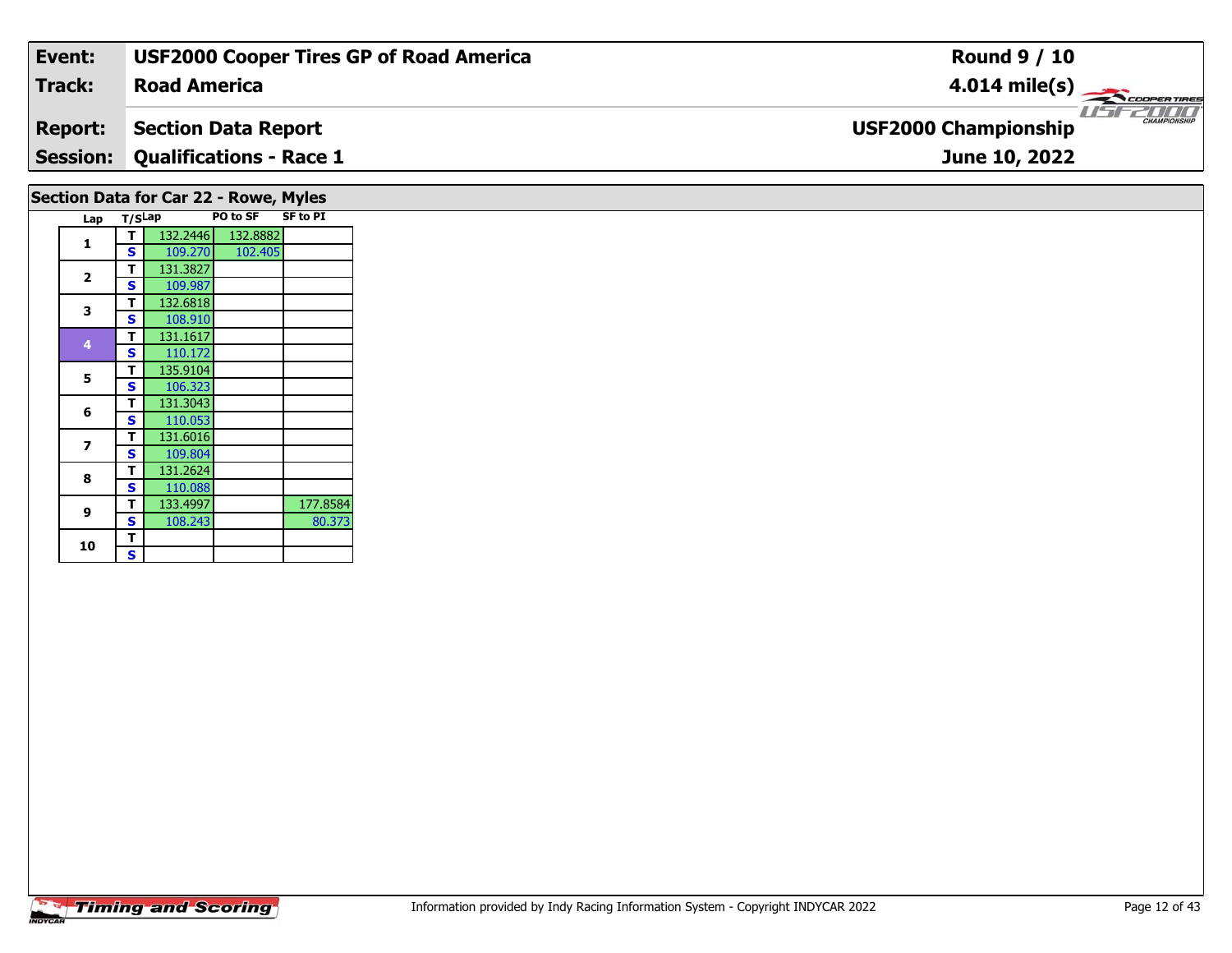| Event: | USF2000 Cooper Tires GP of Road America | Round 9 / 10 |
|---|---|---|
| Track: | Road America | 4.014 mile(s) |
| Report: | Section Data Report | USF2000 Championship |
| Session: | Qualifications - Race 1 | June 10, 2022 |

## Section Data for Car 22 - Rowe, Myles

| Lap | T/S | Lap | PO to SF | SF to PI |
|---|---|---|---|---|
| 1 | T | 132.2446 | 132.8882 | |
| | S | 109.270 | 102.405 | |
| 2 | T | 131.3827 | | |
| | S | 109.987 | | |
| 3 | T | 132.6818 | | |
| | S | 108.910 | | |
| 4 | T | 131.1617 | | |
| | S | 110.172 | | |
| 5 | T | 135.9104 | | |
| | S | 106.323 | | |
| 6 | T | 131.3043 | | |
| | S | 110.053 | | |
| 7 | T | 131.6016 | | |
| | S | 109.804 | | |
| 8 | T | 131.2624 | | |
| | S | 110.088 | | |
| 9 | T | 133.4997 | | 177.8584 |
| | S | 108.243 | | 80.373 |
| 10 | T | | | |
| | S | | | |

Information provided by Indy Racing Information System - Copyright INDYCAR 2022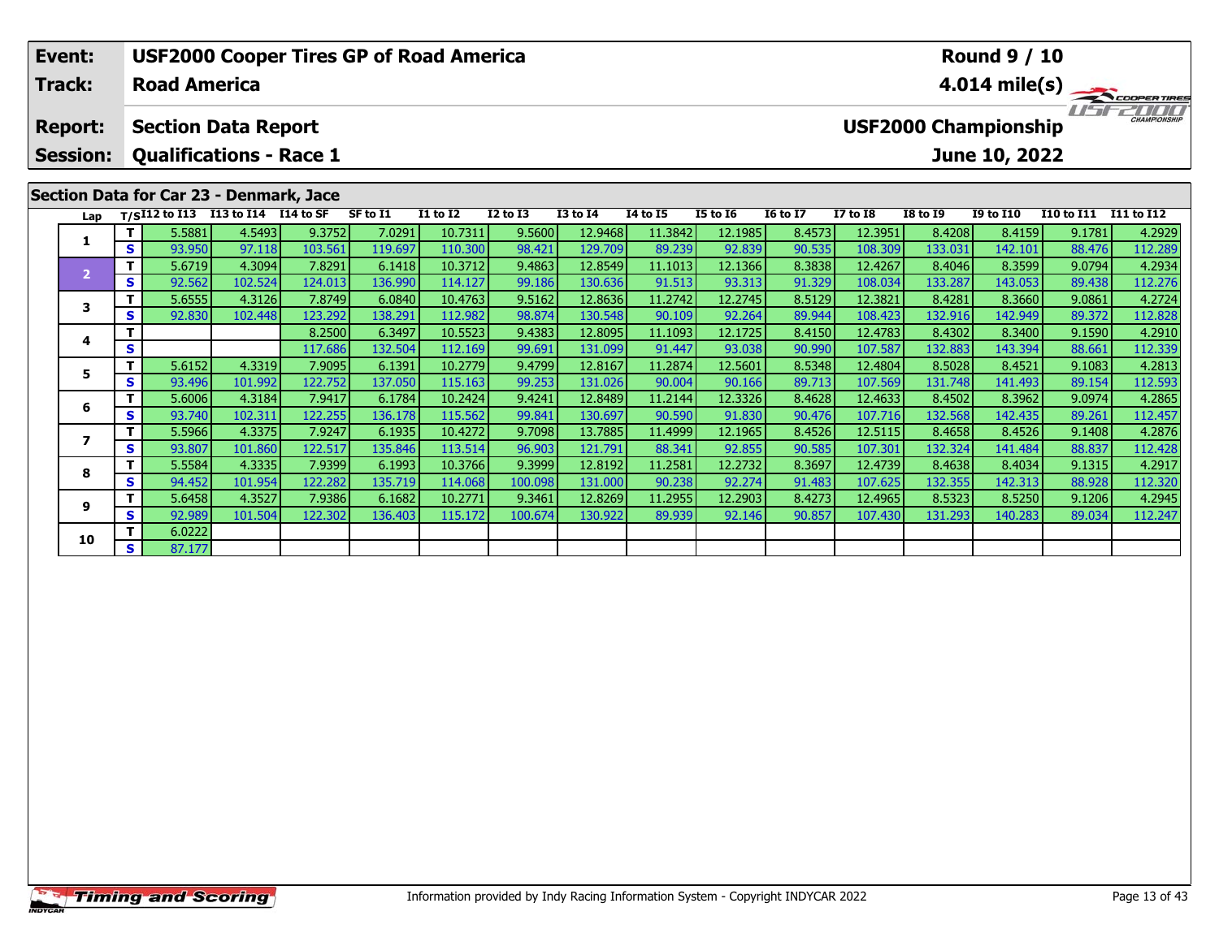| Event: | USF2000 Cooper Tires GP of Road America | Round 9 / 10 |
|---|---|---|
| Track: | Road America | 4.014 mile(s) |
| Report: | Section Data Report | USF2000 Championship |
| Session: | Qualifications - Race 1 | June 10, 2022 |

## Section Data for Car 23 - Denmark, Jace

| Lap | T/S | I12 to I13 | I13 to I14 | I14 to SF | SF to I1 | I1 to I2 | I2 to I3 | I3 to I4 | I4 to I5 | I5 to I6 | I6 to I7 | I7 to I8 | I8 to I9 | I9 to I10 | I10 to I11 | I11 to I12 |
|---|---|---|---|---|---|---|---|---|---|---|---|---|---|---|---|---|
| 1 | T | 5.5881 | 4.5493 | 9.3752 | 7.0291 | 10.7311 | 9.5600 | 12.9468 | 11.3842 | 12.1985 | 8.4573 | 12.3951 | 8.4208 | 8.4159 | 9.1781 | 4.2929 |
| | S | 93.950 | 97.118 | 103.561 | 119.697 | 110.300 | 98.421 | 129.709 | 89.239 | 92.839 | 90.535 | 108.309 | 133.031 | 142.101 | 88.476 | 112.289 |
| 2 | T | 5.6719 | 4.3094 | 7.8291 | 6.1418 | 10.3712 | 9.4863 | 12.8549 | 11.1013 | 12.1366 | 8.3838 | 12.4267 | 8.4046 | 8.3599 | 9.0794 | 4.2934 |
| | S | 92.562 | 102.524 | 124.013 | 136.990 | 114.127 | 99.186 | 130.636 | 91.513 | 93.313 | 91.329 | 108.034 | 133.287 | 143.053 | 89.438 | 112.276 |
| 3 | T | 5.6555 | 4.3126 | 7.8749 | 6.0840 | 10.4763 | 9.5162 | 12.8636 | 11.2742 | 12.2745 | 8.5129 | 12.3821 | 8.4281 | 8.3660 | 9.0861 | 4.2724 |
| | S | 92.830 | 102.448 | 123.292 | 138.291 | 112.982 | 98.874 | 130.548 | 90.109 | 92.264 | 89.944 | 108.423 | 132.916 | 142.949 | 89.372 | 112.828 |
| 4 | T | | | 8.2500 | 6.3497 | 10.5523 | 9.4383 | 12.8095 | 11.1093 | 12.1725 | 8.4150 | 12.4783 | 8.4302 | 8.3400 | 9.1590 | 4.2910 |
| | S | | | 117.686 | 132.504 | 112.169 | 99.691 | 131.099 | 91.447 | 93.038 | 90.990 | 107.587 | 132.883 | 143.394 | 88.661 | 112.339 |
| 5 | T | 5.6152 | 4.3319 | 7.9095 | 6.1391 | 10.2779 | 9.4799 | 12.8167 | 11.2874 | 12.5601 | 8.5348 | 12.4804 | 8.5028 | 8.4521 | 9.1083 | 4.2813 |
| | S | 93.496 | 101.992 | 122.752 | 137.050 | 115.163 | 99.253 | 131.026 | 90.004 | 90.166 | 89.713 | 107.569 | 131.748 | 141.493 | 89.154 | 112.593 |
| 6 | T | 5.6006 | 4.3184 | 7.9417 | 6.1784 | 10.2424 | 9.4241 | 12.8489 | 11.2144 | 12.3326 | 8.4628 | 12.4633 | 8.4502 | 8.3962 | 9.0974 | 4.2865 |
| | S | 93.740 | 102.311 | 122.255 | 136.178 | 115.562 | 99.841 | 130.697 | 90.590 | 91.830 | 90.476 | 107.716 | 132.568 | 142.435 | 89.261 | 112.457 |
| 7 | T | 5.5966 | 4.3375 | 7.9247 | 6.1935 | 10.4272 | 9.7098 | 13.7885 | 11.4999 | 12.1965 | 8.4526 | 12.5115 | 8.4658 | 8.4526 | 9.1408 | 4.2876 |
| | S | 93.807 | 101.860 | 122.517 | 135.846 | 113.514 | 96.903 | 121.791 | 88.341 | 92.855 | 90.585 | 107.301 | 132.324 | 141.484 | 88.837 | 112.428 |
| 8 | T | 5.5584 | 4.3335 | 7.9399 | 6.1993 | 10.3766 | 9.3999 | 12.8192 | 11.2581 | 12.2732 | 8.3697 | 12.4739 | 8.4638 | 8.4034 | 9.1315 | 4.2917 |
| | S | 94.452 | 101.954 | 122.282 | 135.719 | 114.068 | 100.098 | 131.000 | 90.238 | 92.274 | 91.483 | 107.625 | 132.355 | 142.313 | 88.928 | 112.320 |
| 9 | T | 5.6458 | 4.3527 | 7.9386 | 6.1682 | 10.2771 | 9.3461 | 12.8269 | 11.2955 | 12.2903 | 8.4273 | 12.4965 | 8.5323 | 8.5250 | 9.1206 | 4.2945 |
| | S | 92.989 | 101.504 | 122.302 | 136.403 | 115.172 | 100.674 | 130.922 | 89.939 | 92.146 | 90.857 | 107.430 | 131.293 | 140.283 | 89.034 | 112.247 |
| 10 | T | 6.0222 | | | | | | | | | | | | | | |
| | S | 87.177 | | | | | | | | | | | | | | |

Information provided by Indy Racing Information System - Copyright INDYCAR 2022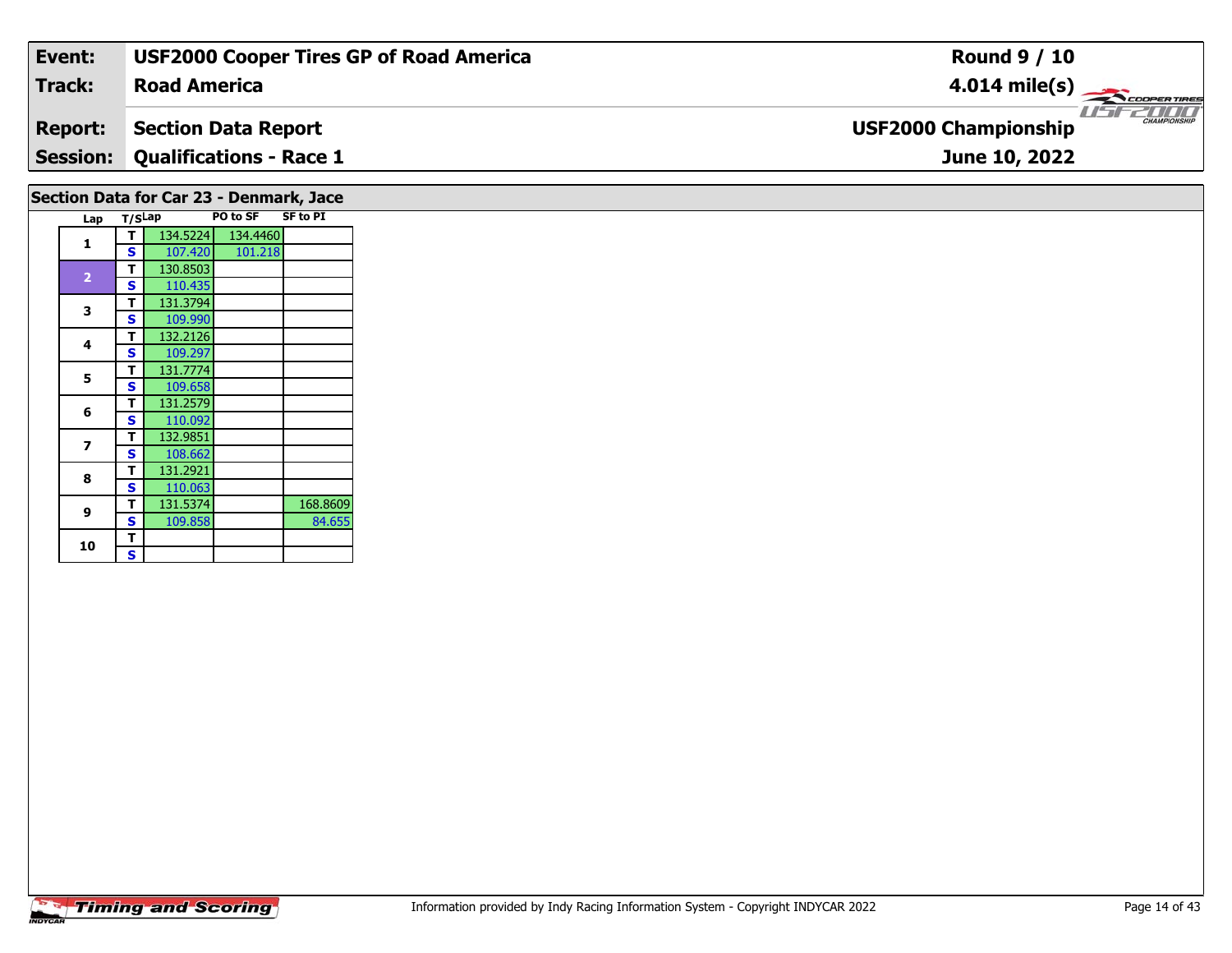| Event: | USF2000 Cooper Tires GP of Road America | Round 9 / 10 |
|---|---|---|
| Track: | Road America | 4.014 mile(s) |
| Report: | Section Data Report | USF2000 Championship |
| Session: | Qualifications - Race 1 | June 10, 2022 |

## Section Data for Car 23 - Denmark, Jace

| Lap | T/S | Lap | PO to SF | SF to PI |
|---|---|---|---|---|
| 1 | T | 134.5224 | 134.4460 | |
| | S | 107.420 | 101.218 | |
| 2 | T | 130.8503 | | |
| | S | 110.435 | | |
| 3 | T | 131.3794 | | |
| | S | 109.990 | | |
| 4 | T | 132.2126 | | |
| | S | 109.297 | | |
| 5 | T | 131.7774 | | |
| | S | 109.658 | | |
| 6 | T | 131.2579 | | |
| | S | 110.092 | | |
| 7 | T | 132.9851 | | |
| | S | 108.662 | | |
| 8 | T | 131.2921 | | |
| | S | 110.063 | | |
| 9 | T | 131.5374 | | 168.8609 |
| | S | 109.858 | | 84.655 |
| 10 | T | | | |
| | S | | | |

Information provided by Indy Racing Information System - Copyright INDYCAR 2022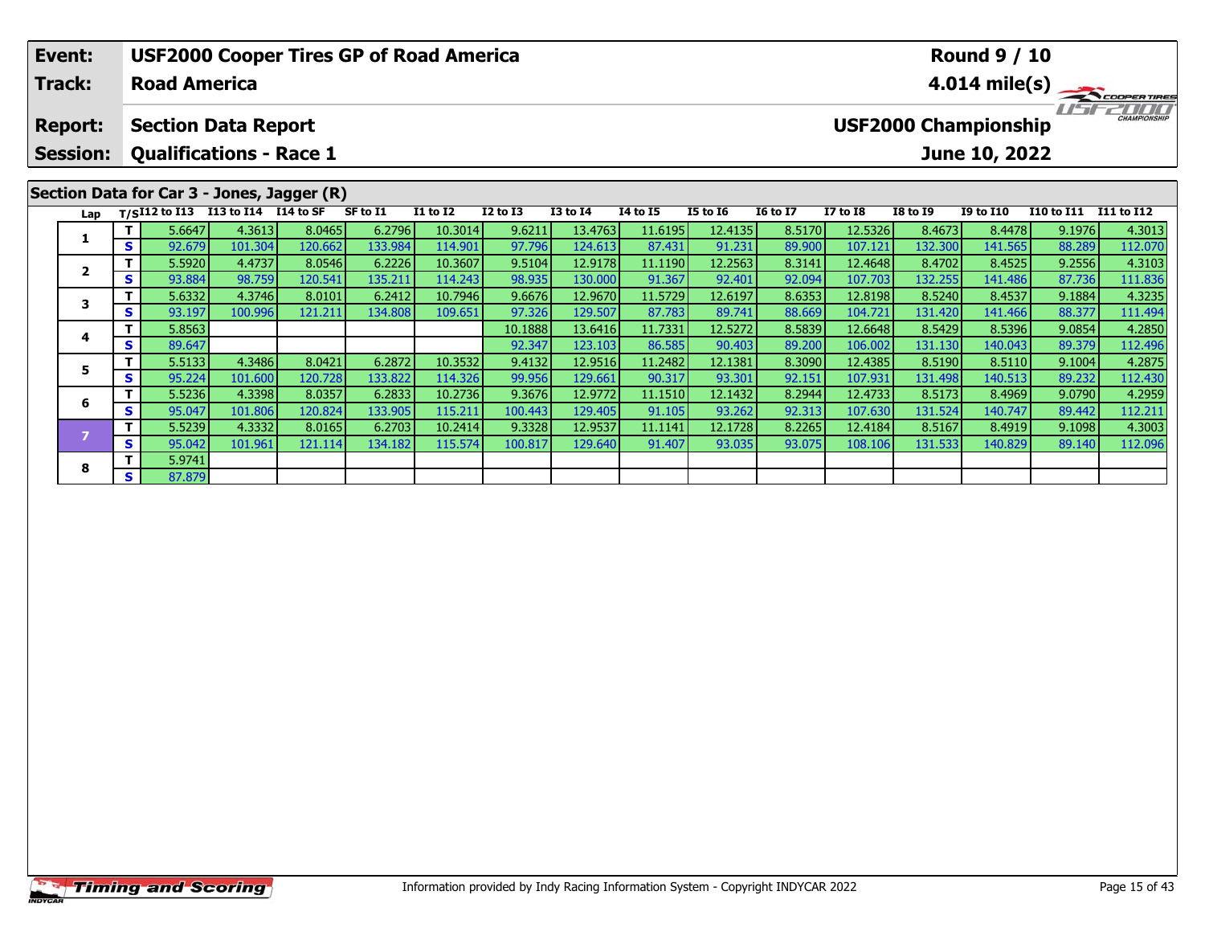| Event: | USF2000 Cooper Tires GP of Road America | Round 9 / 10 |
|---|---|---|
| Track: | Road America | 4.014 mile(s) |
| Report: | Section Data Report | USF2000 Championship |
| Session: | Qualifications - Race 1 | June 10, 2022 |

## Section Data for Car 3 - Jones, Jagger (R)

| Lap | T/S | I12 to I13 | I13 to I14 | I14 to SF | SF to I1 | I1 to I2 | I2 to I3 | I3 to I4 | I4 to I5 | I5 to I6 | I6 to I7 | I7 to I8 | I8 to I9 | I9 to I10 | I10 to I11 | I11 to I12 |
|---|---|---|---|---|---|---|---|---|---|---|---|---|---|---|---|---|
| 1 | T | 5.6647 | 4.3613 | 8.0465 | 6.2796 | 10.3014 | 9.6211 | 13.4763 | 11.6195 | 12.4135 | 8.5170 | 12.5326 | 8.4673 | 8.4478 | 9.1976 | 4.3013 |
| | S | 92.679 | 101.304 | 120.662 | 133.984 | 114.901 | 97.796 | 124.613 | 87.431 | 91.231 | 89.900 | 107.121 | 132.300 | 141.565 | 88.289 | 112.070 |
| 2 | T | 5.5920 | 4.4737 | 8.0546 | 6.2226 | 10.3607 | 9.5104 | 12.9178 | 11.1190 | 12.2563 | 8.3141 | 12.4648 | 8.4702 | 8.4525 | 9.2556 | 4.3103 |
| | S | 93.884 | 98.759 | 120.541 | 135.211 | 114.243 | 98.935 | 130.000 | 91.367 | 92.401 | 92.094 | 107.703 | 132.255 | 141.486 | 87.736 | 111.836 |
| 3 | T | 5.6332 | 4.3746 | 8.0101 | 6.2412 | 10.7946 | 9.6676 | 12.9670 | 11.5729 | 12.6197 | 8.6353 | 12.8198 | 8.5240 | 8.4537 | 9.1884 | 4.3235 |
| | S | 93.197 | 100.996 | 121.211 | 134.808 | 109.651 | 97.326 | 129.507 | 87.783 | 89.741 | 88.669 | 104.721 | 131.420 | 141.466 | 88.377 | 111.494 |
| 4 | T | 5.8563 | | | | | 10.1888 | 13.6416 | 11.7331 | 12.5272 | 8.5839 | 12.6648 | 8.5429 | 8.5396 | 9.0854 | 4.2850 |
| | S | 89.647 | | | | | 92.347 | 123.103 | 86.585 | 90.403 | 89.200 | 106.002 | 131.130 | 140.043 | 89.379 | 112.496 |
| 5 | T | 5.5133 | 4.3486 | 8.0421 | 6.2872 | 10.3532 | 9.4132 | 12.9516 | 11.2482 | 12.1381 | 8.3090 | 12.4385 | 8.5190 | 8.5110 | 9.1004 | 4.2875 |
| | S | 95.224 | 101.600 | 120.728 | 133.822 | 114.326 | 99.956 | 129.661 | 90.317 | 93.301 | 92.151 | 107.931 | 131.498 | 140.513 | 89.232 | 112.430 |
| 6 | T | 5.5236 | 4.3398 | 8.0357 | 6.2833 | 10.2736 | 9.3676 | 12.9772 | 11.1510 | 12.1432 | 8.2944 | 12.4733 | 8.5173 | 8.4969 | 9.0790 | 4.2959 |
| | S | 95.047 | 101.806 | 120.824 | 133.905 | 115.211 | 100.443 | 129.405 | 91.105 | 93.262 | 92.313 | 107.630 | 131.524 | 140.747 | 89.442 | 112.211 |
| 7 | T | 5.5239 | 4.3332 | 8.0165 | 6.2703 | 10.2414 | 9.3328 | 12.9537 | 11.1141 | 12.1728 | 8.2265 | 12.4184 | 8.5167 | 8.4919 | 9.1098 | 4.3003 |
| | S | 95.042 | 101.961 | 121.114 | 134.182 | 115.574 | 100.817 | 129.640 | 91.407 | 93.035 | 93.075 | 108.106 | 131.533 | 140.829 | 89.140 | 112.096 |
| 8 | T | 5.9741 | | | | | | | | | | | | | | |
| | S | 87.879 | | | | | | | | | | | | | | |

Information provided by Indy Racing Information System - Copyright INDYCAR 2022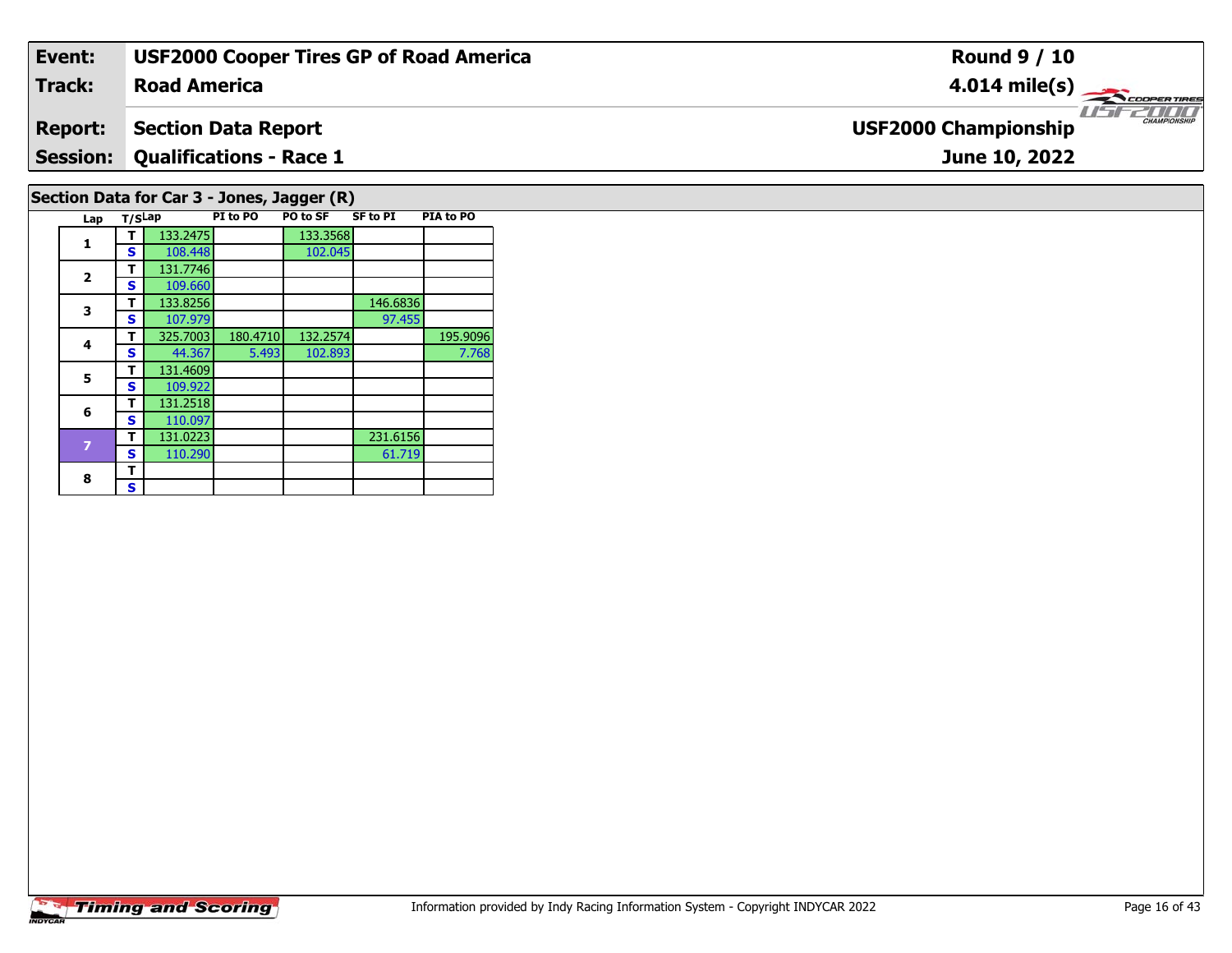| Event: | USF2000 Cooper Tires GP of Road America | Round 9 / 10 |
|---|---|---|
| Track: | Road America | 4.014 mile(s) |
| Report: | Section Data Report | USF2000 Championship |
| Session: | Qualifications - Race 1 | June 10, 2022 |

## Section Data for Car 3 - Jones, Jagger (R)

| Lap | T/S | Lap | PI to PO | PO to SF | SF to PI | PIA to PO |
|---|---|---|---|---|---|---|
| 1 | T | 133.2475 | | 133.3568 | | |
| | S | 108.448 | | 102.045 | | |
| 2 | T | 131.7746 | | | | |
| | S | 109.660 | | | | |
| 3 | T | 133.8256 | | | 146.6836 | |
| | S | 107.979 | | | 97.455 | |
| 4 | T | 325.7003 | 180.4710 | 132.2574 | | 195.9096 |
| | S | 44.367 | 5.493 | 102.893 | | 7.768 |
| 5 | T | 131.4609 | | | | |
| | S | 109.922 | | | | |
| 6 | T | 131.2518 | | | | |
| | S | 110.097 | | | | |
| 7 | T | 131.0223 | | | 231.6156 | |
| | S | 110.290 | | | 61.719 | |
| 8 | T | | | | | |
| | S | | | | | |

Information provided by Indy Racing Information System - Copyright INDYCAR 2022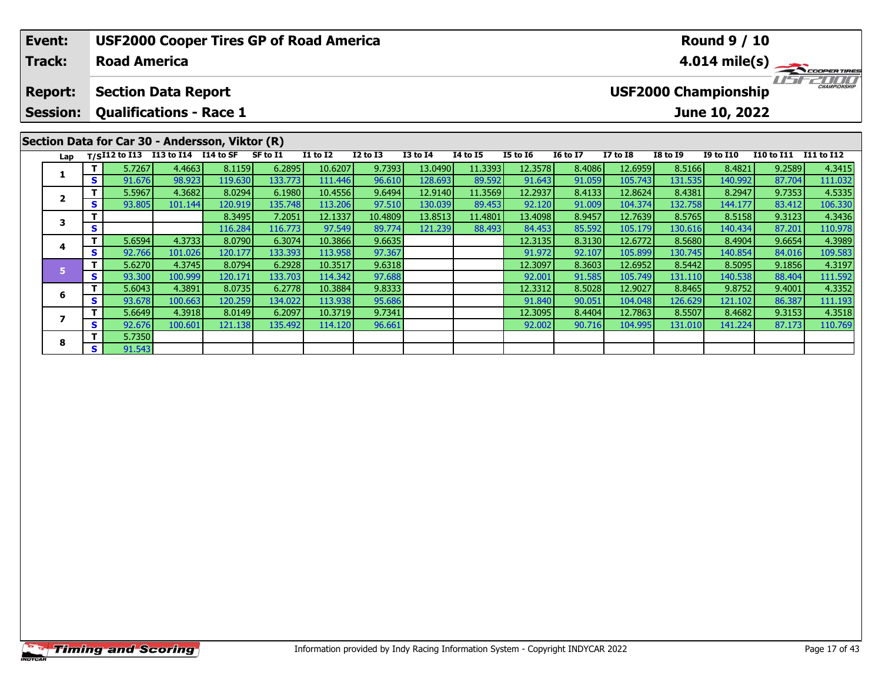| **Event:** | **USF2000 Cooper Tires GP of Road America** | **Round 9 / 10** |
|---|---|---|
| **Track:** | **Road America** | **4.014 mile(s)** |
| **Report:** | **Section Data Report** | **USF2000 Championship** |
| **Session:** | **Qualifications - Race 1** | **June 10, 2022** |

## Section Data for Car 30 - Andersson, Viktor (R)

| Lap | T/S | I12 to I13 | I13 to I14 | I14 to SF | SF to I1 | I1 to I2 | I2 to I3 | I3 to I4 | I4 to I5 | I5 to I6 | I6 to I7 | I7 to I8 | I8 to I9 | I9 to I10 | I10 to I11 | I11 to I12 |
|---|---|---|---|---|---|---|---|---|---|---|---|---|---|---|---|---|
| 1 | T | 5.7267 | 4.4663 | 8.1159 | 6.2895 | 10.6207 | 9.7393 | 13.0490 | 11.3393 | 12.3578 | 8.4086 | 12.6959 | 8.5166 | 8.4821 | 9.2589 | 4.3415 |
| | S | 91.676 | 98.923 | 119.630 | 133.773 | 111.446 | 96.610 | 128.693 | 89.592 | 91.643 | 91.059 | 105.743 | 131.535 | 140.992 | 87.704 | 111.032 |
| 2 | T | 5.5967 | 4.3682 | 8.0294 | 6.1980 | 10.4556 | 9.6494 | 12.9140 | 11.3569 | 12.2937 | 8.4133 | 12.8624 | 8.4381 | 8.2947 | 9.7353 | 4.5335 |
| | S | 93.805 | 101.144 | 120.919 | 135.748 | 113.206 | 97.510 | 130.039 | 89.453 | 92.120 | 91.009 | 104.374 | 132.758 | 144.177 | 83.412 | 106.330 |
| 3 | T | | | 8.3495 | 7.2051 | 12.1337 | 10.4809 | 13.8513 | 11.4801 | 13.4098 | 8.9457 | 12.7639 | 8.5765 | 8.5158 | 9.3123 | 4.3436 |
| | S | | | 116.284 | 116.773 | 97.549 | 89.774 | 121.239 | 88.493 | 84.453 | 85.592 | 105.179 | 130.616 | 140.434 | 87.201 | 110.978 |
| 4 | T | 5.6594 | 4.3733 | 8.0790 | 6.3074 | 10.3866 | 9.6635 | | | 12.3135 | 8.3130 | 12.6772 | 8.5680 | 8.4904 | 9.6654 | 4.3989 |
| | S | 92.766 | 101.026 | 120.177 | 133.393 | 113.958 | 97.367 | | | 91.972 | 92.107 | 105.899 | 130.745 | 140.854 | 84.016 | 109.583 |
| 5 | T | 5.6270 | 4.3745 | 8.0794 | 6.2928 | 10.3517 | 9.6318 | | | 12.3097 | 8.3603 | 12.6952 | 8.5442 | 8.5095 | 9.1856 | 4.3197 |
| | S | 93.300 | 100.999 | 120.171 | 133.703 | 114.342 | 97.688 | | | 92.001 | 91.585 | 105.749 | 131.110 | 140.538 | 88.404 | 111.592 |
| 6 | T | 5.6043 | 4.3891 | 8.0735 | 6.2778 | 10.3884 | 9.8333 | | | 12.3312 | 8.5028 | 12.9027 | 8.8465 | 9.8752 | 9.4001 | 4.3352 |
| | S | 93.678 | 100.663 | 120.259 | 134.022 | 113.938 | 95.686 | | | 91.840 | 90.051 | 104.048 | 126.629 | 121.102 | 86.387 | 111.193 |
| 7 | T | 5.6649 | 4.3918 | 8.0149 | 6.2097 | 10.3719 | 9.7341 | | | 12.3095 | 8.4404 | 12.7863 | 8.5507 | 8.4682 | 9.3153 | 4.3518 |
| | S | 92.676 | 100.601 | 121.138 | 135.492 | 114.120 | 96.661 | | | 92.002 | 90.716 | 104.995 | 131.010 | 141.224 | 87.173 | 110.769 |
| 8 | T | 5.7350 | | | | | | | | | | | | | | |
| | S | 91.543 | | | | | | | | | | | | | | |

Information provided by Indy Racing Information System - Copyright INDYCAR 2022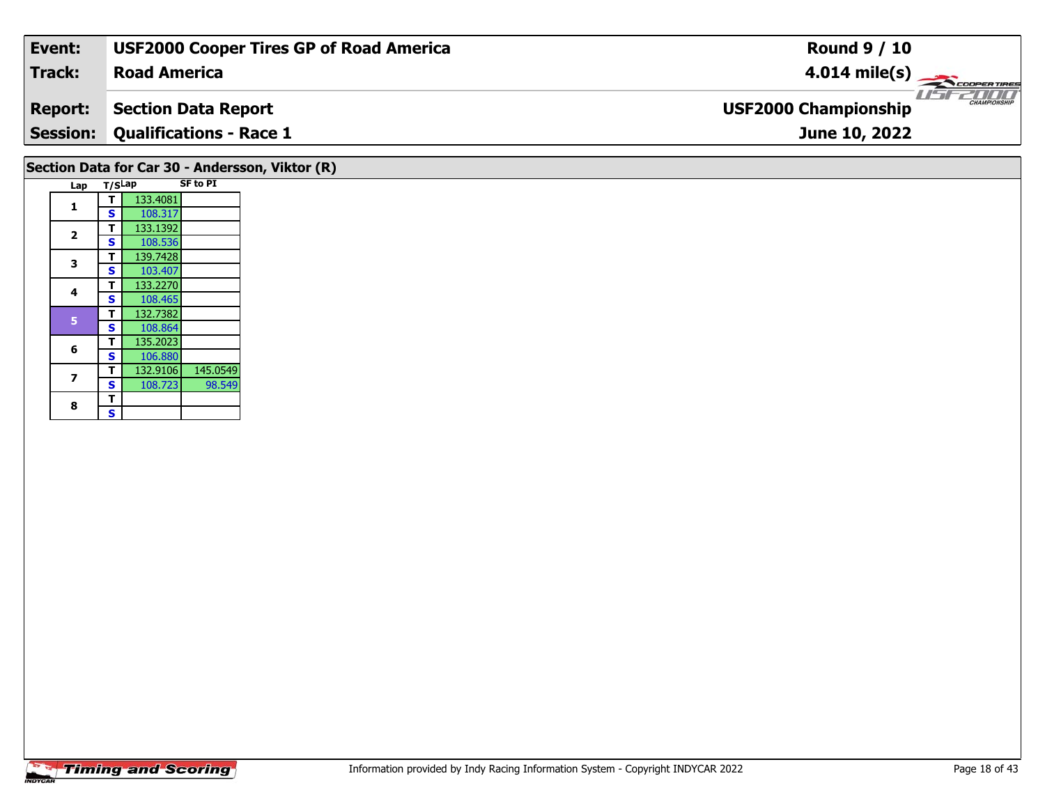| Event: | USF2000 Cooper Tires GP of Road America | Round 9 / 10 |
|---|---|---|
| Track: | Road America | 4.014 mile(s) |
| Report: | Section Data Report | USF2000 Championship |
| Session: | Qualifications - Race 1 | June 10, 2022 |

## Section Data for Car 30 - Andersson, Viktor (R)

| Lap | T/S | Lap | SF to PI |
|---|---|---|---|
| 1 | T | 133.4081 | |
| | S | 108.317 | |
| 2 | T | 133.1392 | |
| | S | 108.536 | |
| 3 | T | 139.7428 | |
| | S | 103.407 | |
| 4 | T | 133.2270 | |
| | S | 108.465 | |
| 5 | T | 132.7382 | |
| | S | 108.864 | |
| 6 | T | 135.2023 | |
| | S | 106.880 | |
| 7 | T | 132.9106 | 145.0549 |
| | S | 108.723 | 98.549 |
| 8 | T | | |
| | S | | |

Timing and Scoring

Information provided by Indy Racing Information System - Copyright INDYCAR 2022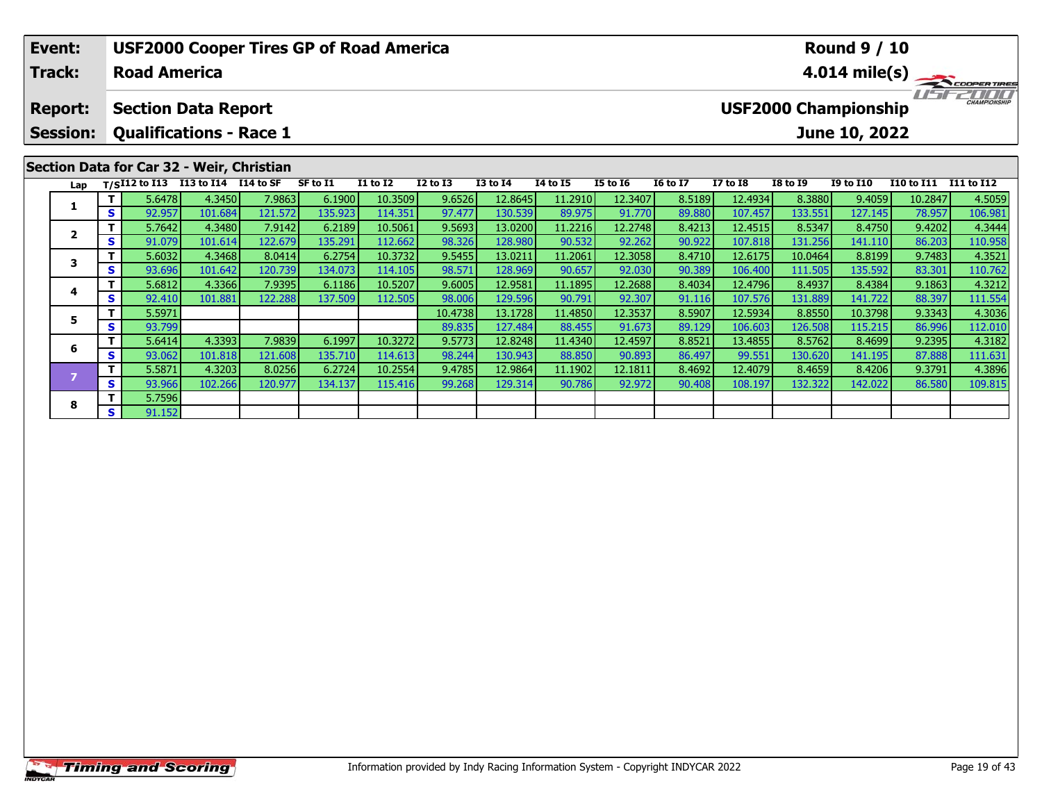| Event: | USF2000 Cooper Tires GP of Road America | Round 9 / 10 |
|---|---|---|
| Track: | Road America | 4.014 mile(s) |
| Report: | Section Data Report | USF2000 Championship |
| Session: | Qualifications - Race 1 | June 10, 2022 |

## Section Data for Car 32 - Weir, Christian

| Lap | T/S | I12 to I13 | I13 to I14 | I14 to SF | SF to I1 | I1 to I2 | I2 to I3 | I3 to I4 | I4 to I5 | I5 to I6 | I6 to I7 | I7 to I8 | I8 to I9 | I9 to I10 | I10 to I11 | I11 to I12 |
|---|---|---|---|---|---|---|---|---|---|---|---|---|---|---|---|---|
| 1 | T | 5.6478 | 4.3450 | 7.9863 | 6.1900 | 10.3509 | 9.6526 | 12.8645 | 11.2910 | 12.3407 | 8.5189 | 12.4934 | 8.3880 | 9.4059 | 10.2847 | 4.5059 |
| | S | 92.957 | 101.684 | 121.572 | 135.923 | 114.351 | 97.477 | 130.539 | 89.975 | 91.770 | 89.880 | 107.457 | 133.551 | 127.145 | 78.957 | 106.981 |
| 2 | T | 5.7642 | 4.3480 | 7.9142 | 6.2189 | 10.5061 | 9.5693 | 13.0200 | 11.2216 | 12.2748 | 8.4213 | 12.4515 | 8.5347 | 8.4750 | 9.4202 | 4.3444 |
| | S | 91.079 | 101.614 | 122.679 | 135.291 | 112.662 | 98.326 | 128.980 | 90.532 | 92.262 | 90.922 | 107.818 | 131.256 | 141.110 | 86.203 | 110.958 |
| 3 | T | 5.6032 | 4.3468 | 8.0414 | 6.2754 | 10.3732 | 9.5455 | 13.0211 | 11.2061 | 12.3058 | 8.4710 | 12.6175 | 10.0464 | 8.8199 | 9.7483 | 4.3521 |
| | S | 93.696 | 101.642 | 120.739 | 134.073 | 114.105 | 98.571 | 128.969 | 90.657 | 92.030 | 90.389 | 106.400 | 111.505 | 135.592 | 83.301 | 110.762 |
| 4 | T | 5.6812 | 4.3366 | 7.9395 | 6.1186 | 10.5207 | 9.6005 | 12.9581 | 11.1895 | 12.2688 | 8.4034 | 12.4796 | 8.4937 | 8.4384 | 9.1863 | 4.3212 |
| | S | 92.410 | 101.881 | 122.288 | 137.509 | 112.505 | 98.006 | 129.596 | 90.791 | 92.307 | 91.116 | 107.576 | 131.889 | 141.722 | 88.397 | 111.554 |
| 5 | T | 5.5971 | | | | | 10.4738 | 13.1728 | 11.4850 | 12.3537 | 8.5907 | 12.5934 | 8.8550 | 10.3798 | 9.3343 | 4.3036 |
| | S | 93.799 | | | | | 89.835 | 127.484 | 88.455 | 91.673 | 89.129 | 106.603 | 126.508 | 115.215 | 86.996 | 112.010 |
| 6 | T | 5.6414 | 4.3393 | 7.9839 | 6.1997 | 10.3272 | 9.5773 | 12.8248 | 11.4340 | 12.4597 | 8.8521 | 13.4855 | 8.5762 | 8.4699 | 9.2395 | 4.3182 |
| | S | 93.062 | 101.818 | 121.608 | 135.710 | 114.613 | 98.244 | 130.943 | 88.850 | 90.893 | 86.497 | 99.551 | 130.620 | 141.195 | 87.888 | 111.631 |
| 7 | T | 5.5871 | 4.3203 | 8.0256 | 6.2724 | 10.2554 | 9.4785 | 12.9864 | 11.1902 | 12.1811 | 8.4692 | 12.4079 | 8.4659 | 8.4206 | 9.3791 | 4.3896 |
| | S | 93.966 | 102.266 | 120.977 | 134.137 | 115.416 | 99.268 | 129.314 | 90.786 | 92.972 | 90.408 | 108.197 | 132.322 | 142.022 | 86.580 | 109.815 |
| 8 | T | 5.7596 | | | | | | | | | | | | | | |
| | S | 91.152 | | | | | | | | | | | | | | |

Information provided by Indy Racing Information System - Copyright INDYCAR 2022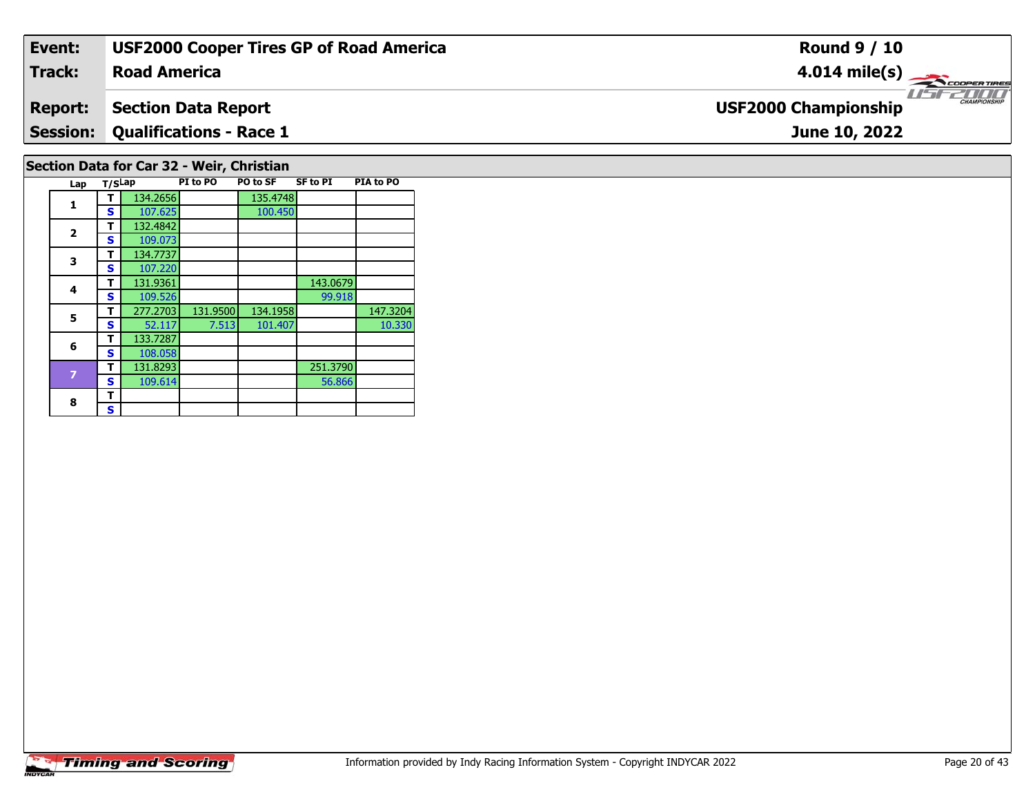| **Event:** | **USF2000 Cooper Tires GP of Road America** | **Round 9 / 10** |
|---|---|---|
| **Track:** | **Road America** | **4.014 mile(s)** |
| **Report:** | **Section Data Report** | **USF2000 Championship** |
| **Session:** | **Qualifications - Race 1** | **June 10, 2022** |

## Section Data for Car 32 - Weir, Christian

| Lap | T/S | Lap | PI to PO | PO to SF | SF to PI | PIA to PO |
|---|---|---|---|---|---|---|
| 1 | T | 134.2656 | | 135.4748 | | |
| | S | 107.625 | | 100.450 | | |
| 2 | T | 132.4842 | | | | |
| | S | 109.073 | | | | |
| 3 | T | 134.7737 | | | | |
| | S | 107.220 | | | | |
| 4 | T | 131.9361 | | | 143.0679 | |
| | S | 109.526 | | | 99.918 | |
| 5 | T | 277.2703 | 131.9500 | 134.1958 | | 147.3204 |
| | S | 52.117 | 7.513 | 101.407 | | 10.330 |
| 6 | T | 133.7287 | | | | |
| | S | 108.058 | | | | |
| 7 | T | 131.8293 | | | 251.3790 | |
| | S | 109.614 | | | 56.866 | |
| 8 | T | | | | | |
| | S | | | | | |

Information provided by Indy Racing Information System - Copyright INDYCAR 2022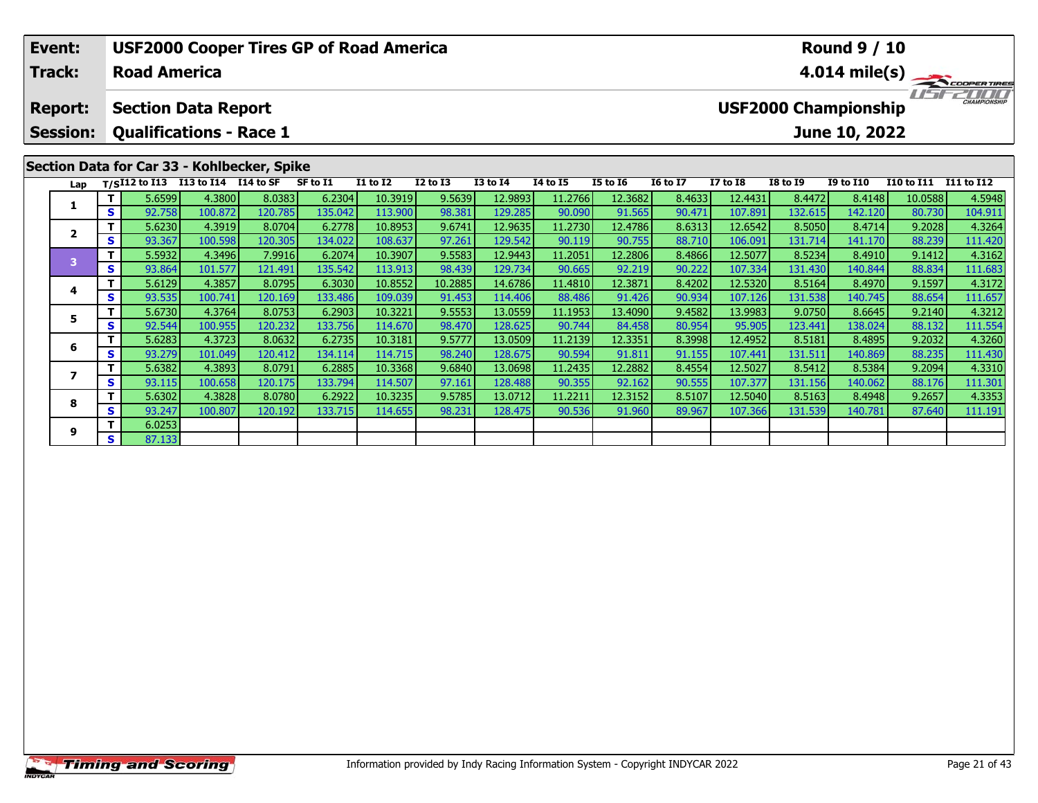| Event: | USF2000 Cooper Tires GP of Road America | Round 9 / 10 |
|---|---|---|
| Track: | Road America | 4.014 mile(s) |
| Report: | Section Data Report | USF2000 Championship |
| Session: | Qualifications - Race 1 | June 10, 2022 |

## Section Data for Car 33 - Kohlbecker, Spike

| Lap | T/S | I12 to I13 | I13 to I14 | I14 to SF | SF to I1 | I1 to I2 | I2 to I3 | I3 to I4 | I4 to I5 | I5 to I6 | I6 to I7 | I7 to I8 | I8 to I9 | I9 to I10 | I10 to I11 | I11 to I12 |
|---|---|---|---|---|---|---|---|---|---|---|---|---|---|---|---|---|
| 1 | T | 5.6599 | 4.3800 | 8.0383 | 6.2304 | 10.3919 | 9.5639 | 12.9893 | 11.2766 | 12.3682 | 8.4633 | 12.4431 | 8.4472 | 8.4148 | 10.0588 | 4.5948 |
| | S | 92.758 | 100.872 | 120.785 | 135.042 | 113.900 | 98.381 | 129.285 | 90.090 | 91.565 | 90.471 | 107.891 | 132.615 | 142.120 | 80.730 | 104.911 |
| 2 | T | 5.6230 | 4.3919 | 8.0704 | 6.2778 | 10.8953 | 9.6741 | 12.9635 | 11.2730 | 12.4786 | 8.6313 | 12.6542 | 8.5050 | 8.4714 | 9.2028 | 4.3264 |
| | S | 93.367 | 100.598 | 120.305 | 134.022 | 108.637 | 97.261 | 129.542 | 90.119 | 90.755 | 88.710 | 106.091 | 131.714 | 141.170 | 88.239 | 111.420 |
| 3 | T | 5.5932 | 4.3496 | 7.9916 | 6.2074 | 10.3907 | 9.5583 | 12.9443 | 11.2051 | 12.2806 | 8.4866 | 12.5077 | 8.5234 | 8.4910 | 9.1412 | 4.3162 |
| | S | 93.864 | 101.577 | 121.491 | 135.542 | 113.913 | 98.439 | 129.734 | 90.665 | 92.219 | 90.222 | 107.334 | 131.430 | 140.844 | 88.834 | 111.683 |
| 4 | T | 5.6129 | 4.3857 | 8.0795 | 6.3030 | 10.8552 | 10.2885 | 14.6786 | 11.4810 | 12.3871 | 8.4202 | 12.5320 | 8.5164 | 8.4970 | 9.1597 | 4.3172 |
| | S | 93.535 | 100.741 | 120.169 | 133.486 | 109.039 | 91.453 | 114.406 | 88.486 | 91.426 | 90.934 | 107.126 | 131.538 | 140.745 | 88.654 | 111.657 |
| 5 | T | 5.6730 | 4.3764 | 8.0753 | 6.2903 | 10.3221 | 9.5553 | 13.0559 | 11.1953 | 13.4090 | 9.4582 | 13.9983 | 9.0750 | 8.6645 | 9.2140 | 4.3212 |
| | S | 92.544 | 100.955 | 120.232 | 133.756 | 114.670 | 98.470 | 128.625 | 90.744 | 84.458 | 80.954 | 95.905 | 123.441 | 138.024 | 88.132 | 111.554 |
| 6 | T | 5.6283 | 4.3723 | 8.0632 | 6.2735 | 10.3181 | 9.5777 | 13.0509 | 11.2139 | 12.3351 | 8.3998 | 12.4952 | 8.5181 | 8.4895 | 9.2032 | 4.3260 |
| | S | 93.279 | 101.049 | 120.412 | 134.114 | 114.715 | 98.240 | 128.675 | 90.594 | 91.811 | 91.155 | 107.441 | 131.511 | 140.869 | 88.235 | 111.430 |
| 7 | T | 5.6382 | 4.3893 | 8.0791 | 6.2885 | 10.3368 | 9.6840 | 13.0698 | 11.2435 | 12.2882 | 8.4554 | 12.5027 | 8.5412 | 8.5384 | 9.2094 | 4.3310 |
| | S | 93.115 | 100.658 | 120.175 | 133.794 | 114.507 | 97.161 | 128.488 | 90.355 | 92.162 | 90.555 | 107.377 | 131.156 | 140.062 | 88.176 | 111.301 |
| 8 | T | 5.6302 | 4.3828 | 8.0780 | 6.2922 | 10.3235 | 9.5785 | 13.0712 | 11.2211 | 12.3152 | 8.5107 | 12.5040 | 8.5163 | 8.4948 | 9.2657 | 4.3353 |
| | S | 93.247 | 100.807 | 120.192 | 133.715 | 114.655 | 98.231 | 128.475 | 90.536 | 91.960 | 89.967 | 107.366 | 131.539 | 140.781 | 87.640 | 111.191 |
| 9 | T | 6.0253 | | | | | | | | | | | | | | |
| | S | 87.133 | | | | | | | | | | | | | | |

Information provided by Indy Racing Information System - Copyright INDYCAR 2022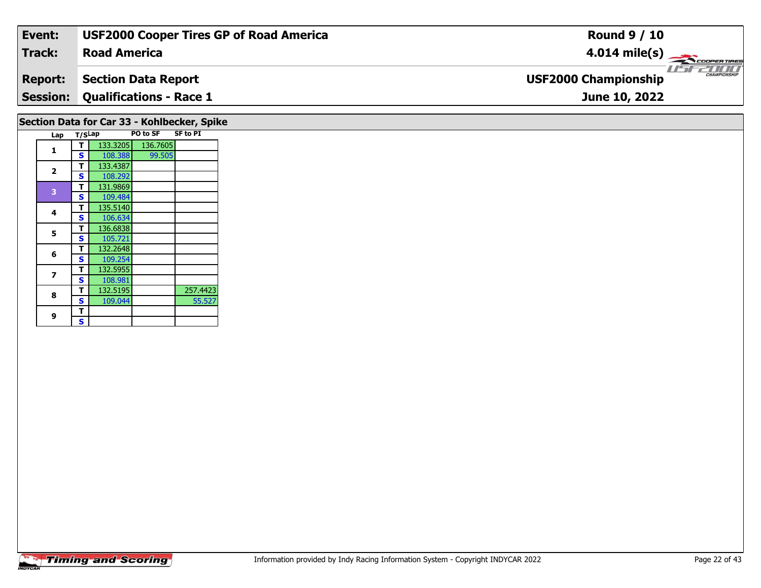| Event: | USF2000 Cooper Tires GP of Road America | Round 9 / 10 |
|---|---|---|
| Track: | Road America | 4.014 mile(s) |
| Report: | Section Data Report | USF2000 Championship |
| Session: | Qualifications - Race 1 | June 10, 2022 |

## Section Data for Car 33 - Kohlbecker, Spike

| Lap | T/S | Lap | PO to SF | SF to PI |
|---|---|---|---|---|
| 1 | T | 133.3205 | 136.7605 | |
| | S | 108.388 | 99.505 | |
| 2 | T | 133.4387 | | |
| | S | 108.292 | | |
| 3 | T | 131.9869 | | |
| | S | 109.484 | | |
| 4 | T | 135.5140 | | |
| | S | 106.634 | | |
| 5 | T | 136.6838 | | |
| | S | 105.721 | | |
| 6 | T | 132.2648 | | |
| | S | 109.254 | | |
| 7 | T | 132.5955 | | |
| | S | 108.981 | | |
| 8 | T | 132.5195 | | 257.4423 |
| | S | 109.044 | | 55.527 |
| 9 | T | | | |
| | S | | | |

Information provided by Indy Racing Information System - Copyright INDYCAR 2022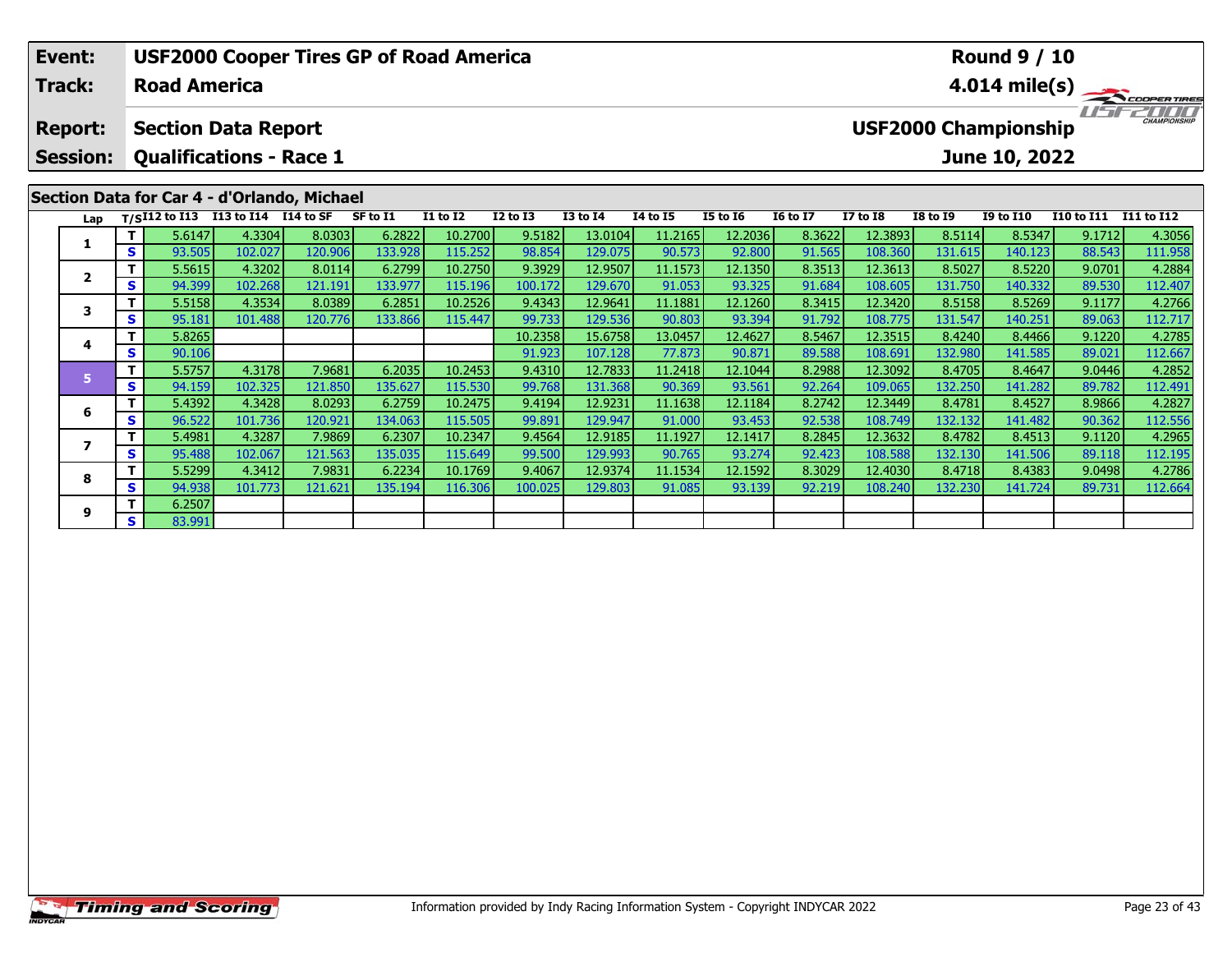| Event: | USF2000 Cooper Tires GP of Road America | Round 9 / 10 |
|---|---|---|
| Track: | Road America | 4.014 mile(s) |
| Report: | Section Data Report | USF2000 Championship |
| Session: | Qualifications - Race 1 | June 10, 2022 |

## Section Data for Car 4 - d'Orlando, Michael

| Lap | T/S | I12 to I13 | I13 to I14 | I14 to SF | SF to I1 | I1 to I2 | I2 to I3 | I3 to I4 | I4 to I5 | I5 to I6 | I6 to I7 | I7 to I8 | I8 to I9 | I9 to I10 | I10 to I11 | I11 to I12 |
|---|---|---|---|---|---|---|---|---|---|---|---|---|---|---|---|---|
| 1 | T | 5.6147 | 4.3304 | 8.0303 | 6.2822 | 10.2700 | 9.5182 | 13.0104 | 11.2165 | 12.2036 | 8.3622 | 12.3893 | 8.5114 | 8.5347 | 9.1712 | 4.3056 |
| | S | 93.505 | 102.027 | 120.906 | 133.928 | 115.252 | 98.854 | 129.075 | 90.573 | 92.800 | 91.565 | 108.360 | 131.615 | 140.123 | 88.543 | 111.958 |
| 2 | T | 5.5615 | 4.3202 | 8.0114 | 6.2799 | 10.2750 | 9.3929 | 12.9507 | 11.1573 | 12.1350 | 8.3513 | 12.3613 | 8.5027 | 8.5220 | 9.0701 | 4.2884 |
| | S | 94.399 | 102.268 | 121.191 | 133.977 | 115.196 | 100.172 | 129.670 | 91.053 | 93.325 | 91.684 | 108.605 | 131.750 | 140.332 | 89.530 | 112.407 |
| 3 | T | 5.5158 | 4.3534 | 8.0389 | 6.2851 | 10.2526 | 9.4343 | 12.9641 | 11.1881 | 12.1260 | 8.3415 | 12.3420 | 8.5158 | 8.5269 | 9.1177 | 4.2766 |
| | S | 95.181 | 101.488 | 120.776 | 133.866 | 115.447 | 99.733 | 129.536 | 90.803 | 93.394 | 91.792 | 108.775 | 131.547 | 140.251 | 89.063 | 112.717 |
| 4 | T | 5.8265 | | | | | 10.2358 | 15.6758 | 13.0457 | 12.4627 | 8.5467 | 12.3515 | 8.4240 | 8.4466 | 9.1220 | 4.2785 |
| | S | 90.106 | | | | | 91.923 | 107.128 | 77.873 | 90.871 | 89.588 | 108.691 | 132.980 | 141.585 | 89.021 | 112.667 |
| 5 | T | 5.5757 | 4.3178 | 7.9681 | 6.2035 | 10.2453 | 9.4310 | 12.7833 | 11.2418 | 12.1044 | 8.2988 | 12.3092 | 8.4705 | 8.4647 | 9.0446 | 4.2852 |
| | S | 94.159 | 102.325 | 121.850 | 135.627 | 115.530 | 99.768 | 131.368 | 90.369 | 93.561 | 92.264 | 109.065 | 132.250 | 141.282 | 89.782 | 112.491 |
| 6 | T | 5.4392 | 4.3428 | 8.0293 | 6.2759 | 10.2475 | 9.4194 | 12.9231 | 11.1638 | 12.1184 | 8.2742 | 12.3449 | 8.4781 | 8.4527 | 8.9866 | 4.2827 |
| | S | 96.522 | 101.736 | 120.921 | 134.063 | 115.505 | 99.891 | 129.947 | 91.000 | 93.453 | 92.538 | 108.749 | 132.132 | 141.482 | 90.362 | 112.556 |
| 7 | T | 5.4981 | 4.3287 | 7.9869 | 6.2307 | 10.2347 | 9.4564 | 12.9185 | 11.1927 | 12.1417 | 8.2845 | 12.3632 | 8.4782 | 8.4513 | 9.1120 | 4.2965 |
| | S | 95.488 | 102.067 | 121.563 | 135.035 | 115.649 | 99.500 | 129.993 | 90.765 | 93.274 | 92.423 | 108.588 | 132.130 | 141.506 | 89.118 | 112.195 |
| 8 | T | 5.5299 | 4.3412 | 7.9831 | 6.2234 | 10.1769 | 9.4067 | 12.9374 | 11.1534 | 12.1592 | 8.3029 | 12.4030 | 8.4718 | 8.4383 | 9.0498 | 4.2786 |
| | S | 94.938 | 101.773 | 121.621 | 135.194 | 116.306 | 100.025 | 129.803 | 91.085 | 93.139 | 92.219 | 108.240 | 132.230 | 141.724 | 89.731 | 112.664 |
| 9 | T | 6.2507 | | | | | | | | | | | | | | |
| | S | 83.991 | | | | | | | | | | | | | | |

Information provided by Indy Racing Information System - Copyright INDYCAR 2022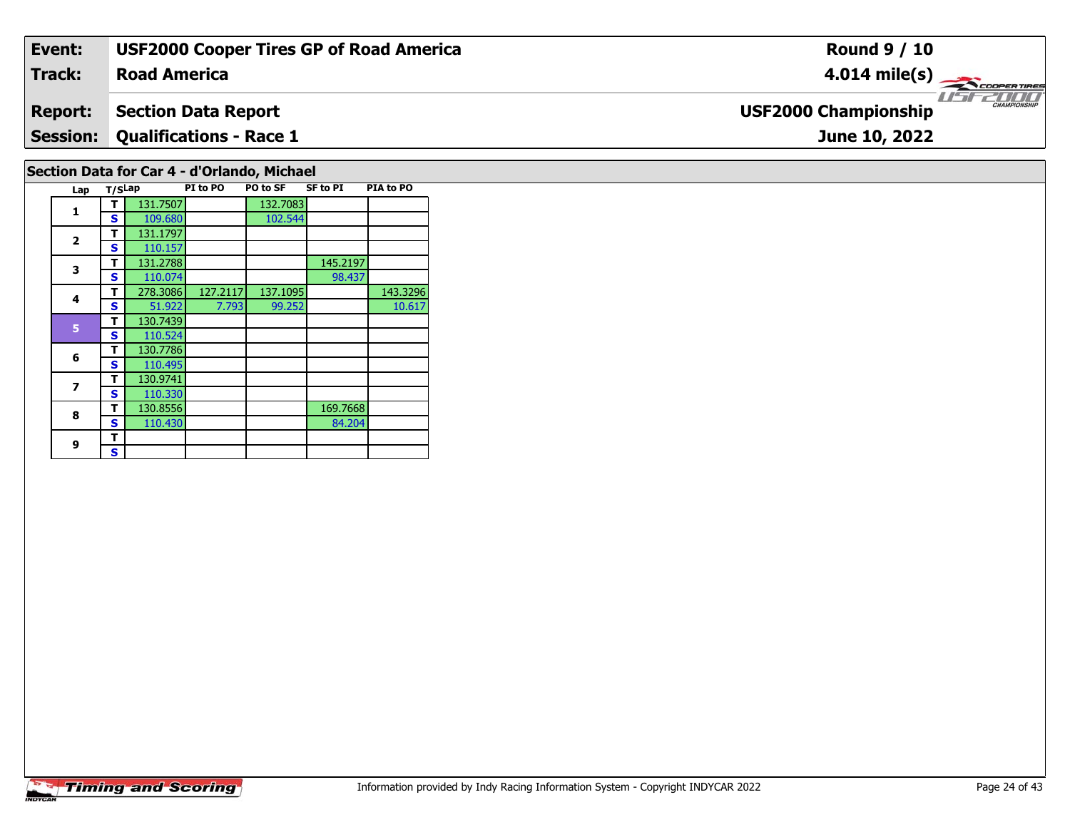| Event: | USF2000 Cooper Tires GP of Road America | Round 9 / 10 |
|---|---|---|
| Track: | Road America | 4.014 mile(s) |
| Report: | Section Data Report | USF2000 Championship |
| Session: | Qualifications - Race 1 | June 10, 2022 |

## Section Data for Car 4 - d'Orlando, Michael

| Lap | T/S | Lap | PI to PO | PO to SF | SF to PI | PIA to PO |
|---|---|---|---|---|---|---|
| 1 | T | 131.7507 | | 132.7083 | | |
| | S | 109.680 | | 102.544 | | |
| 2 | T | 131.1797 | | | | |
| | S | 110.157 | | | | |
| 3 | T | 131.2788 | | | 145.2197 | |
| | S | 110.074 | | | 98.437 | |
| 4 | T | 278.3086 | 127.2117 | 137.1095 | | 143.3296 |
| | S | 51.922 | 7.793 | 99.252 | | 10.617 |
| 5 | T | 130.7439 | | | | |
| | S | 110.524 | | | | |
| 6 | T | 130.7786 | | | | |
| | S | 110.495 | | | | |
| 7 | T | 130.9741 | | | | |
| | S | 110.330 | | | | |
| 8 | T | 130.8556 | | | 169.7668 | |
| | S | 110.430 | | | 84.204 | |
| 9 | T | | | | | |
| | S | | | | | |

Information provided by Indy Racing Information System - Copyright INDYCAR 2022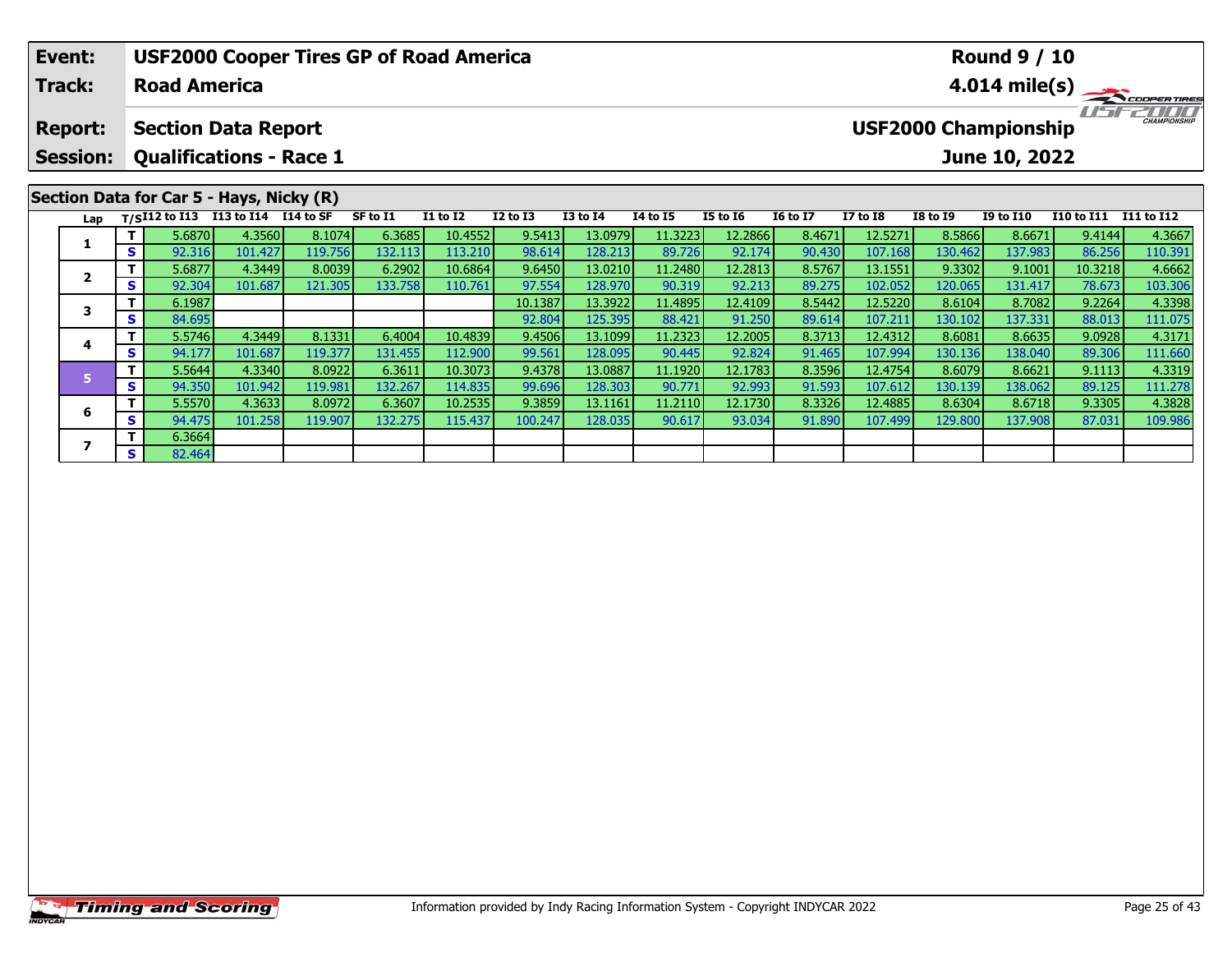| Event: | USF2000 Cooper Tires GP of Road America | Round 9 / 10 |
|---|---|---|
| Track: | Road America | 4.014 mile(s) |
| Report: | Section Data Report | USF2000 Championship |
| Session: | Qualifications - Race 1 | June 10, 2022 |

## Section Data for Car 5 - Hays, Nicky (R)

| Lap | T/S | I12 to I13 | I13 to I14 | I14 to SF | SF to I1 | I1 to I2 | I2 to I3 | I3 to I4 | I4 to I5 | I5 to I6 | I6 to I7 | I7 to I8 | I8 to I9 | I9 to I10 | I10 to I11 | I11 to I12 |
|---|---|---|---|---|---|---|---|---|---|---|---|---|---|---|---|---|
| 1 | T | 5.6870 | 4.3560 | 8.1074 | 6.3685 | 10.4552 | 9.5413 | 13.0979 | 11.3223 | 12.2866 | 8.4671 | 12.5271 | 8.5866 | 8.6671 | 9.4144 | 4.3667 |
| | S | 92.316 | 101.427 | 119.756 | 132.113 | 113.210 | 98.614 | 128.213 | 89.726 | 92.174 | 90.430 | 107.168 | 130.462 | 137.983 | 86.256 | 110.391 |
| 2 | T | 5.6877 | 4.3449 | 8.0039 | 6.2902 | 10.6864 | 9.6450 | 13.0210 | 11.2480 | 12.2813 | 8.5767 | 13.1551 | 9.3302 | 9.1001 | 10.3218 | 4.6662 |
| | S | 92.304 | 101.687 | 121.305 | 133.758 | 110.761 | 97.554 | 128.970 | 90.319 | 92.213 | 89.275 | 102.052 | 120.065 | 131.417 | 78.673 | 103.306 |
| 3 | T | 6.1987 | | | | | 10.1387 | 13.3922 | 11.4895 | 12.4109 | 8.5442 | 12.5220 | 8.6104 | 8.7082 | 9.2264 | 4.3398 |
| | S | 84.695 | | | | | 92.804 | 125.395 | 88.421 | 91.250 | 89.614 | 107.211 | 130.102 | 137.331 | 88.013 | 111.075 |
| 4 | T | 5.5746 | 4.3449 | 8.1331 | 6.4004 | 10.4839 | 9.4506 | 13.1099 | 11.2323 | 12.2005 | 8.3713 | 12.4312 | 8.6081 | 8.6635 | 9.0928 | 4.3171 |
| | S | 94.177 | 101.687 | 119.377 | 131.455 | 112.900 | 99.561 | 128.095 | 90.445 | 92.824 | 91.465 | 107.994 | 130.136 | 138.040 | 89.306 | 111.660 |
| 5 | T | 5.5644 | 4.3340 | 8.0922 | 6.3611 | 10.3073 | 9.4378 | 13.0887 | 11.1920 | 12.1783 | 8.3596 | 12.4754 | 8.6079 | 8.6621 | 9.1113 | 4.3319 |
| | S | 94.350 | 101.942 | 119.981 | 132.267 | 114.835 | 99.696 | 128.303 | 90.771 | 92.993 | 91.593 | 107.612 | 130.139 | 138.062 | 89.125 | 111.278 |
| 6 | T | 5.5570 | 4.3633 | 8.0972 | 6.3607 | 10.2535 | 9.3859 | 13.1161 | 11.2110 | 12.1730 | 8.3326 | 12.4885 | 8.6304 | 8.6718 | 9.3305 | 4.3828 |
| | S | 94.475 | 101.258 | 119.907 | 132.275 | 115.437 | 100.247 | 128.035 | 90.617 | 93.034 | 91.890 | 107.499 | 129.800 | 137.908 | 87.031 | 109.986 |
| 7 | T | 6.3664 | | | | | | | | | | | | | | |
| | S | 82.464 | | | | | | | | | | | | | | |

Information provided by Indy Racing Information System - Copyright INDYCAR 2022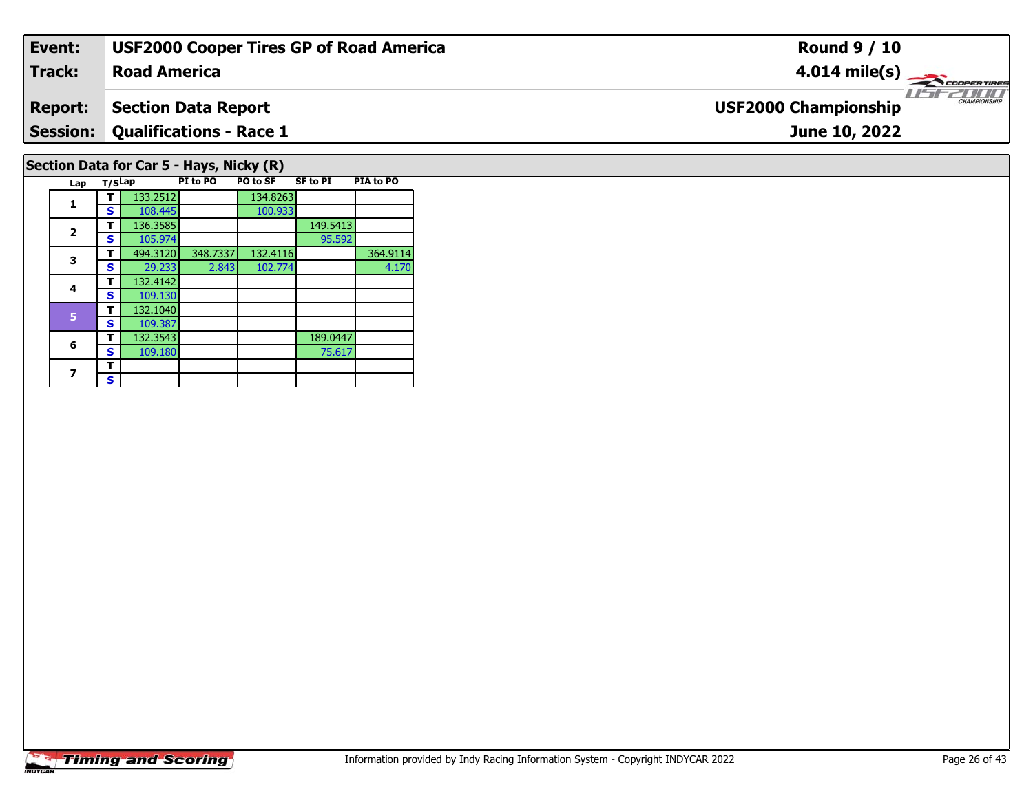| **Event:** | **USF2000 Cooper Tires GP of Road America** | **Round 9 / 10** |
|---|---|---|
| **Track:** | **Road America** | **4.014 mile(s)** |
| **Report:** | **Section Data Report** | **USF2000 Championship** |
| **Session:** | **Qualifications - Race 1** | **June 10, 2022** |

## Section Data for Car 5 - Hays, Nicky (R)

| Lap | T/S | Lap | PI to PO | PO to SF | SF to PI | PIA to PO |
|---|---|---|---|---|---|---|
| 1 | T | 133.2512 | | 134.8263 | | |
| | S | 108.445 | | 100.933 | | |
| 2 | T | 136.3585 | | | 149.5413 | |
| | S | 105.974 | | | 95.592 | |
| 3 | T | 494.3120 | 348.7337 | 132.4116 | | 364.9114 |
| | S | 29.233 | 2.843 | 102.774 | | 4.170 |
| 4 | T | 132.4142 | | | | |
| | S | 109.130 | | | | |
| 5 | T | 132.1040 | | | | |
| | S | 109.387 | | | | |
| 6 | T | 132.3543 | | | 189.0447 | |
| | S | 109.180 | | | 75.617 | |
| 7 | T | | | | | |
| | S | | | | | |

Information provided by Indy Racing Information System - Copyright INDYCAR 2022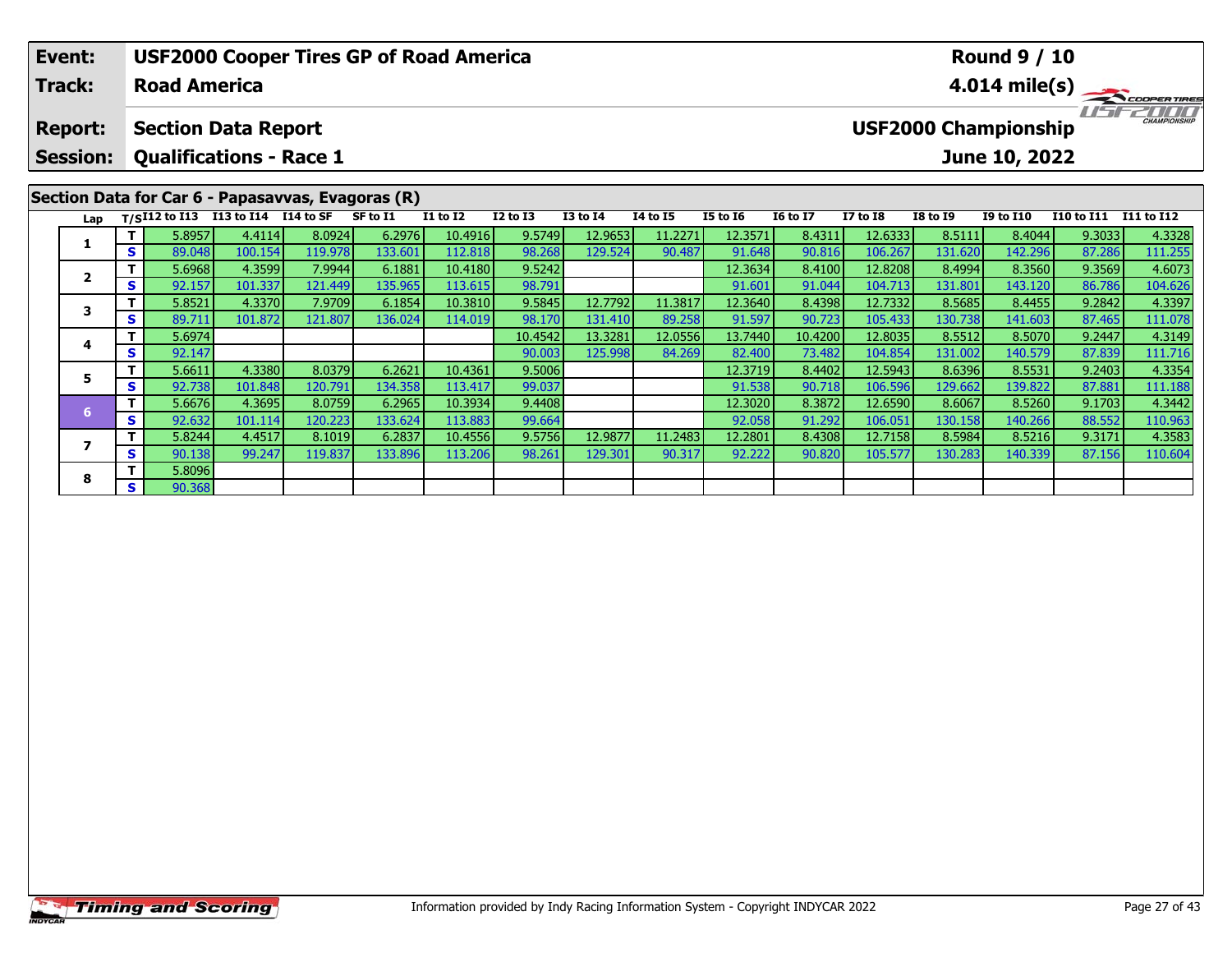| Event: | USF2000 Cooper Tires GP of Road America | Round 9 / 10 |
|---|---|---|
| Track: | Road America | 4.014 mile(s) |
| Report: | Section Data Report | USF2000 Championship |
| Session: | Qualifications - Race 1 | June 10, 2022 |

## Section Data for Car 6 - Papasavvas, Evagoras (R)

| Lap | T/S | I12 to I13 | I13 to I14 | I14 to SF | SF to I1 | I1 to I2 | I2 to I3 | I3 to I4 | I4 to I5 | I5 to I6 | I6 to I7 | I7 to I8 | I8 to I9 | I9 to I10 | I10 to I11 | I11 to I12 |
|---|---|---|---|---|---|---|---|---|---|---|---|---|---|---|---|---|
| 1 | T | 5.8957 | 4.4114 | 8.0924 | 6.2976 | 10.4916 | 9.5749 | 12.9653 | 11.2271 | 12.3571 | 8.4311 | 12.6333 | 8.5111 | 8.4044 | 9.3033 | 4.3328 |
| | S | 89.048 | 100.154 | 119.978 | 133.601 | 112.818 | 98.268 | 129.524 | 90.487 | 91.648 | 90.816 | 106.267 | 131.620 | 142.296 | 87.286 | 111.255 |
| 2 | T | 5.6968 | 4.3599 | 7.9944 | 6.1881 | 10.4180 | 9.5242 | | | 12.3634 | 8.4100 | 12.8208 | 8.4994 | 8.3560 | 9.3569 | 4.6073 |
| | S | 92.157 | 101.337 | 121.449 | 135.965 | 113.615 | 98.791 | | | 91.601 | 91.044 | 104.713 | 131.801 | 143.120 | 86.786 | 104.626 |
| 3 | T | 5.8521 | 4.3370 | 7.9709 | 6.1854 | 10.3810 | 9.5845 | 12.7792 | 11.3817 | 12.3640 | 8.4398 | 12.7332 | 8.5685 | 8.4455 | 9.2842 | 4.3397 |
| | S | 89.711 | 101.872 | 121.807 | 136.024 | 114.019 | 98.170 | 131.410 | 89.258 | 91.597 | 90.723 | 105.433 | 130.738 | 141.603 | 87.465 | 111.078 |
| 4 | T | 5.6974 | | | | | 10.4542 | 13.3281 | 12.0556 | 13.7440 | 10.4200 | 12.8035 | 8.5512 | 8.5070 | 9.2447 | 4.3149 |
| | S | 92.147 | | | | | 90.003 | 125.998 | 84.269 | 82.400 | 73.482 | 104.854 | 131.002 | 140.579 | 87.839 | 111.716 |
| 5 | T | 5.6611 | 4.3380 | 8.0379 | 6.2621 | 10.4361 | 9.5006 | | | 12.3719 | 8.4402 | 12.5943 | 8.6396 | 8.5531 | 9.2403 | 4.3354 |
| | S | 92.738 | 101.848 | 120.791 | 134.358 | 113.417 | 99.037 | | | 91.538 | 90.718 | 106.596 | 129.662 | 139.822 | 87.881 | 111.188 |
| 6 | T | 5.6676 | 4.3695 | 8.0759 | 6.2965 | 10.3934 | 9.4408 | | | 12.3020 | 8.3872 | 12.6590 | 8.6067 | 8.5260 | 9.1703 | 4.3442 |
| | S | 92.632 | 101.114 | 120.223 | 133.624 | 113.883 | 99.664 | | | 92.058 | 91.292 | 106.051 | 130.158 | 140.266 | 88.552 | 110.963 |
| 7 | T | 5.8244 | 4.4517 | 8.1019 | 6.2837 | 10.4556 | 9.5756 | 12.9877 | 11.2483 | 12.2801 | 8.4308 | 12.7158 | 8.5984 | 8.5216 | 9.3171 | 4.3583 |
| | S | 90.138 | 99.247 | 119.837 | 133.896 | 113.206 | 98.261 | 129.301 | 90.317 | 92.222 | 90.820 | 105.577 | 130.283 | 140.339 | 87.156 | 110.604 |
| 8 | T | 5.8096 | | | | | | | | | | | | | | |
| | S | 90.368 | | | | | | | | | | | | | | |

Information provided by Indy Racing Information System - Copyright INDYCAR 2022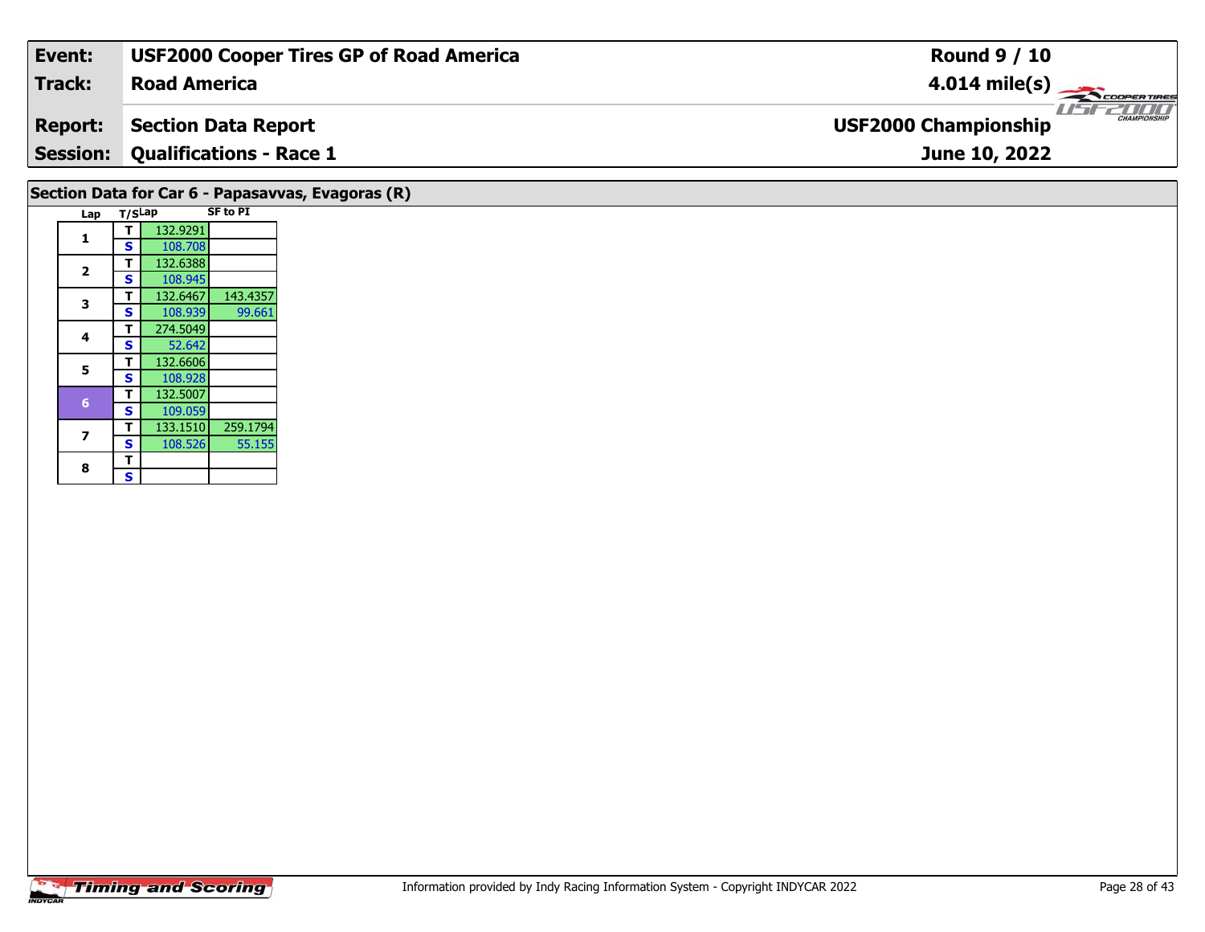| Event: | USF2000 Cooper Tires GP of Road America | Round 9 / 10 |
|---|---|---|
| Track: | Road America | 4.014 mile(s) |
| Report: | Section Data Report | USF2000 Championship |
| Session: | Qualifications - Race 1 | June 10, 2022 |

## Section Data for Car 6 - Papasavvas, Evagoras (R)

| Lap | T/S | Lap | SF to PI |
|---|---|---|---|
| 1 | T | 132.9291 | |
| | S | 108.708 | |
| 2 | T | 132.6388 | |
| | S | 108.945 | |
| 3 | T | 132.6467 | 143.4357 |
| | S | 108.939 | 99.661 |
| 4 | T | 274.5049 | |
| | S | 52.642 | |
| 5 | T | 132.6606 | |
| | S | 108.928 | |
| 6 | T | 132.5007 | |
| | S | 109.059 | |
| 7 | T | 133.1510 | 259.1794 |
| | S | 108.526 | 55.155 |
| 8 | T | | |
| | S | | |

Information provided by Indy Racing Information System - Copyright INDYCAR 2022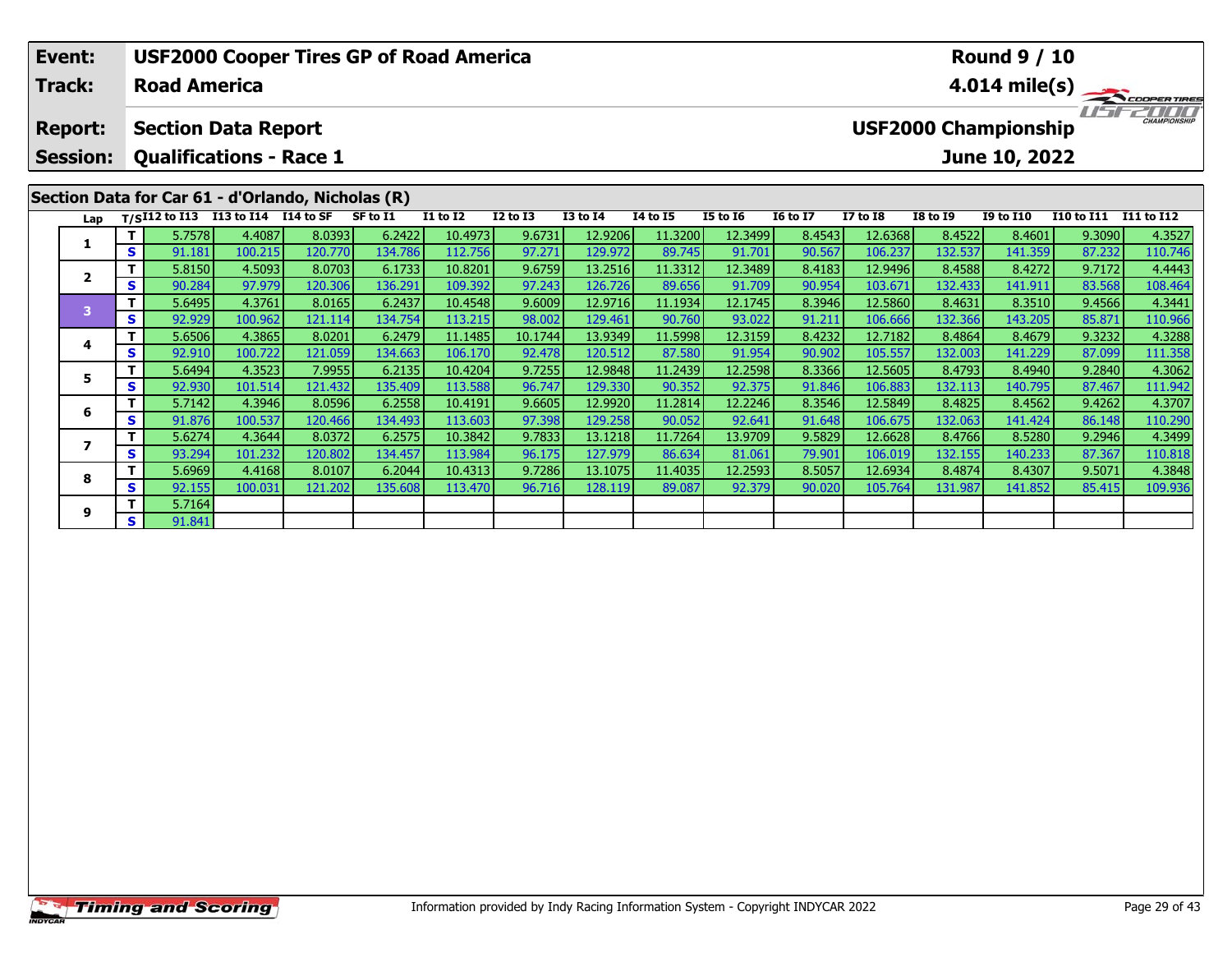| Event: | USF2000 Cooper Tires GP of Road America | Round 9 / 10 |
|---|---|---|
| Track: | Road America | 4.014 mile(s) |
| Report: | Section Data Report | USF2000 Championship |
| Session: | Qualifications - Race 1 | June 10, 2022 |

## Section Data for Car 61 - d'Orlando, Nicholas (R)

| Lap | T/S | I12 to I13 | I13 to I14 | I14 to SF | SF to I1 | I1 to I2 | I2 to I3 | I3 to I4 | I4 to I5 | I5 to I6 | I6 to I7 | I7 to I8 | I8 to I9 | I9 to I10 | I10 to I11 | I11 to I12 |
|---|---|---|---|---|---|---|---|---|---|---|---|---|---|---|---|---|
| 1 | T | 5.7578 | 4.4087 | 8.0393 | 6.2422 | 10.4973 | 9.6731 | 12.9206 | 11.3200 | 12.3499 | 8.4543 | 12.6368 | 8.4522 | 8.4601 | 9.3090 | 4.3527 |
| | S | 91.181 | 100.215 | 120.770 | 134.786 | 112.756 | 97.271 | 129.972 | 89.745 | 91.701 | 90.567 | 106.237 | 132.537 | 141.359 | 87.232 | 110.746 |
| 2 | T | 5.8150 | 4.5093 | 8.0703 | 6.1733 | 10.8201 | 9.6759 | 13.2516 | 11.3312 | 12.3489 | 8.4183 | 12.9496 | 8.4588 | 8.4272 | 9.7172 | 4.4443 |
| | S | 90.284 | 97.979 | 120.306 | 136.291 | 109.392 | 97.243 | 126.726 | 89.656 | 91.709 | 90.954 | 103.671 | 132.433 | 141.911 | 83.568 | 108.464 |
| 3 | T | 5.6495 | 4.3761 | 8.0165 | 6.2437 | 10.4548 | 9.6009 | 12.9716 | 11.1934 | 12.1745 | 8.3946 | 12.5860 | 8.4631 | 8.3510 | 9.4566 | 4.3441 |
| | S | 92.929 | 100.962 | 121.114 | 134.754 | 113.215 | 98.002 | 129.461 | 90.760 | 93.022 | 91.211 | 106.666 | 132.366 | 143.205 | 85.871 | 110.966 |
| 4 | T | 5.6506 | 4.3865 | 8.0201 | 6.2479 | 11.1485 | 10.1744 | 13.9349 | 11.5998 | 12.3159 | 8.4232 | 12.7182 | 8.4864 | 8.4679 | 9.3232 | 4.3288 |
| | S | 92.910 | 100.722 | 121.059 | 134.663 | 106.170 | 92.478 | 120.512 | 87.580 | 91.954 | 90.902 | 105.557 | 132.003 | 141.229 | 87.099 | 111.358 |
| 5 | T | 5.6494 | 4.3523 | 7.9955 | 6.2135 | 10.4204 | 9.7255 | 12.9848 | 11.2439 | 12.2598 | 8.3366 | 12.5605 | 8.4793 | 8.4940 | 9.2840 | 4.3062 |
| | S | 92.930 | 101.514 | 121.432 | 135.409 | 113.588 | 96.747 | 129.330 | 90.352 | 92.375 | 91.846 | 106.883 | 132.113 | 140.795 | 87.467 | 111.942 |
| 6 | T | 5.7142 | 4.3946 | 8.0596 | 6.2558 | 10.4191 | 9.6605 | 12.9920 | 11.2814 | 12.2246 | 8.3546 | 12.5849 | 8.4825 | 8.4562 | 9.4262 | 4.3707 |
| | S | 91.876 | 100.537 | 120.466 | 134.493 | 113.603 | 97.398 | 129.258 | 90.052 | 92.641 | 91.648 | 106.675 | 132.063 | 141.424 | 86.148 | 110.290 |
| 7 | T | 5.6274 | 4.3644 | 8.0372 | 6.2575 | 10.3842 | 9.7833 | 13.1218 | 11.7264 | 13.9709 | 9.5829 | 12.6628 | 8.4766 | 8.5280 | 9.2946 | 4.3499 |
| | S | 93.294 | 101.232 | 120.802 | 134.457 | 113.984 | 96.175 | 127.979 | 86.634 | 81.061 | 79.901 | 106.019 | 132.155 | 140.233 | 87.367 | 110.818 |
| 8 | T | 5.6969 | 4.4168 | 8.0107 | 6.2044 | 10.4313 | 9.7286 | 13.1075 | 11.4035 | 12.2593 | 8.5057 | 12.6934 | 8.4874 | 8.4307 | 9.5071 | 4.3848 |
| | S | 92.155 | 100.031 | 121.202 | 135.608 | 113.470 | 96.716 | 128.119 | 89.087 | 92.379 | 90.020 | 105.764 | 131.987 | 141.852 | 85.415 | 109.936 |
| 9 | T | 5.7164 | | | | | | | | | | | | | | |
| | S | 91.841 | | | | | | | | | | | | | | |

Information provided by Indy Racing Information System - Copyright INDYCAR 2022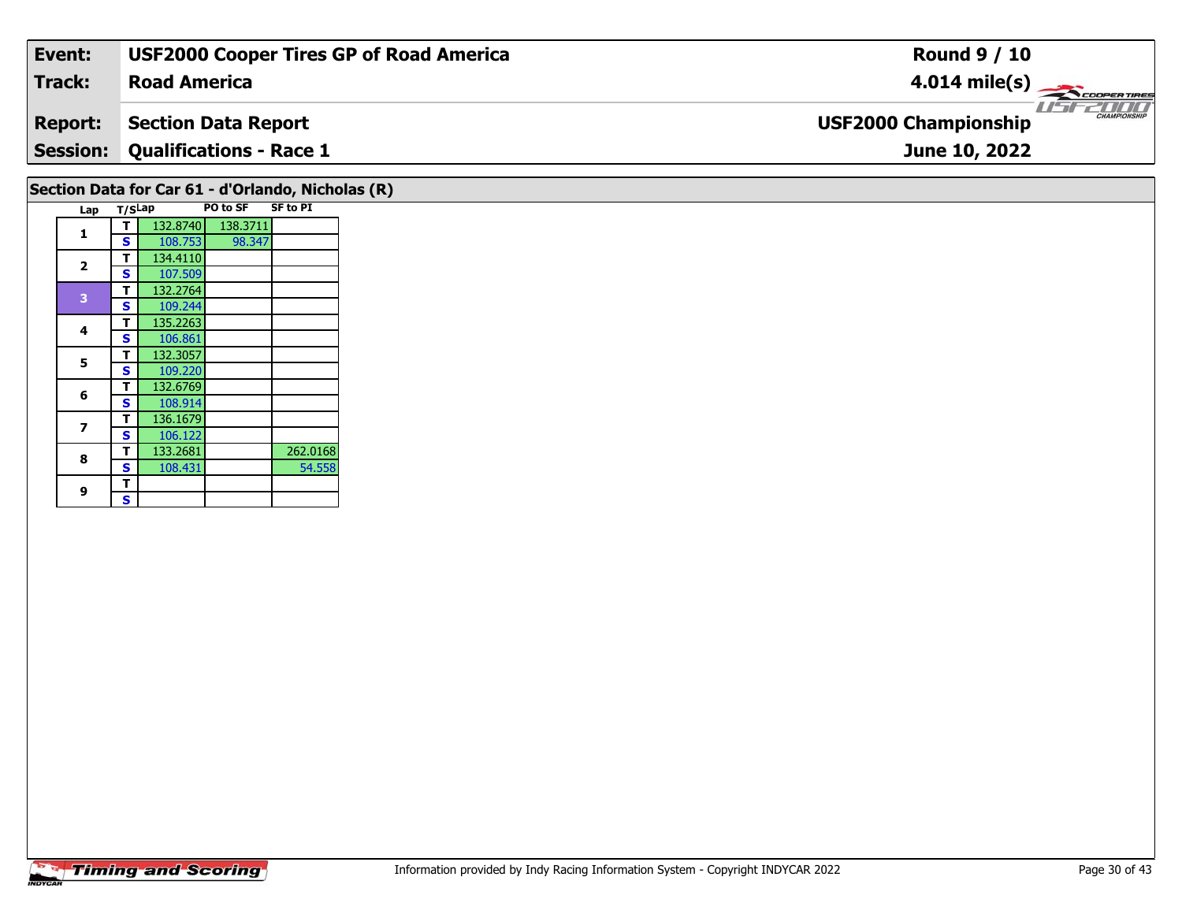| Event: | USF2000 Cooper Tires GP of Road America | Round 9 / 10 |
|---|---|---|
| Track: | Road America | 4.014 mile(s) |
| Report: | Section Data Report | USF2000 Championship |
| Session: | Qualifications - Race 1 | June 10, 2022 |

## Section Data for Car 61 - d'Orlando, Nicholas (R)

| Lap | T/S | Lap | PO to SF | SF to PI |
|---|---|---|---|---|
| 1 | T | 132.8740 | 138.3711 | |
| | S | 108.753 | 98.347 | |
| 2 | T | 134.4110 | | |
| | S | 107.509 | | |
| 3 | T | 132.2764 | | |
| | S | 109.244 | | |
| 4 | T | 135.2263 | | |
| | S | 106.861 | | |
| 5 | T | 132.3057 | | |
| | S | 109.220 | | |
| 6 | T | 132.6769 | | |
| | S | 108.914 | | |
| 7 | T | 136.1679 | | |
| | S | 106.122 | | |
| 8 | T | 133.2681 | | 262.0168 |
| | S | 108.431 | | 54.558 |
| 9 | T | | | |
| | S | | | |

Information provided by Indy Racing Information System - Copyright INDYCAR 2022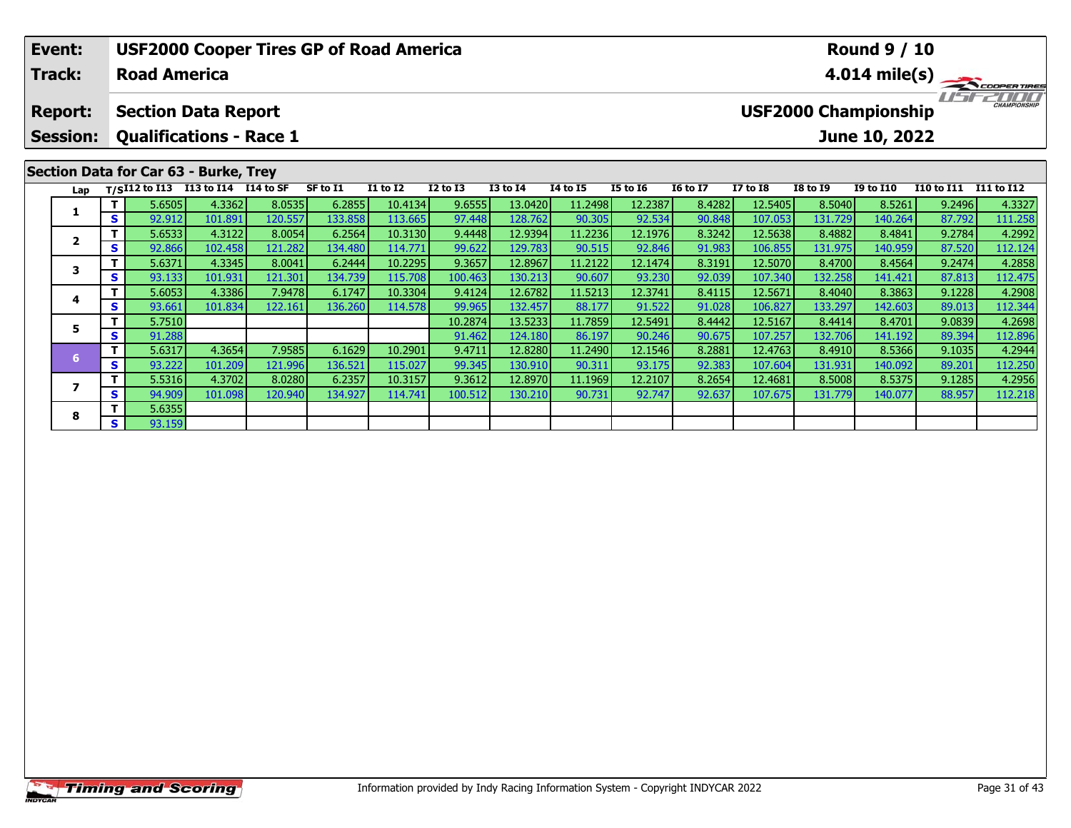| Event: | USF2000 Cooper Tires GP of Road America | Round 9 / 10 |
|---|---|---|
| Track: | Road America | 4.014 mile(s) |
| Report: | Section Data Report | USF2000 Championship |
| Session: | Qualifications - Race 1 | June 10, 2022 |

## Section Data for Car 63 - Burke, Trey

| Lap | T/S | I12 to I13 | I13 to I14 | I14 to SF | SF to I1 | I1 to I2 | I2 to I3 | I3 to I4 | I4 to I5 | I5 to I6 | I6 to I7 | I7 to I8 | I8 to I9 | I9 to I10 | I10 to I11 | I11 to I12 |
|---|---|---|---|---|---|---|---|---|---|---|---|---|---|---|---|---|
| 1 | T | 5.6505 | 4.3362 | 8.0535 | 6.2855 | 10.4134 | 9.6555 | 13.0420 | 11.2498 | 12.2387 | 8.4282 | 12.5405 | 8.5040 | 8.5261 | 9.2496 | 4.3327 |
| | S | 92.912 | 101.891 | 120.557 | 133.858 | 113.665 | 97.448 | 128.762 | 90.305 | 92.534 | 90.848 | 107.053 | 131.729 | 140.264 | 87.792 | 111.258 |
| 2 | T | 5.6533 | 4.3122 | 8.0054 | 6.2564 | 10.3130 | 9.4448 | 12.9394 | 11.2236 | 12.1976 | 8.3242 | 12.5638 | 8.4882 | 8.4841 | 9.2784 | 4.2992 |
| | S | 92.866 | 102.458 | 121.282 | 134.480 | 114.771 | 99.622 | 129.783 | 90.515 | 92.846 | 91.983 | 106.855 | 131.975 | 140.959 | 87.520 | 112.124 |
| 3 | T | 5.6371 | 4.3345 | 8.0041 | 6.2444 | 10.2295 | 9.3657 | 12.8967 | 11.2122 | 12.1474 | 8.3191 | 12.5070 | 8.4700 | 8.4564 | 9.2474 | 4.2858 |
| | S | 93.133 | 101.931 | 121.301 | 134.739 | 115.708 | 100.463 | 130.213 | 90.607 | 93.230 | 92.039 | 107.340 | 132.258 | 141.421 | 87.813 | 112.475 |
| 4 | T | 5.6053 | 4.3386 | 7.9478 | 6.1747 | 10.3304 | 9.4124 | 12.6782 | 11.5213 | 12.3741 | 8.4115 | 12.5671 | 8.4040 | 8.3863 | 9.1228 | 4.2908 |
| | S | 93.661 | 101.834 | 122.161 | 136.260 | 114.578 | 99.965 | 132.457 | 88.177 | 91.522 | 91.028 | 106.827 | 133.297 | 142.603 | 89.013 | 112.344 |
| 5 | T | 5.7510 | | | | | 10.2874 | 13.5233 | 11.7859 | 12.5491 | 8.4442 | 12.5167 | 8.4414 | 8.4701 | 9.0839 | 4.2698 |
| | S | 91.288 | | | | | 91.462 | 124.180 | 86.197 | 90.246 | 90.675 | 107.257 | 132.706 | 141.192 | 89.394 | 112.896 |
| 6 | T | 5.6317 | 4.3654 | 7.9585 | 6.1629 | 10.2901 | 9.4711 | 12.8280 | 11.2490 | 12.1546 | 8.2881 | 12.4763 | 8.4910 | 8.5366 | 9.1035 | 4.2944 |
| | S | 93.222 | 101.209 | 121.996 | 136.521 | 115.027 | 99.345 | 130.910 | 90.311 | 93.175 | 92.383 | 107.604 | 131.931 | 140.092 | 89.201 | 112.250 |
| 7 | T | 5.5316 | 4.3702 | 8.0280 | 6.2357 | 10.3157 | 9.3612 | 12.8970 | 11.1969 | 12.2107 | 8.2654 | 12.4681 | 8.5008 | 8.5375 | 9.1285 | 4.2956 |
| | S | 94.909 | 101.098 | 120.940 | 134.927 | 114.741 | 100.512 | 130.210 | 90.731 | 92.747 | 92.637 | 107.675 | 131.779 | 140.077 | 88.957 | 112.218 |
| 8 | T | 5.6355 | | | | | | | | | | | | | | |
| | S | 93.159 | | | | | | | | | | | | | | |

Information provided by Indy Racing Information System - Copyright INDYCAR 2022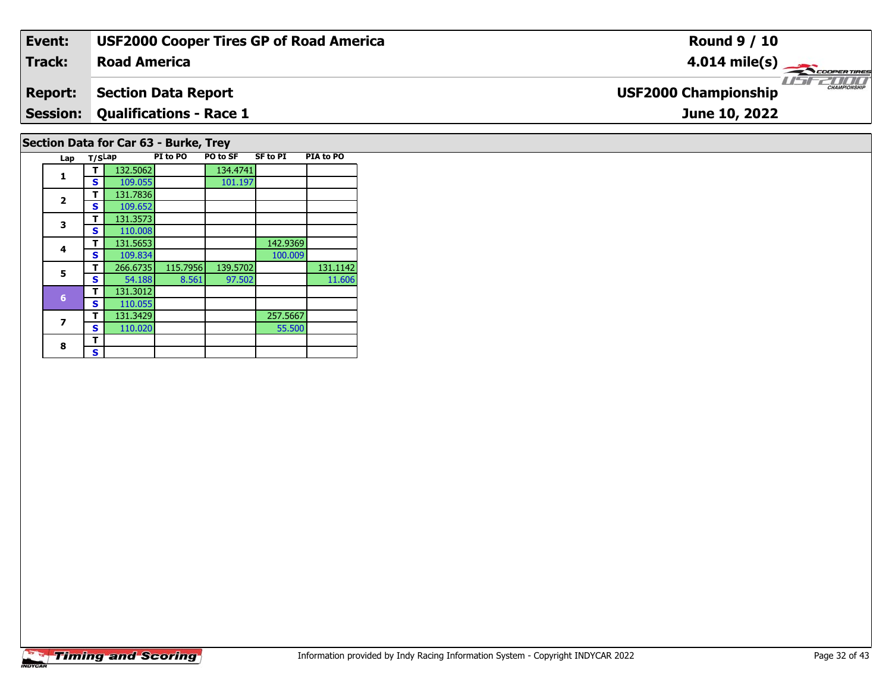| **Event:** | **USF2000 Cooper Tires GP of Road America** | **Round 9 / 10** |
|---|---|---|
| **Track:** | **Road America** | **4.014 mile(s)** |
| **Report:** | **Section Data Report** | **USF2000 Championship** |
| **Session:** | **Qualifications - Race 1** | **June 10, 2022** |

## Section Data for Car 63 - Burke, Trey

| Lap | T/S | Lap | PI to PO | PO to SF | SF to PI | PIA to PO |
|---|---|---|---|---|---|---|
| 1 | T | 132.5062 | | 134.4741 | | |
| | S | 109.055 | | 101.197 | | |
| 2 | T | 131.7836 | | | | |
| | S | 109.652 | | | | |
| 3 | T | 131.3573 | | | | |
| | S | 110.008 | | | | |
| 4 | T | 131.5653 | | | 142.9369 | |
| | S | 109.834 | | | 100.009 | |
| 5 | T | 266.6735 | 115.7956 | 139.5702 | | 131.1142 |
| | S | 54.188 | 8.561 | 97.502 | | 11.606 |
| 6 | T | 131.3012 | | | | |
| | S | 110.055 | | | | |
| 7 | T | 131.3429 | | | 257.5667 | |
| | S | 110.020 | | | 55.500 | |
| 8 | T | | | | | |
| | S | | | | | |

Information provided by Indy Racing Information System - Copyright INDYCAR 2022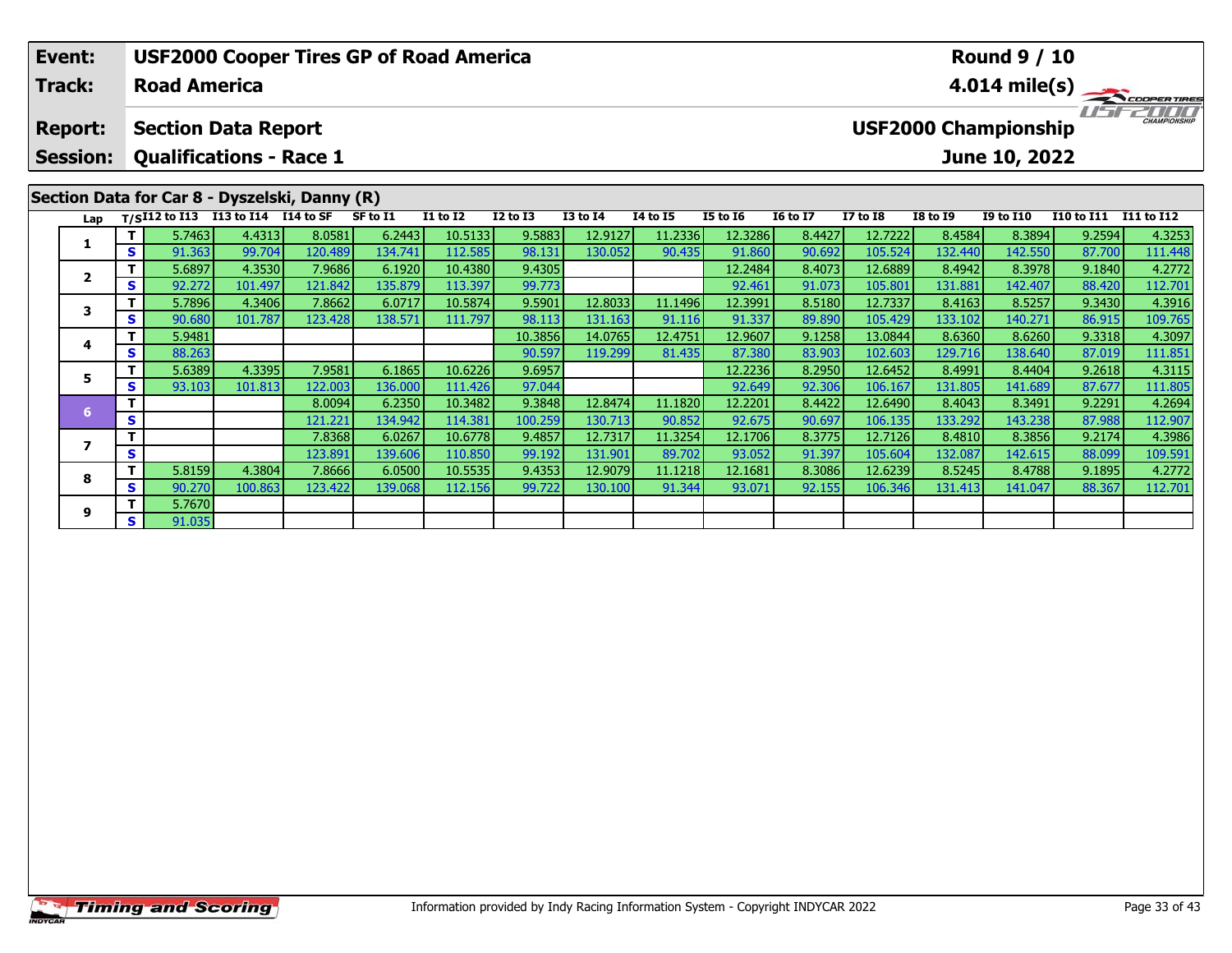| Event: | USF2000 Cooper Tires GP of Road America | Round 9 / 10 |
|---|---|---|
| Track: | Road America | 4.014 mile(s) |
| Report: | Section Data Report | USF2000 Championship |
| Session: | Qualifications - Race 1 | June 10, 2022 |

## Section Data for Car 8 - Dyszelski, Danny (R)

| Lap | T/S | I12 to I13 | I13 to I14 | I14 to SF | SF to I1 | I1 to I2 | I2 to I3 | I3 to I4 | I4 to I5 | I5 to I6 | I6 to I7 | I7 to I8 | I8 to I9 | I9 to I10 | I10 to I11 | I11 to I12 |
|---|---|---|---|---|---|---|---|---|---|---|---|---|---|---|---|---|
| 1 | T | 5.7463 | 4.4313 | 8.0581 | 6.2443 | 10.5133 | 9.5883 | 12.9127 | 11.2336 | 12.3286 | 8.4427 | 12.7222 | 8.4584 | 8.3894 | 9.2594 | 4.3253 |
| | S | 91.363 | 99.704 | 120.489 | 134.741 | 112.585 | 98.131 | 130.052 | 90.435 | 91.860 | 90.692 | 105.524 | 132.440 | 142.550 | 87.700 | 111.448 |
| 2 | T | 5.6897 | 4.3530 | 7.9686 | 6.1920 | 10.4380 | 9.4305 | | | 12.2484 | 8.4073 | 12.6889 | 8.4942 | 8.3978 | 9.1840 | 4.2772 |
| | S | 92.272 | 101.497 | 121.842 | 135.879 | 113.397 | 99.773 | | | 92.461 | 91.073 | 105.801 | 131.881 | 142.407 | 88.420 | 112.701 |
| 3 | T | 5.7896 | 4.3406 | 7.8662 | 6.0717 | 10.5874 | 9.5901 | 12.8033 | 11.1496 | 12.3991 | 8.5180 | 12.7337 | 8.4163 | 8.5257 | 9.3430 | 4.3916 |
| | S | 90.680 | 101.787 | 123.428 | 138.571 | 111.797 | 98.113 | 131.163 | 91.116 | 91.337 | 89.890 | 105.429 | 133.102 | 140.271 | 86.915 | 109.765 |
| 4 | T | 5.9481 | | | | | 10.3856 | 14.0765 | 12.4751 | 12.9607 | 9.1258 | 13.0844 | 8.6360 | 8.6260 | 9.3318 | 4.3097 |
| | S | 88.263 | | | | | 90.597 | 119.299 | 81.435 | 87.380 | 83.903 | 102.603 | 129.716 | 138.640 | 87.019 | 111.851 |
| 5 | T | 5.6389 | 4.3395 | 7.9581 | 6.1865 | 10.6226 | 9.6957 | | | 12.2236 | 8.2950 | 12.6452 | 8.4991 | 8.4404 | 9.2618 | 4.3115 |
| | S | 93.103 | 101.813 | 122.003 | 136.000 | 111.426 | 97.044 | | | 92.649 | 92.306 | 106.167 | 131.805 | 141.689 | 87.677 | 111.805 |
| 6 | T | | | 8.0094 | 6.2350 | 10.3482 | 9.3848 | 12.8474 | 11.1820 | 12.2201 | 8.4422 | 12.6490 | 8.4043 | 8.3491 | 9.2291 | 4.2694 |
| | S | | | 121.221 | 134.942 | 114.381 | 100.259 | 130.713 | 90.852 | 92.675 | 90.697 | 106.135 | 133.292 | 143.238 | 87.988 | 112.907 |
| 7 | T | | | 7.8368 | 6.0267 | 10.6778 | 9.4857 | 12.7317 | 11.3254 | 12.1706 | 8.3775 | 12.7126 | 8.4810 | 8.3856 | 9.2174 | 4.3986 |
| | S | | | 123.891 | 139.606 | 110.850 | 99.192 | 131.901 | 89.702 | 93.052 | 91.397 | 105.604 | 132.087 | 142.615 | 88.099 | 109.591 |
| 8 | T | 5.8159 | 4.3804 | 7.8666 | 6.0500 | 10.5535 | 9.4353 | 12.9079 | 11.1218 | 12.1681 | 8.3086 | 12.6239 | 8.5245 | 8.4788 | 9.1895 | 4.2772 |
| | S | 90.270 | 100.863 | 123.422 | 139.068 | 112.156 | 99.722 | 130.100 | 91.344 | 93.071 | 92.155 | 106.346 | 131.413 | 141.047 | 88.367 | 112.701 |
| 9 | T | 5.7670 | | | | | | | | | | | | | | |
| | S | 91.035 | | | | | | | | | | | | | | |

Information provided by Indy Racing Information System - Copyright INDYCAR 2022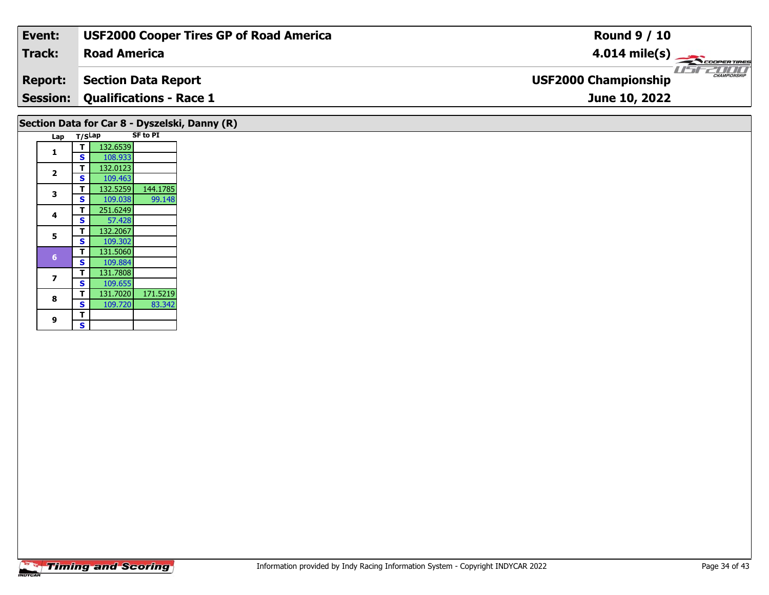| Event: | USF2000 Cooper Tires GP of Road America | Round 9 / 10 |
| --- | --- | --- |
| Track: | Road America | 4.014 mile(s) |
| Report: | Section Data Report | USF2000 Championship |
| Session: | Qualifications - Race 1 | June 10, 2022 |

## Section Data for Car 8 - Dyszelski, Danny (R)

| Lap | T/S | Lap | SF to PI |
| --- | --- | --- | --- |
| 1 | T | 132.6539 | |
| | S | 108.933 | |
| 2 | T | 132.0123 | |
| | S | 109.463 | |
| 3 | T | 132.5259 | 144.1785 |
| | S | 109.038 | 99.148 |
| 4 | T | 251.6249 | |
| | S | 57.428 | |
| 5 | T | 132.2067 | |
| | S | 109.302 | |
| 6 | T | 131.5060 | |
| | S | 109.884 | |
| 7 | T | 131.7808 | |
| | S | 109.655 | |
| 8 | T | 131.7020 | 171.5219 |
| | S | 109.720 | 83.342 |
| 9 | T | | |
| | S | | |

Information provided by Indy Racing Information System - Copyright INDYCAR 2022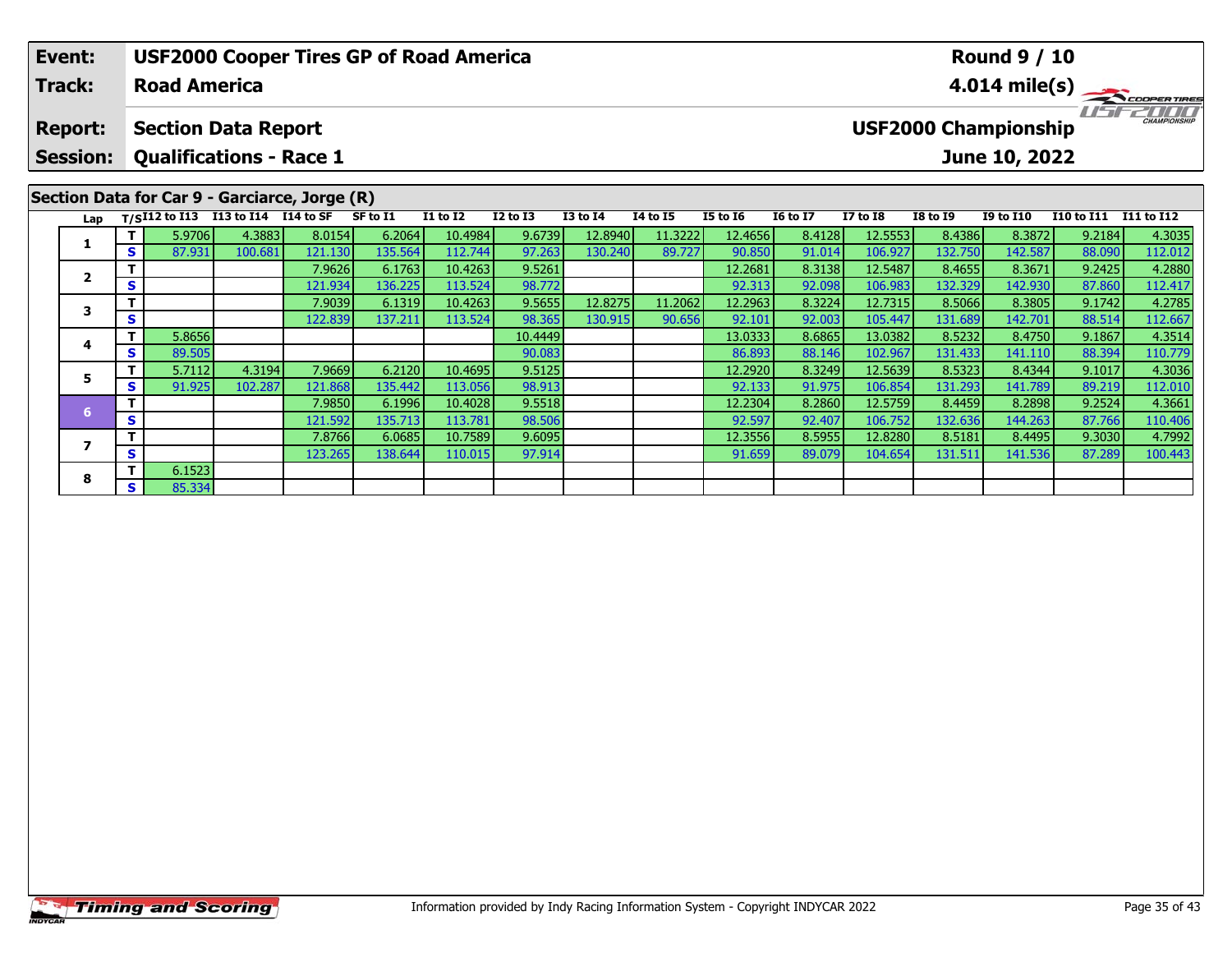| **Event:** | **USF2000 Cooper Tires GP of Road America** | **Round 9 / 10** |
|---|---|---|
| **Track:** | **Road America** | **4.014 mile(s)** |
| **Report:** | **Section Data Report** | **USF2000 Championship** |
| **Session:** | **Qualifications - Race 1** | **June 10, 2022** |

## Section Data for Car 9 - Garciarce, Jorge (R)

| Lap | T/S | I12 to I13 | I13 to I14 | I14 to SF | SF to I1 | I1 to I2 | I2 to I3 | I3 to I4 | I4 to I5 | I5 to I6 | I6 to I7 | I7 to I8 | I8 to I9 | I9 to I10 | I10 to I11 | I11 to I12 |
|---|---|---|---|---|---|---|---|---|---|---|---|---|---|---|---|---|
| 1 | T | 5.9706 | 4.3883 | 8.0154 | 6.2064 | 10.4984 | 9.6739 | 12.8940 | 11.3222 | 12.4656 | 8.4128 | 12.5553 | 8.4386 | 8.3872 | 9.2184 | 4.3035 |
| | S | 87.931 | 100.681 | 121.130 | 135.564 | 112.744 | 97.263 | 130.240 | 89.727 | 90.850 | 91.014 | 106.927 | 132.750 | 142.587 | 88.090 | 112.012 |
| 2 | T | | | 7.9626 | 6.1763 | 10.4263 | 9.5261 | | | 12.2681 | 8.3138 | 12.5487 | 8.4655 | 8.3671 | 9.2425 | 4.2880 |
| | S | | | 121.934 | 136.225 | 113.524 | 98.772 | | | 92.313 | 92.098 | 106.983 | 132.329 | 142.930 | 87.860 | 112.417 |
| 3 | T | | | 7.9039 | 6.1319 | 10.4263 | 9.5655 | 12.8275 | 11.2062 | 12.2963 | 8.3224 | 12.7315 | 8.5066 | 8.3805 | 9.1742 | 4.2785 |
| | S | | | 122.839 | 137.211 | 113.524 | 98.365 | 130.915 | 90.656 | 92.101 | 92.003 | 105.447 | 131.689 | 142.701 | 88.514 | 112.667 |
| 4 | T | 5.8656 | | | | | 10.4449 | | | 13.0333 | 8.6865 | 13.0382 | 8.5232 | 8.4750 | 9.1867 | 4.3514 |
| | S | 89.505 | | | | | 90.083 | | | 86.893 | 88.146 | 102.967 | 131.433 | 141.110 | 88.394 | 110.779 |
| 5 | T | 5.7112 | 4.3194 | 7.9669 | 6.2120 | 10.4695 | 9.5125 | | | 12.2920 | 8.3249 | 12.5639 | 8.5323 | 8.4344 | 9.1017 | 4.3036 |
| | S | 91.925 | 102.287 | 121.868 | 135.442 | 113.056 | 98.913 | | | 92.133 | 91.975 | 106.854 | 131.293 | 141.789 | 89.219 | 112.010 |
| 6 | T | | | 7.9850 | 6.1996 | 10.4028 | 9.5518 | | | 12.2304 | 8.2860 | 12.5759 | 8.4459 | 8.2898 | 9.2524 | 4.3661 |
| | S | | | 121.592 | 135.713 | 113.781 | 98.506 | | | 92.597 | 92.407 | 106.752 | 132.636 | 144.263 | 87.766 | 110.406 |
| 7 | T | | | 7.8766 | 6.0685 | 10.7589 | 9.6095 | | | 12.3556 | 8.5955 | 12.8280 | 8.5181 | 8.4495 | 9.3030 | 4.7992 |
| | S | | | 123.265 | 138.644 | 110.015 | 97.914 | | | 91.659 | 89.079 | 104.654 | 131.511 | 141.536 | 87.289 | 100.443 |
| 8 | T | 6.1523 | | | | | | | | | | | | | | |
| | S | 85.334 | | | | | | | | | | | | | | |

Information provided by Indy Racing Information System - Copyright INDYCAR 2022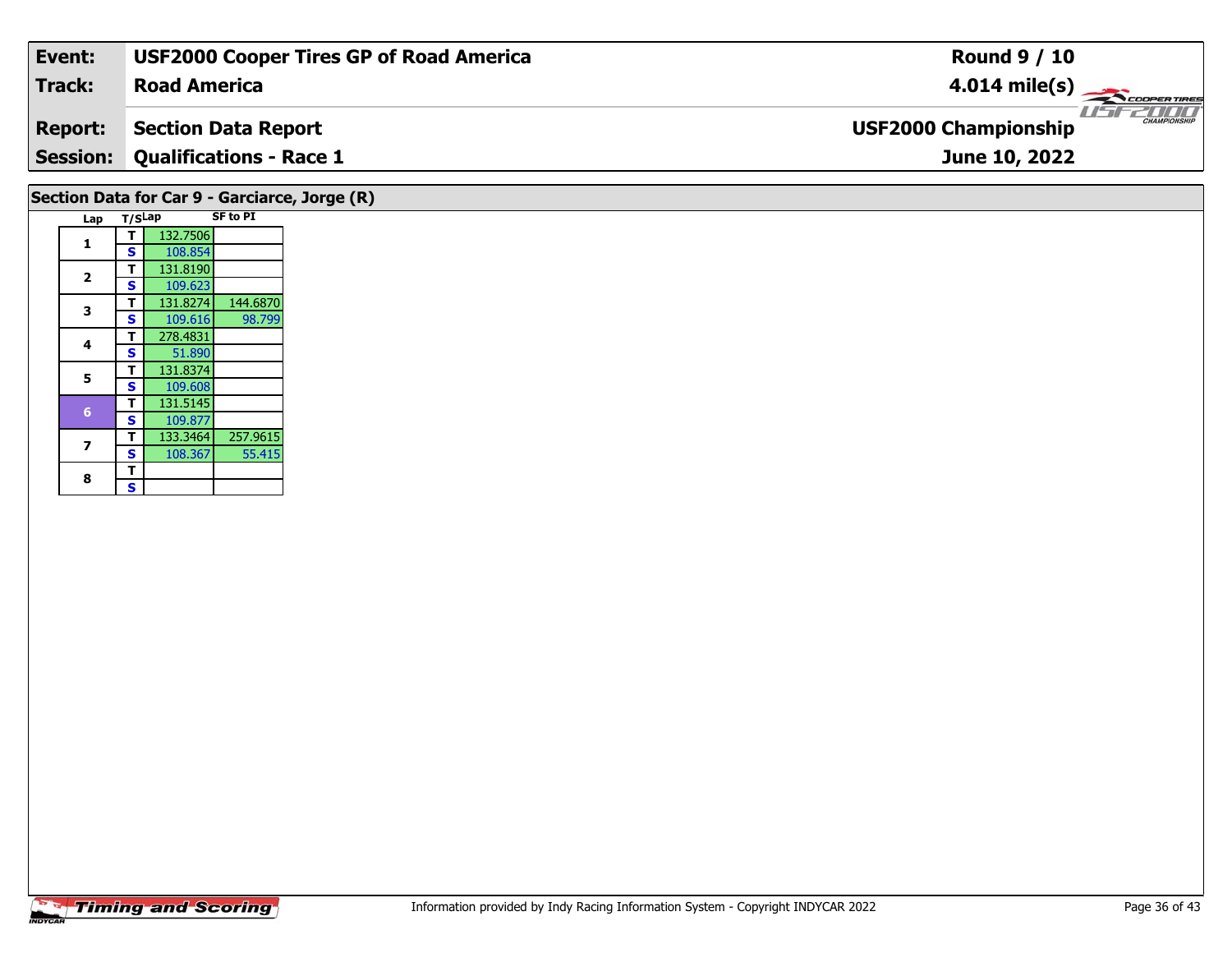| Event: | USF2000 Cooper Tires GP of Road America | Round 9 / 10 |
|---|---|---|
| Track: | Road America | 4.014 mile(s) |
| Report: | Section Data Report | USF2000 Championship |
| Session: | Qualifications - Race 1 | June 10, 2022 |

## Section Data for Car 9 - Garciarce, Jorge (R)

| Lap | T/S | Lap | SF to PI |
|---|---|---|---|
| 1 | T | 132.7506 | |
| | S | 108.854 | |
| 2 | T | 131.8190 | |
| | S | 109.623 | |
| 3 | T | 131.8274 | 144.6870 |
| | S | 109.616 | 98.799 |
| 4 | T | 278.4831 | |
| | S | 51.890 | |
| 5 | T | 131.8374 | |
| | S | 109.608 | |
| 6 | T | 131.5145 | |
| | S | 109.877 | |
| 7 | T | 133.3464 | 257.9615 |
| | S | 108.367 | 55.415 |
| 8 | T | | |
| | S | | |

Information provided by Indy Racing Information System - Copyright INDYCAR 2022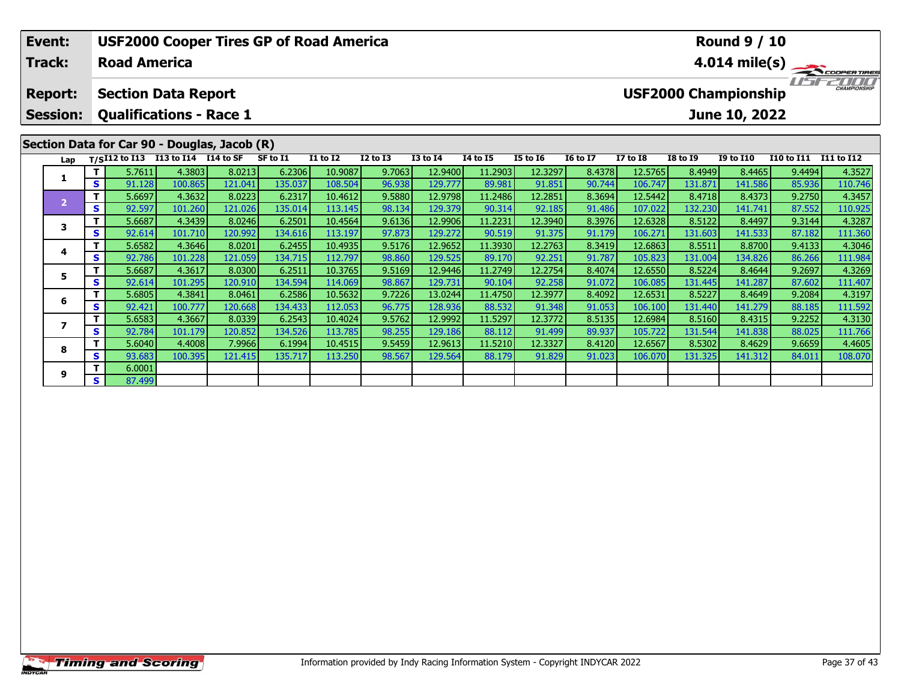| Event: | USF2000 Cooper Tires GP of Road America | Round 9 / 10 |
|---|---|---|
| Track: | Road America | 4.014 mile(s) |
| Report: | Section Data Report | USF2000 Championship |
| Session: | Qualifications - Race 1 | June 10, 2022 |

## Section Data for Car 90 - Douglas, Jacob (R)

| Lap | T/S | I12 to I13 | I13 to I14 | I14 to SF | SF to I1 | I1 to I2 | I2 to I3 | I3 to I4 | I4 to I5 | I5 to I6 | I6 to I7 | I7 to I8 | I8 to I9 | I9 to I10 | I10 to I11 | I11 to I12 |
|---|---|---|---|---|---|---|---|---|---|---|---|---|---|---|---|---|
| 1 | T | 5.7611 | 4.3803 | 8.0213 | 6.2306 | 10.9087 | 9.7063 | 12.9400 | 11.2903 | 12.3297 | 8.4378 | 12.5765 | 8.4949 | 8.4465 | 9.4494 | 4.3527 |
| | S | 91.128 | 100.865 | 121.041 | 135.037 | 108.504 | 96.938 | 129.777 | 89.981 | 91.851 | 90.744 | 106.747 | 131.871 | 141.586 | 85.936 | 110.746 |
| 2 | T | 5.6697 | 4.3632 | 8.0223 | 6.2317 | 10.4612 | 9.5880 | 12.9798 | 11.2486 | 12.2851 | 8.3694 | 12.5442 | 8.4718 | 8.4373 | 9.2750 | 4.3457 |
| | S | 92.597 | 101.260 | 121.026 | 135.014 | 113.145 | 98.134 | 129.379 | 90.314 | 92.185 | 91.486 | 107.022 | 132.230 | 141.741 | 87.552 | 110.925 |
| 3 | T | 5.6687 | 4.3439 | 8.0246 | 6.2501 | 10.4564 | 9.6136 | 12.9906 | 11.2231 | 12.3940 | 8.3976 | 12.6328 | 8.5122 | 8.4497 | 9.3144 | 4.3287 |
| | S | 92.614 | 101.710 | 120.992 | 134.616 | 113.197 | 97.873 | 129.272 | 90.519 | 91.375 | 91.179 | 106.271 | 131.603 | 141.533 | 87.182 | 111.360 |
| 4 | T | 5.6582 | 4.3646 | 8.0201 | 6.2455 | 10.4935 | 9.5176 | 12.9652 | 11.3930 | 12.2763 | 8.3419 | 12.6863 | 8.5511 | 8.8700 | 9.4133 | 4.3046 |
| | S | 92.786 | 101.228 | 121.059 | 134.715 | 112.797 | 98.860 | 129.525 | 89.170 | 92.251 | 91.787 | 105.823 | 131.004 | 134.826 | 86.266 | 111.984 |
| 5 | T | 5.6687 | 4.3617 | 8.0300 | 6.2511 | 10.3765 | 9.5169 | 12.9446 | 11.2749 | 12.2754 | 8.4074 | 12.6550 | 8.5224 | 8.4644 | 9.2697 | 4.3269 |
| | S | 92.614 | 101.295 | 120.910 | 134.594 | 114.069 | 98.867 | 129.731 | 90.104 | 92.258 | 91.072 | 106.085 | 131.445 | 141.287 | 87.602 | 111.407 |
| 6 | T | 5.6805 | 4.3841 | 8.0461 | 6.2586 | 10.5632 | 9.7226 | 13.0244 | 11.4750 | 12.3977 | 8.4092 | 12.6531 | 8.5227 | 8.4649 | 9.2084 | 4.3197 |
| | S | 92.421 | 100.777 | 120.668 | 134.433 | 112.053 | 96.775 | 128.936 | 88.532 | 91.348 | 91.053 | 106.100 | 131.440 | 141.279 | 88.185 | 111.592 |
| 7 | T | 5.6583 | 4.3667 | 8.0339 | 6.2543 | 10.4024 | 9.5762 | 12.9992 | 11.5297 | 12.3772 | 8.5135 | 12.6984 | 8.5160 | 8.4315 | 9.2252 | 4.3130 |
| | S | 92.784 | 101.179 | 120.852 | 134.526 | 113.785 | 98.255 | 129.186 | 88.112 | 91.499 | 89.937 | 105.722 | 131.544 | 141.838 | 88.025 | 111.766 |
| 8 | T | 5.6040 | 4.4008 | 7.9966 | 6.1994 | 10.4515 | 9.5459 | 12.9613 | 11.5210 | 12.3327 | 8.4120 | 12.6567 | 8.5302 | 8.4629 | 9.6659 | 4.4605 |
| | S | 93.683 | 100.395 | 121.415 | 135.717 | 113.250 | 98.567 | 129.564 | 88.179 | 91.829 | 91.023 | 106.070 | 131.325 | 141.312 | 84.011 | 108.070 |
| 9 | T | 6.0001 | | | | | | | | | | | | | | |
| | S | 87.499 | | | | | | | | | | | | | | |

Information provided by Indy Racing Information System - Copyright INDYCAR 2022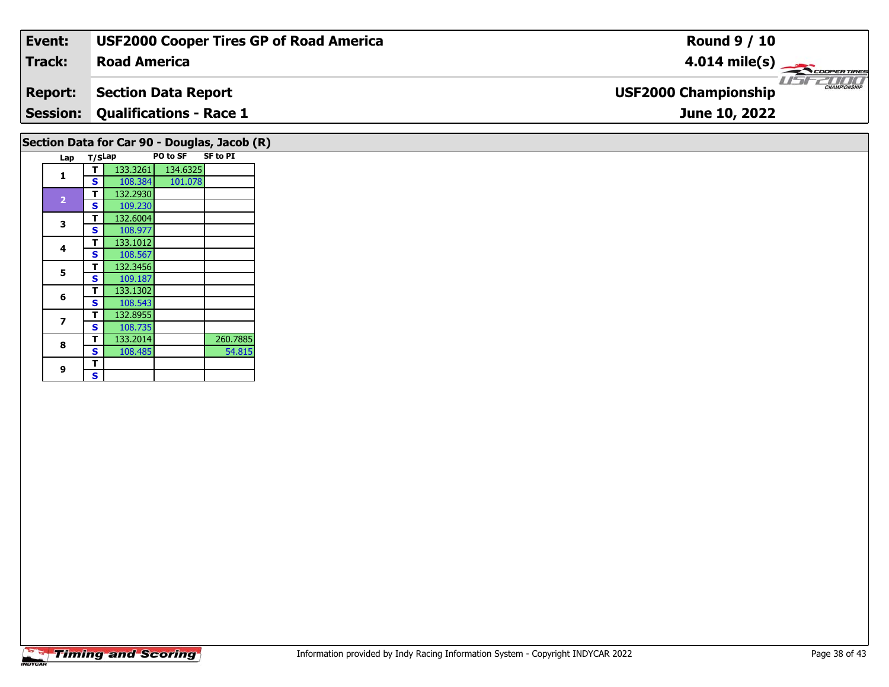| **Event:** | **USF2000 Cooper Tires GP of Road America** | **Round 9 / 10** |
|---|---|---|
| **Track:** | **Road America** | **4.014 mile(s)** |
| **Report:** | **Section Data Report** | **USF2000 Championship** |
| **Session:** | **Qualifications - Race 1** | **June 10, 2022** |

## Section Data for Car 90 - Douglas, Jacob (R)

| Lap | T/S | Lap | PO to SF | SF to PI |
|---|---|---|---|---|
| 1 | T | 133.3261 | 134.6325 | |
| | S | 108.384 | 101.078 | |
| 2 | T | 132.2930 | | |
| | S | 109.230 | | |
| 3 | T | 132.6004 | | |
| | S | 108.977 | | |
| 4 | T | 133.1012 | | |
| | S | 108.567 | | |
| 5 | T | 132.3456 | | |
| | S | 109.187 | | |
| 6 | T | 133.1302 | | |
| | S | 108.543 | | |
| 7 | T | 132.8955 | | |
| | S | 108.735 | | |
| 8 | T | 133.2014 | | 260.7885 |
| | S | 108.485 | | 54.815 |
| 9 | T | | | |
| | S | | | |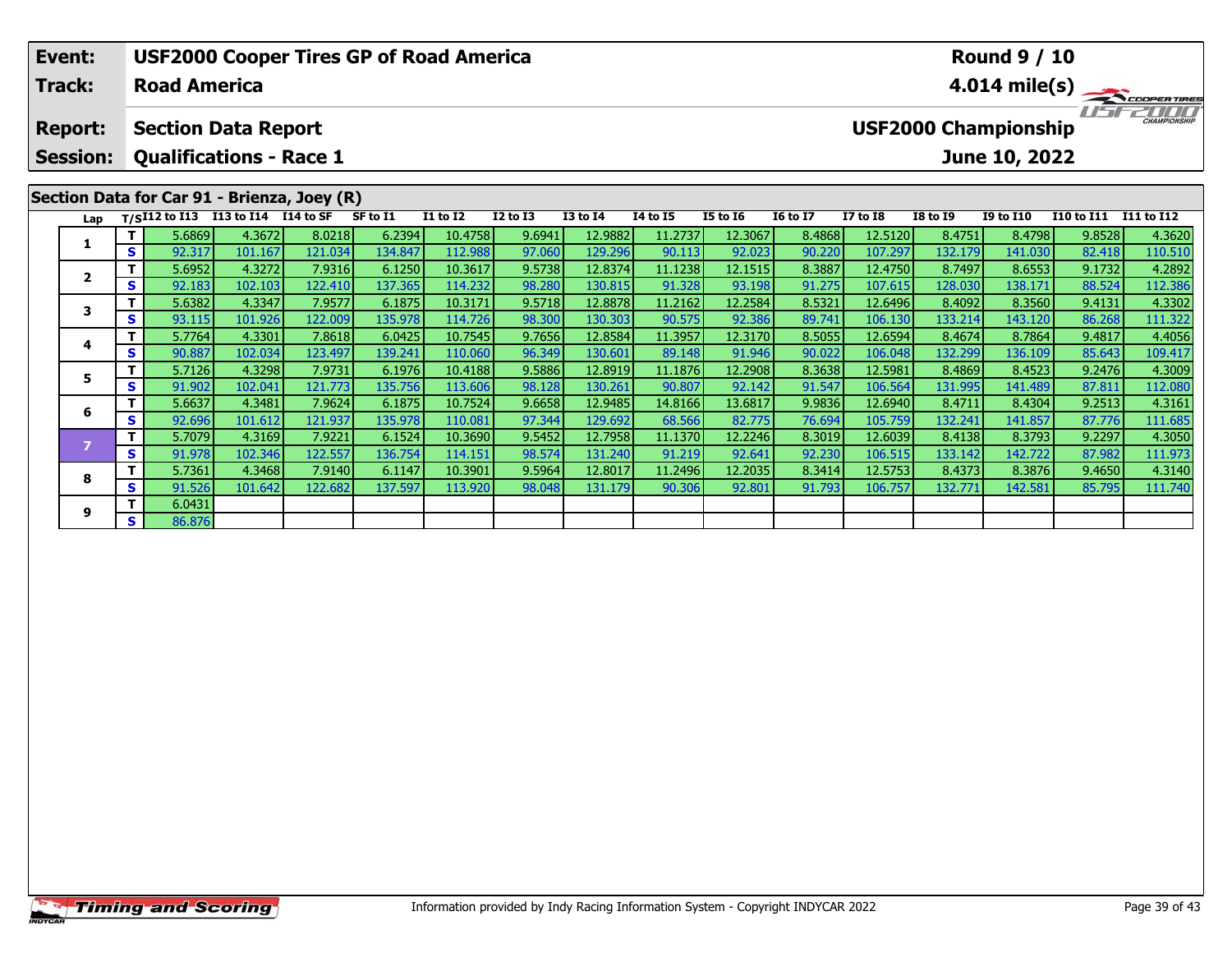| Event: | USF2000 Cooper Tires GP of Road America | Round 9 / 10 |
|---|---|---|
| Track: | Road America | 4.014 mile(s) |
| Report: | Section Data Report | USF2000 Championship |
| Session: | Qualifications - Race 1 | June 10, 2022 |

## Section Data for Car 91 - Brienza, Joey (R)

| Lap | T/S | I12 to I13 | I13 to I14 | I14 to SF | SF to I1 | I1 to I2 | I2 to I3 | I3 to I4 | I4 to I5 | I5 to I6 | I6 to I7 | I7 to I8 | I8 to I9 | I9 to I10 | I10 to I11 | I11 to I12 |
|---|---|---|---|---|---|---|---|---|---|---|---|---|---|---|---|---|
| 1 | T | 5.6869 | 4.3672 | 8.0218 | 6.2394 | 10.4758 | 9.6941 | 12.9882 | 11.2737 | 12.3067 | 8.4868 | 12.5120 | 8.4751 | 8.4798 | 9.8528 | 4.3620 |
| | S | 92.317 | 101.167 | 121.034 | 134.847 | 112.988 | 97.060 | 129.296 | 90.113 | 92.023 | 90.220 | 107.297 | 132.179 | 141.030 | 82.418 | 110.510 |
| 2 | T | 5.6952 | 4.3272 | 7.9316 | 6.1250 | 10.3617 | 9.5738 | 12.8374 | 11.1238 | 12.1515 | 8.3887 | 12.4750 | 8.7497 | 8.6553 | 9.1732 | 4.2892 |
| | S | 92.183 | 102.103 | 122.410 | 137.365 | 114.232 | 98.280 | 130.815 | 91.328 | 93.198 | 91.275 | 107.615 | 128.030 | 138.171 | 88.524 | 112.386 |
| 3 | T | 5.6382 | 4.3347 | 7.9577 | 6.1875 | 10.3171 | 9.5718 | 12.8878 | 11.2162 | 12.2584 | 8.5321 | 12.6496 | 8.4092 | 8.3560 | 9.4131 | 4.3302 |
| | S | 93.115 | 101.926 | 122.009 | 135.978 | 114.726 | 98.300 | 130.303 | 90.575 | 92.386 | 89.741 | 106.130 | 133.214 | 143.120 | 86.268 | 111.322 |
| 4 | T | 5.7764 | 4.3301 | 7.8618 | 6.0425 | 10.7545 | 9.7656 | 12.8584 | 11.3957 | 12.3170 | 8.5055 | 12.6594 | 8.4674 | 8.7864 | 9.4817 | 4.4056 |
| | S | 90.887 | 102.034 | 123.497 | 139.241 | 110.060 | 96.349 | 130.601 | 89.148 | 91.946 | 90.022 | 106.048 | 132.299 | 136.109 | 85.643 | 109.417 |
| 5 | T | 5.7126 | 4.3298 | 7.9731 | 6.1976 | 10.4188 | 9.5886 | 12.8919 | 11.1876 | 12.2908 | 8.3638 | 12.5981 | 8.4869 | 8.4523 | 9.2476 | 4.3009 |
| | S | 91.902 | 102.041 | 121.773 | 135.756 | 113.606 | 98.128 | 130.261 | 90.807 | 92.142 | 91.547 | 106.564 | 131.995 | 141.489 | 87.811 | 112.080 |
| 6 | T | 5.6637 | 4.3481 | 7.9624 | 6.1875 | 10.7524 | 9.6658 | 12.9485 | 14.8166 | 13.6817 | 9.9836 | 12.6940 | 8.4711 | 8.4304 | 9.2513 | 4.3161 |
| | S | 92.696 | 101.612 | 121.937 | 135.978 | 110.081 | 97.344 | 129.692 | 68.566 | 82.775 | 76.694 | 105.759 | 132.241 | 141.857 | 87.776 | 111.685 |
| 7 | T | 5.7079 | 4.3169 | 7.9221 | 6.1524 | 10.3690 | 9.5452 | 12.7958 | 11.1370 | 12.2246 | 8.3019 | 12.6039 | 8.4138 | 8.3793 | 9.2297 | 4.3050 |
| | S | 91.978 | 102.346 | 122.557 | 136.754 | 114.151 | 98.574 | 131.240 | 91.219 | 92.641 | 92.230 | 106.515 | 133.142 | 142.722 | 87.982 | 111.973 |
| 8 | T | 5.7361 | 4.3468 | 7.9140 | 6.1147 | 10.3901 | 9.5964 | 12.8017 | 11.2496 | 12.2035 | 8.3414 | 12.5753 | 8.4373 | 8.3876 | 9.4650 | 4.3140 |
| | S | 91.526 | 101.642 | 122.682 | 137.597 | 113.920 | 98.048 | 131.179 | 90.306 | 92.801 | 91.793 | 106.757 | 132.771 | 142.581 | 85.795 | 111.740 |
| 9 | T | 6.0431 | | | | | | | | | | | | | | |
| | S | 86.876 | | | | | | | | | | | | | | |

Information provided by Indy Racing Information System - Copyright INDYCAR 2022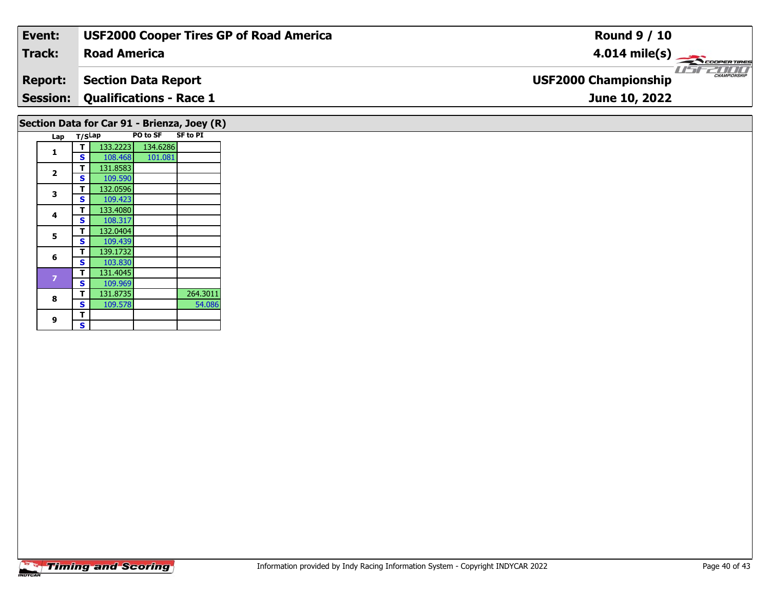| Event: | USF2000 Cooper Tires GP of Road America | Round 9 / 10 |
|---|---|---|
| Track: | Road America | 4.014 mile(s) |
| Report: | Section Data Report | USF2000 Championship |
| Session: | Qualifications - Race 1 | June 10, 2022 |

## Section Data for Car 91 - Brienza, Joey (R)

| Lap | T/S | Lap | PO to SF | SF to PI |
|---|---|---|---|---|
| 1 | T | 133.2223 | 134.6286 | |
| | S | 108.468 | 101.081 | |
| 2 | T | 131.8583 | | |
| | S | 109.590 | | |
| 3 | T | 132.0596 | | |
| | S | 109.423 | | |
| 4 | T | 133.4080 | | |
| | S | 108.317 | | |
| 5 | T | 132.0404 | | |
| | S | 109.439 | | |
| 6 | T | 139.1732 | | |
| | S | 103.830 | | |
| 7 | T | 131.4045 | | |
| | S | 109.969 | | |
| 8 | T | 131.8735 | | 264.3011 |
| | S | 109.578 | | 54.086 |
| 9 | T | | | |
| | S | | | |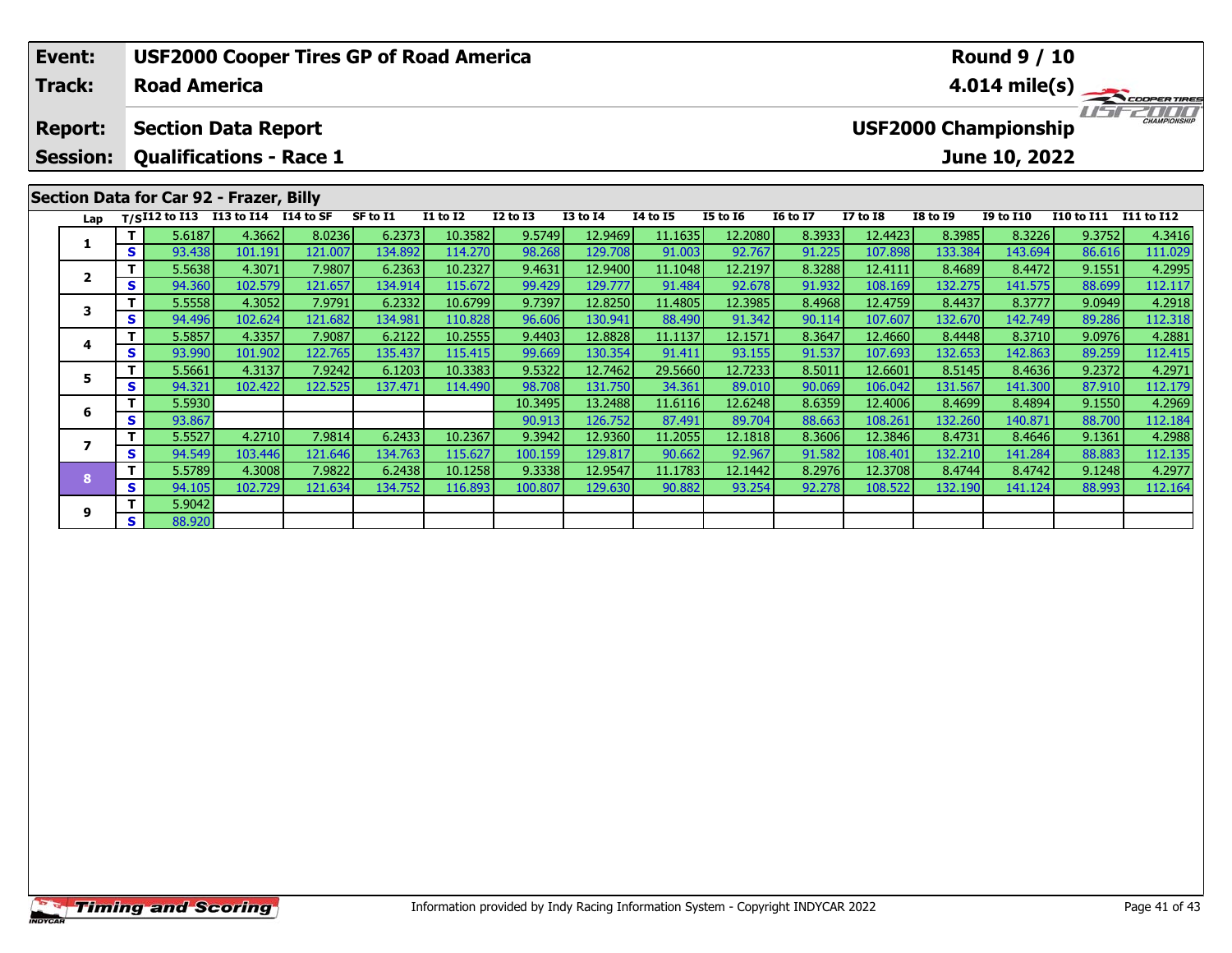| Event: | USF2000 Cooper Tires GP of Road America | Round 9 / 10 |
|---|---|---|
| Track: | Road America | 4.014 mile(s) |
| Report: | Section Data Report | USF2000 Championship |
| Session: | Qualifications - Race 1 | June 10, 2022 |

## Section Data for Car 92 - Frazer, Billy

| Lap | T/S | I12 to I13 | I13 to I14 | I14 to SF | SF to I1 | I1 to I2 | I2 to I3 | I3 to I4 | I4 to I5 | I5 to I6 | I6 to I7 | I7 to I8 | I8 to I9 | I9 to I10 | I10 to I11 | I11 to I12 |
|---|---|---|---|---|---|---|---|---|---|---|---|---|---|---|---|---|
| 1 | T | 5.6187 | 4.3662 | 8.0236 | 6.2373 | 10.3582 | 9.5749 | 12.9469 | 11.1635 | 12.2080 | 8.3933 | 12.4423 | 8.3985 | 8.3226 | 9.3752 | 4.3416 |
| | S | 93.438 | 101.191 | 121.007 | 134.892 | 114.270 | 98.268 | 129.708 | 91.003 | 92.767 | 91.225 | 107.898 | 133.384 | 143.694 | 86.616 | 111.029 |
| 2 | T | 5.5638 | 4.3071 | 7.9807 | 6.2363 | 10.2327 | 9.4631 | 12.9400 | 11.1048 | 12.2197 | 8.3288 | 12.4111 | 8.4689 | 8.4472 | 9.1551 | 4.2995 |
| | S | 94.360 | 102.579 | 121.657 | 134.914 | 115.672 | 99.429 | 129.777 | 91.484 | 92.678 | 91.932 | 108.169 | 132.275 | 141.575 | 88.699 | 112.117 |
| 3 | T | 5.5558 | 4.3052 | 7.9791 | 6.2332 | 10.6799 | 9.7397 | 12.8250 | 11.4805 | 12.3985 | 8.4968 | 12.4759 | 8.4437 | 8.3777 | 9.0949 | 4.2918 |
| | S | 94.496 | 102.624 | 121.682 | 134.981 | 110.828 | 96.606 | 130.941 | 88.490 | 91.342 | 90.114 | 107.607 | 132.670 | 142.749 | 89.286 | 112.318 |
| 4 | T | 5.5857 | 4.3357 | 7.9087 | 6.2122 | 10.2555 | 9.4403 | 12.8828 | 11.1137 | 12.1571 | 8.3647 | 12.4660 | 8.4448 | 8.3710 | 9.0976 | 4.2881 |
| | S | 93.990 | 101.902 | 122.765 | 135.437 | 115.415 | 99.669 | 130.354 | 91.411 | 93.155 | 91.537 | 107.693 | 132.653 | 142.863 | 89.259 | 112.415 |
| 5 | T | 5.5661 | 4.3137 | 7.9242 | 6.1203 | 10.3383 | 9.5322 | 12.7462 | 29.5660 | 12.7233 | 8.5011 | 12.6601 | 8.5145 | 8.4636 | 9.2372 | 4.2971 |
| | S | 94.321 | 102.422 | 122.525 | 137.471 | 114.490 | 98.708 | 131.750 | 34.361 | 89.010 | 90.069 | 106.042 | 131.567 | 141.300 | 87.910 | 112.179 |
| 6 | T | 5.5930 | | | | | 10.3495 | 13.2488 | 11.6116 | 12.6248 | 8.6359 | 12.4006 | 8.4699 | 8.4894 | 9.1550 | 4.2969 |
| | S | 93.867 | | | | | 90.913 | 126.752 | 87.491 | 89.704 | 88.663 | 108.261 | 132.260 | 140.871 | 88.700 | 112.184 |
| 7 | T | 5.5527 | 4.2710 | 7.9814 | 6.2433 | 10.2367 | 9.3942 | 12.9360 | 11.2055 | 12.1818 | 8.3606 | 12.3846 | 8.4731 | 8.4646 | 9.1361 | 4.2988 |
| | S | 94.549 | 103.446 | 121.646 | 134.763 | 115.627 | 100.159 | 129.817 | 90.662 | 92.967 | 91.582 | 108.401 | 132.210 | 141.284 | 88.883 | 112.135 |
| 8 | T | 5.5789 | 4.3008 | 7.9822 | 6.2438 | 10.1258 | 9.3338 | 12.9547 | 11.1783 | 12.1442 | 8.2976 | 12.3708 | 8.4744 | 8.4742 | 9.1248 | 4.2977 |
| | S | 94.105 | 102.729 | 121.634 | 134.752 | 116.893 | 100.807 | 129.630 | 90.882 | 93.254 | 92.278 | 108.522 | 132.190 | 141.124 | 88.993 | 112.164 |
| 9 | T | 5.9042 | | | | | | | | | | | | | | |
| | S | 88.920 | | | | | | | | | | | | | | |

Information provided by Indy Racing Information System - Copyright INDYCAR 2022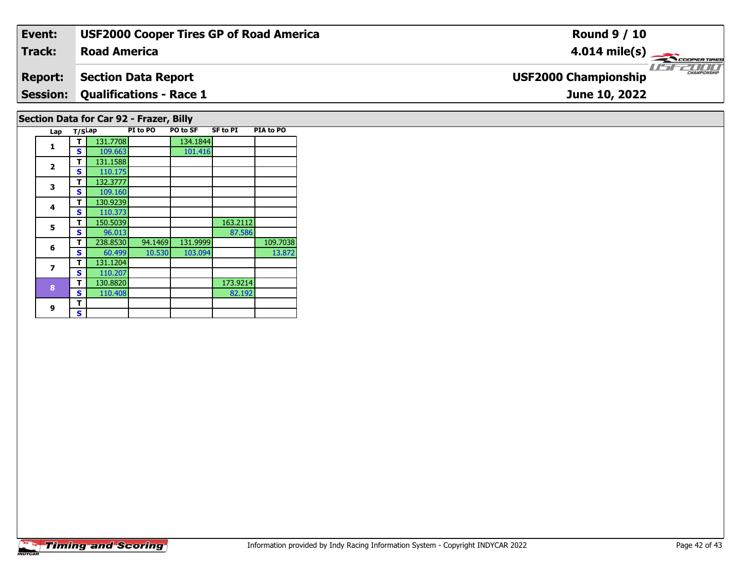| Event: | USF2000 Cooper Tires GP of Road America | Round 9 / 10 |
|---|---|---|
| Track: | Road America | 4.014 mile(s) |
| Report: | Section Data Report | USF2000 Championship |
| Session: | Qualifications - Race 1 | June 10, 2022 |

## Section Data for Car 92 - Frazer, Billy

| Lap | T/S | Lap | PI to PO | PO to SF | SF to PI | PIA to PO |
|---|---|---|---|---|---|---|
| 1 | T | 131.7708 | | 134.1844 | | |
| | S | 109.663 | | 101.416 | | |
| 2 | T | 131.1588 | | | | |
| | S | 110.175 | | | | |
| 3 | T | 132.3777 | | | | |
| | S | 109.160 | | | | |
| 4 | T | 130.9239 | | | | |
| | S | 110.373 | | | | |
| 5 | T | 150.5039 | | | 163.2112 | |
| | S | 96.013 | | | 87.586 | |
| 6 | T | 238.8530 | 94.1469 | 131.9999 | | 109.7038 |
| | S | 60.499 | 10.530 | 103.094 | | 13.872 |
| 7 | T | 131.1204 | | | | |
| | S | 110.207 | | | | |
| 8 | T | 130.8820 | | | 173.9214 | |
| | S | 110.408 | | | 82.192 | |
| 9 | T | | | | | |
| | S | | | | | |

Information provided by Indy Racing Information System - Copyright INDYCAR 2022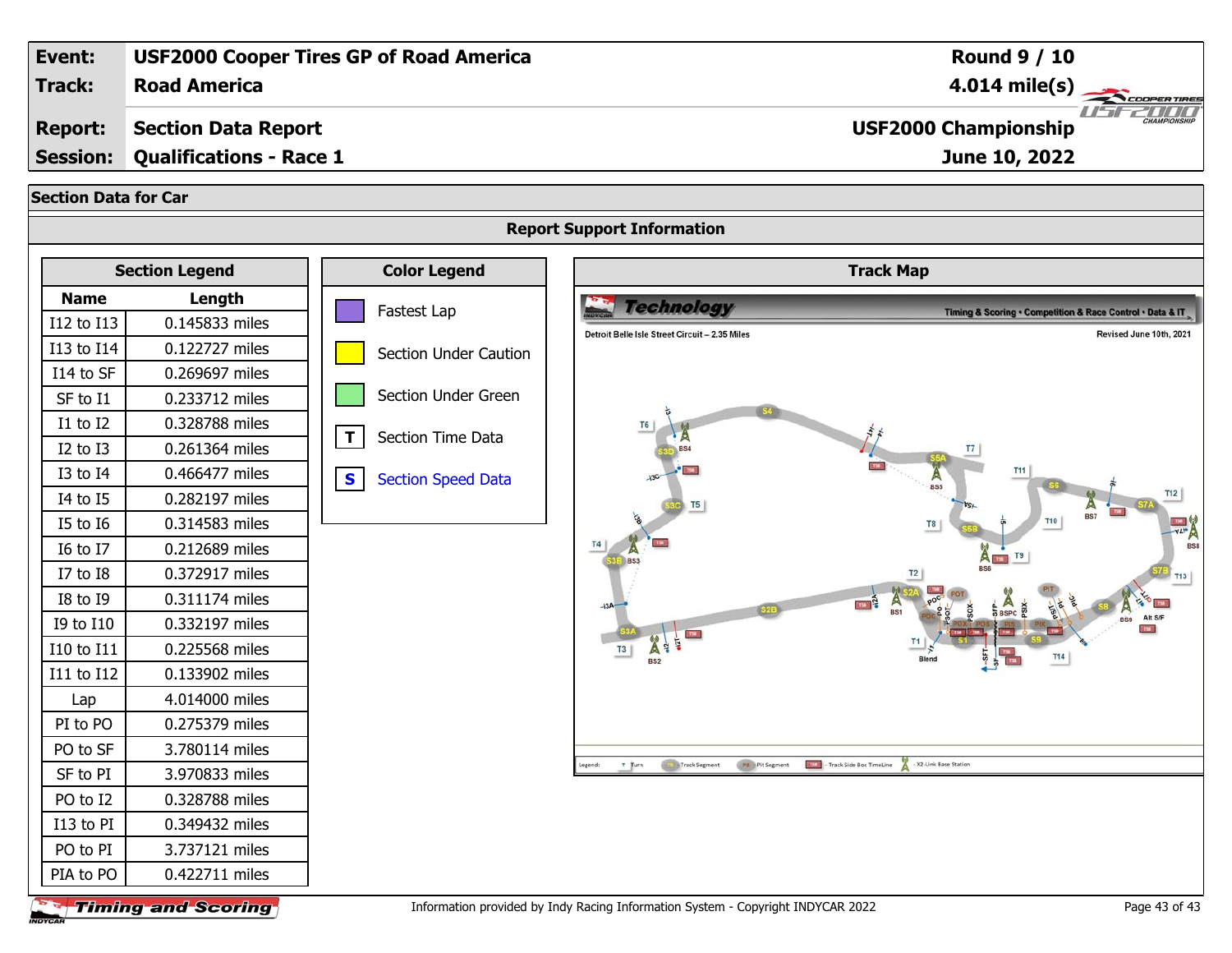| | | | |
|---|---|---|---|
| **Event:** | **USF2000 Cooper Tires GP of Road America** | **Round 9 / 10** | |
| **Track:** | **Road America** | **4.014 mile(s)** | |
| **Report:** | **Section Data Report** | **USF2000 Championship** | |
| **Session:** | **Qualifications - Race 1** | **June 10, 2022** | |

## Section Data for Car

### Report Support Information

**Section Legend**

| Name | Length |
|---|---|
| I12 to I13 | 0.145833 miles |
| I13 to I14 | 0.122727 miles |
| I14 to SF | 0.269697 miles |
| SF to I1 | 0.233712 miles |
| I1 to I2 | 0.328788 miles |
| I2 to I3 | 0.261364 miles |
| I3 to I4 | 0.466477 miles |
| I4 to I5 | 0.282197 miles |
| I5 to I6 | 0.314583 miles |
| I6 to I7 | 0.212689 miles |
| I7 to I8 | 0.372917 miles |
| I8 to I9 | 0.311174 miles |
| I9 to I10 | 0.332197 miles |
| I10 to I11 | 0.225568 miles |
| I11 to I12 | 0.133902 miles |
| Lap | 4.014000 miles |
| PI to PO | 0.275379 miles |
| PO to SF | 3.780114 miles |
| SF to PI | 3.970833 miles |
| PO to I2 | 0.328788 miles |
| I13 to PI | 0.349432 miles |
| PO to PI | 3.737121 miles |
| PIA to PO | 0.422711 miles |

**Color Legend**

| | |
|---|---|
| | Fastest Lap |
| | Section Under Caution |
| | Section Under Green |
| T | Section Time Data |
| S | Section Speed Data |

**Track Map**

Technology

Timing & Scoring • Competition & Race Control • Data & IT

Detroit Belle Isle Street Circuit – 2.35 Miles

Revised June 10th, 2021

Legend: T Turn, Track Segment, Pit Segment, Track Side Box TimeLine, X2-Link Base Station

Information provided by Indy Racing Information System - Copyright INDYCAR 2022